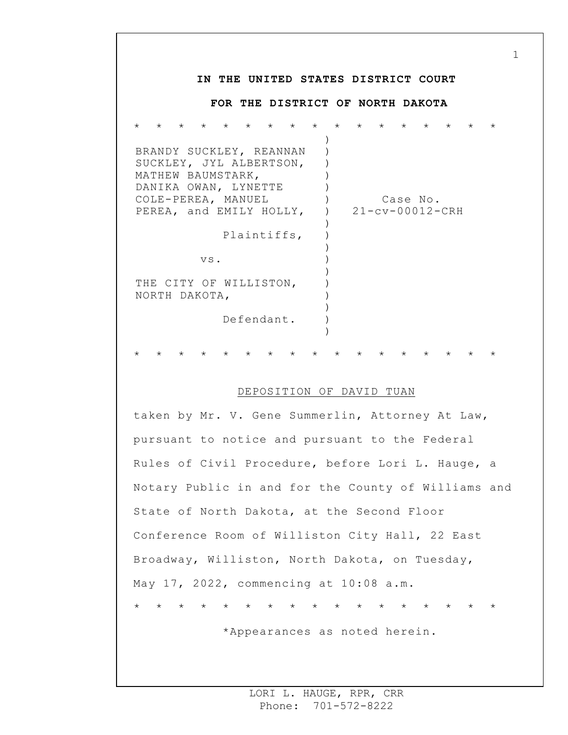**IN THE UNITED STATES DISTRICT COURT**

**FOR THE DISTRICT OF NORTH DAKOTA**

* * * * * * * * * * * * * * * * *

BRANDY SUCKLEY, REANNAN SUCKLEY, JYL ALBERTSON, MATHEW BAUMSTARK, DANIKA OWAN, LYNETTE COLE-PEREA, MANUEL PEREA, and EMILY HOLLY,

Plaintiffs,

vs.

THE CITY OF WILLISTON, NORTH DAKOTA,

Defendant.

Case No. 21-cv-00012-CRH

* * * * * * * * * * * * * * * * *

DEPOSITION OF DAVID TUAN

taken by Mr. V. Gene Summerlin, Attorney At Law, pursuant to notice and pursuant to the Federal Rules of Civil Procedure, before Lori L. Hauge, a Notary Public in and for the County of Williams and State of North Dakota, at the Second Floor Conference Room of Williston City Hall, 22 East Broadway, Williston, North Dakota, on Tuesday, May 17, 2022, commencing at 10:08 a.m.

* * * * * * * * * * * * * * * * *

*Appearances as noted herein.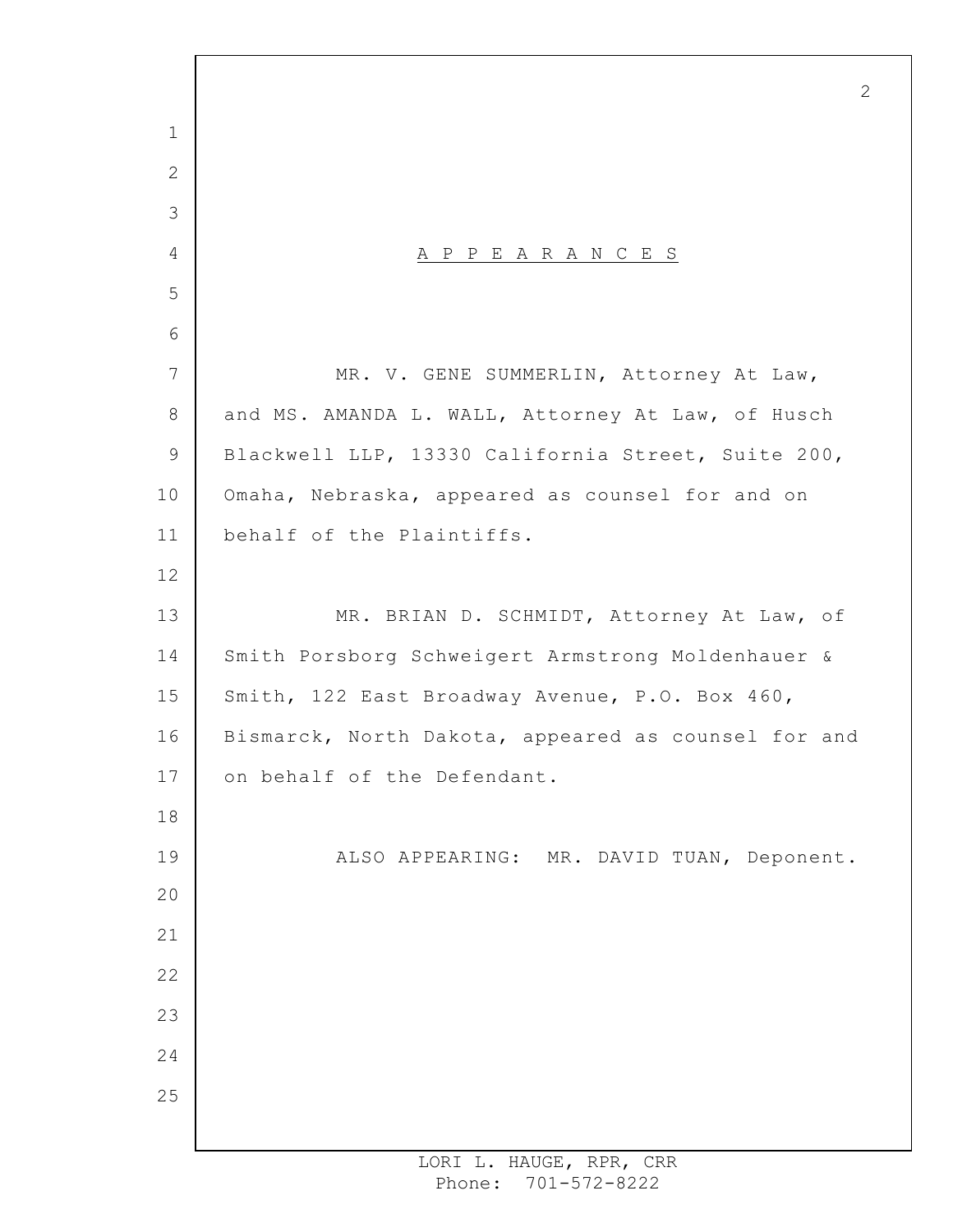## A P P E A R A N C E S

MR. V. GENE SUMMERLIN, Attorney At Law, and MS. AMANDA L. WALL, Attorney At Law, of Husch Blackwell LLP, 13330 California Street, Suite 200, Omaha, Nebraska, appeared as counsel for and on behalf of the Plaintiffs.

MR. BRIAN D. SCHMIDT, Attorney At Law, of Smith Porsborg Schweigert Armstrong Moldenhauer & Smith, 122 East Broadway Avenue, P.O. Box 460, Bismarck, North Dakota, appeared as counsel for and on behalf of the Defendant.

ALSO APPEARING: MR. DAVID TUAN, Deponent.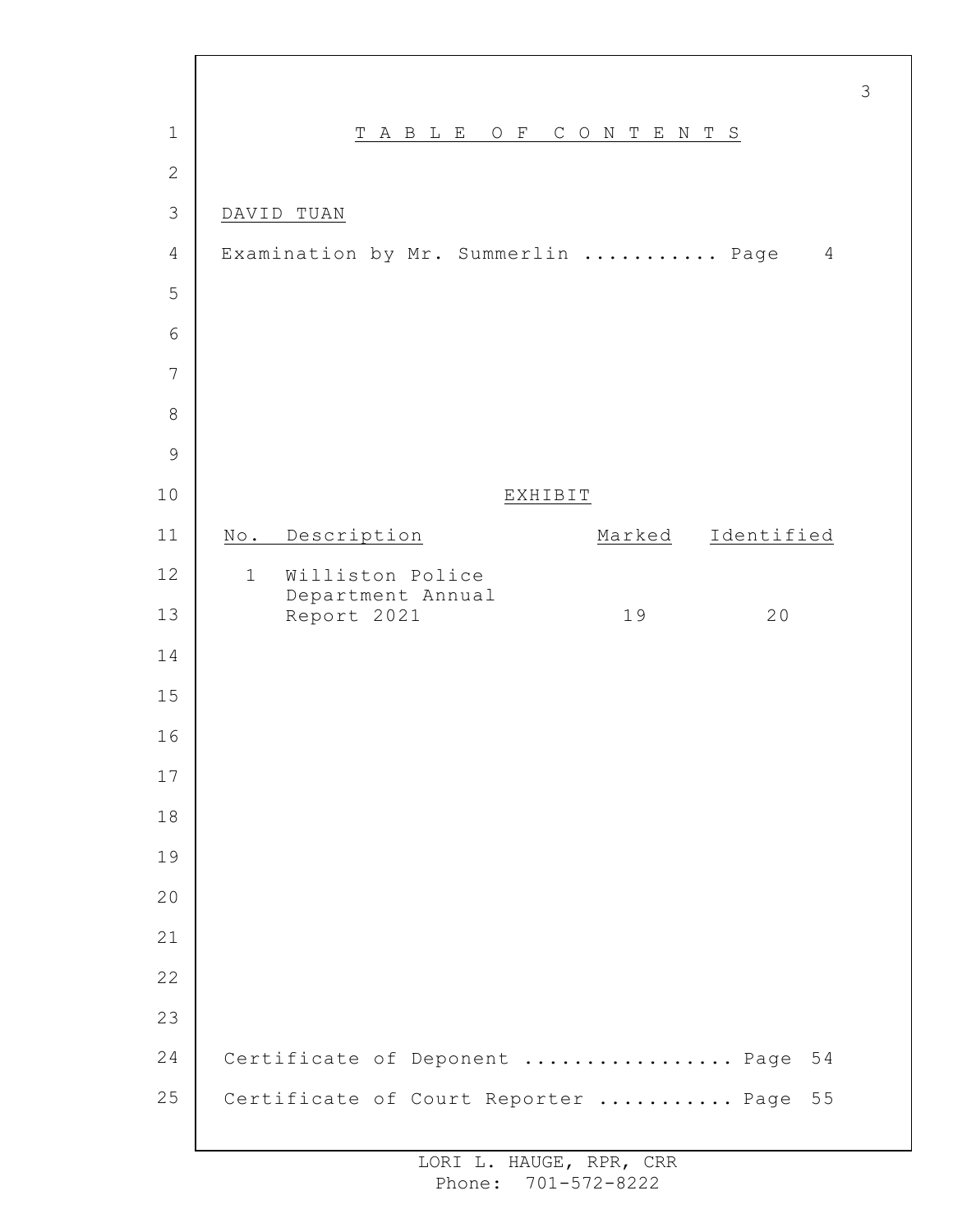# TABLE OF CONTENTS

DAVID TUAN

Examination by Mr. Summerlin ........... Page 4

EXHIBIT

| No. | Description | Marked | Identified |
|---|---|---|---|
| 1 | Williston Police Department Annual Report 2021 | 19 | 20 |

Certificate of Deponent ................ Page 54

Certificate of Court Reporter ........... Page 55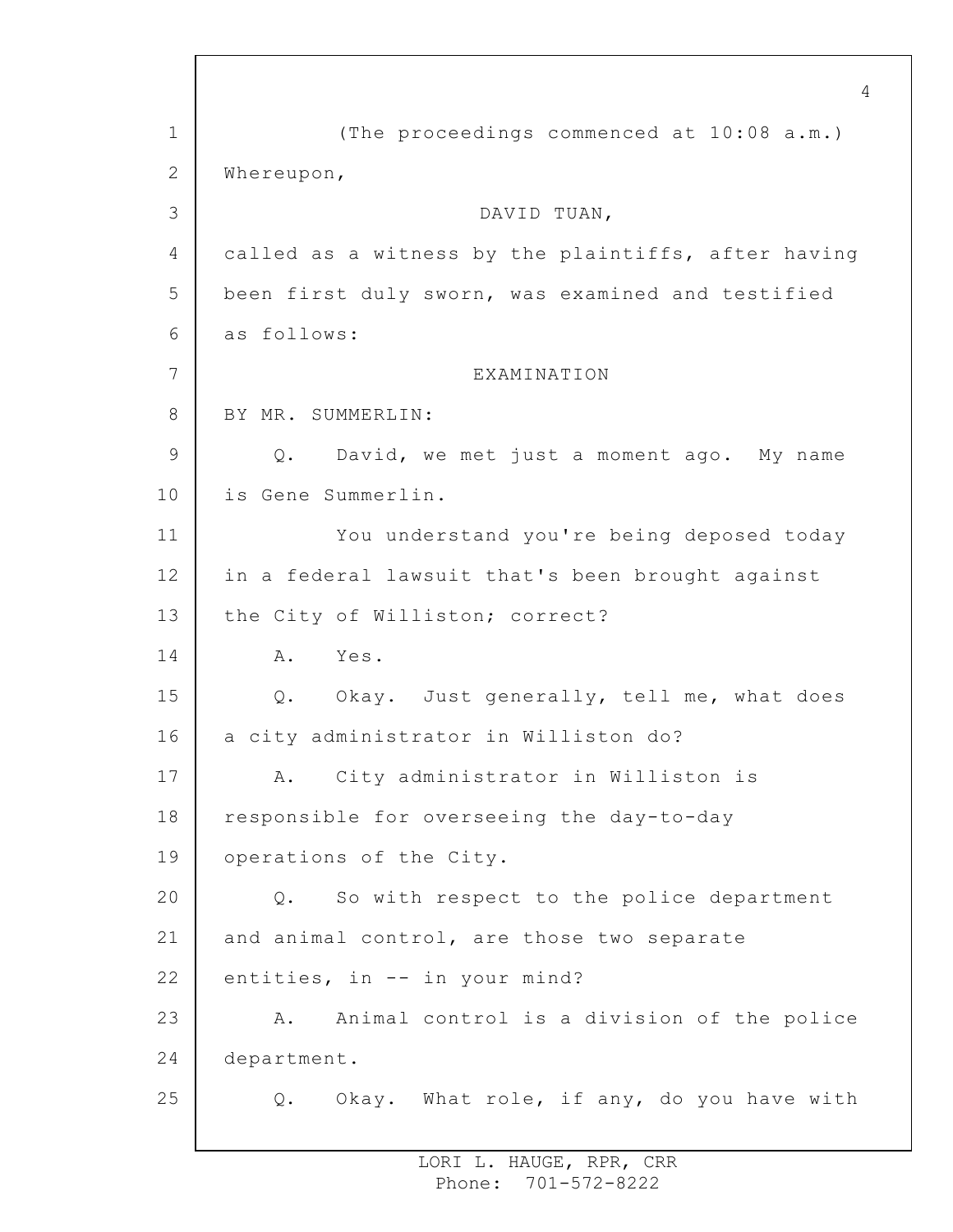(The proceedings commenced at 10:08 a.m.)

Whereupon,

DAVID TUAN,

called as a witness by the plaintiffs, after having been first duly sworn, was examined and testified as follows:

EXAMINATION

BY MR. SUMMERLIN:

Q. David, we met just a moment ago. My name is Gene Summerlin.

You understand you're being deposed today in a federal lawsuit that's been brought against the City of Williston; correct?

A. Yes.

Q. Okay. Just generally, tell me, what does a city administrator in Williston do?

A. City administrator in Williston is responsible for overseeing the day-to-day operations of the City.

Q. So with respect to the police department and animal control, are those two separate entities, in -- in your mind?

A. Animal control is a division of the police department.

Q. Okay. What role, if any, do you have with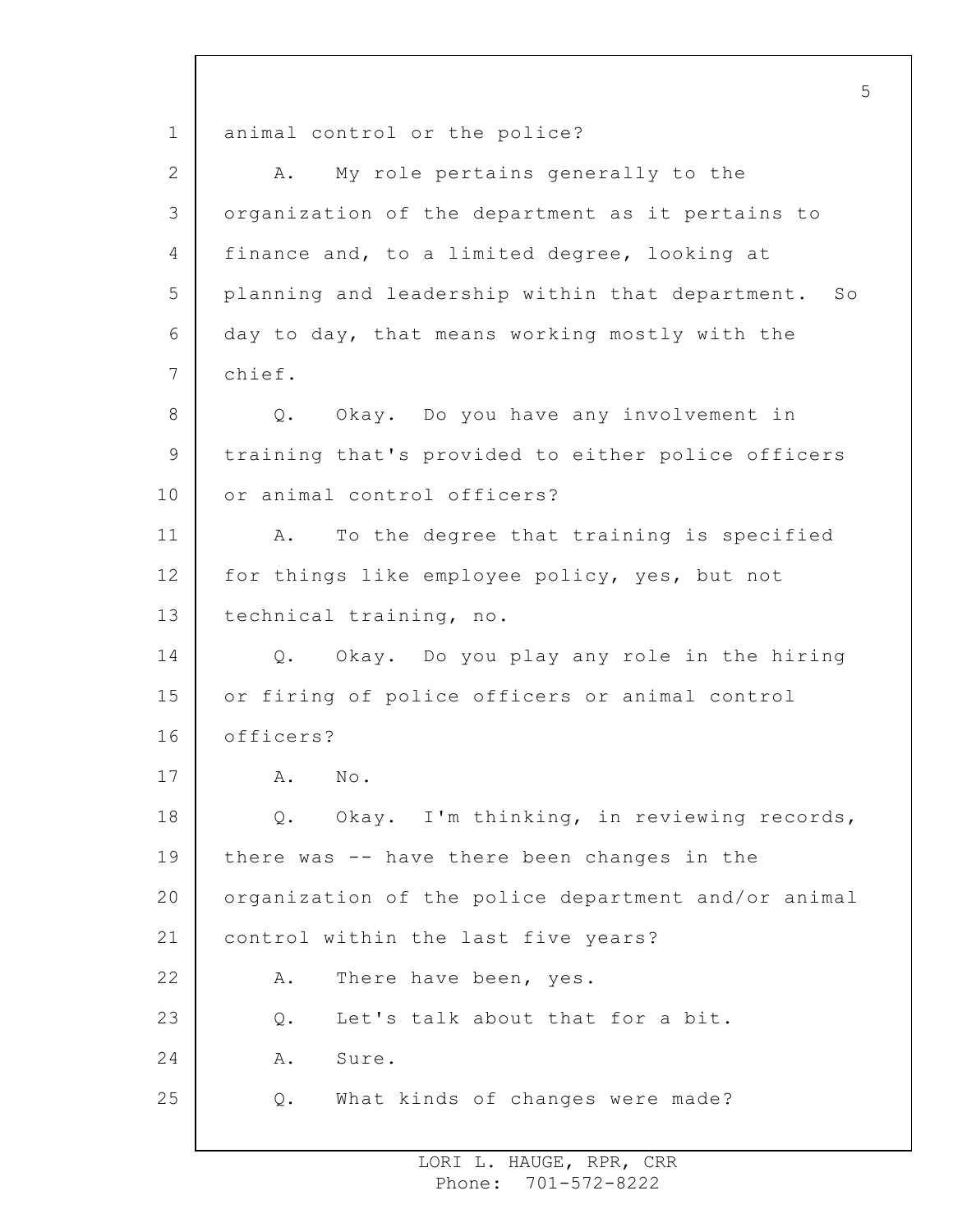animal control or the police?

A. My role pertains generally to the organization of the department as it pertains to finance and, to a limited degree, looking at planning and leadership within that department. So day to day, that means working mostly with the chief.

Q. Okay. Do you have any involvement in training that's provided to either police officers or animal control officers?

A. To the degree that training is specified for things like employee policy, yes, but not technical training, no.

Q. Okay. Do you play any role in the hiring or firing of police officers or animal control officers?

A. No.

Q. Okay. I'm thinking, in reviewing records, there was -- have there been changes in the organization of the police department and/or animal control within the last five years?

A. There have been, yes.

Q. Let's talk about that for a bit.

A. Sure.

Q. What kinds of changes were made?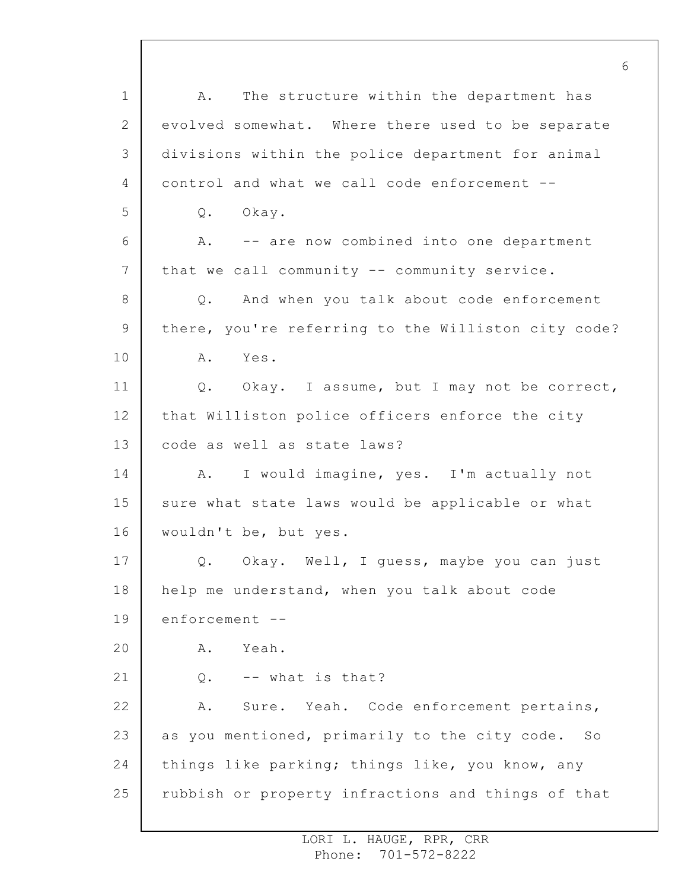A. The structure within the department has evolved somewhat. Where there used to be separate divisions within the police department for animal control and what we call code enforcement --

Q. Okay.

A. -- are now combined into one department that we call community -- community service.

Q. And when you talk about code enforcement there, you're referring to the Williston city code?

A. Yes.

Q. Okay. I assume, but I may not be correct, that Williston police officers enforce the city code as well as state laws?

A. I would imagine, yes. I'm actually not sure what state laws would be applicable or what wouldn't be, but yes.

Q. Okay. Well, I guess, maybe you can just help me understand, when you talk about code enforcement --

A. Yeah.

Q. -- what is that?

A. Sure. Yeah. Code enforcement pertains, as you mentioned, primarily to the city code. So things like parking; things like, you know, any rubbish or property infractions and things of that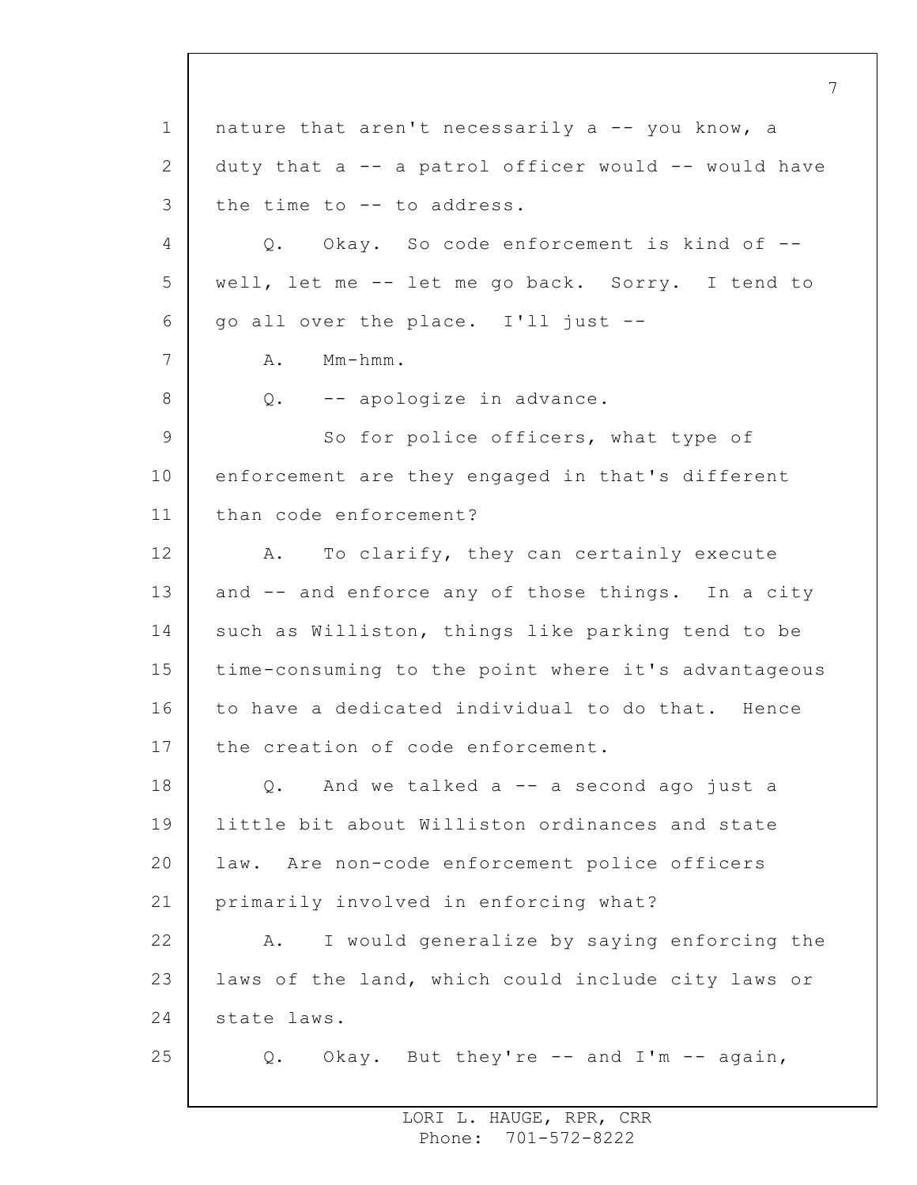nature that aren't necessarily a -- you know, a duty that a -- a patrol officer would -- would have the time to -- to address.

Q. Okay. So code enforcement is kind of -- well, let me -- let me go back. Sorry. I tend to go all over the place. I'll just --

A. Mm-hmm.

Q. -- apologize in advance.

So for police officers, what type of enforcement are they engaged in that's different than code enforcement?

A. To clarify, they can certainly execute and -- and enforce any of those things. In a city such as Williston, things like parking tend to be time-consuming to the point where it's advantageous to have a dedicated individual to do that. Hence the creation of code enforcement.

Q. And we talked a -- a second ago just a little bit about Williston ordinances and state law. Are non-code enforcement police officers primarily involved in enforcing what?

A. I would generalize by saying enforcing the laws of the land, which could include city laws or state laws.

Q. Okay. But they're -- and I'm -- again,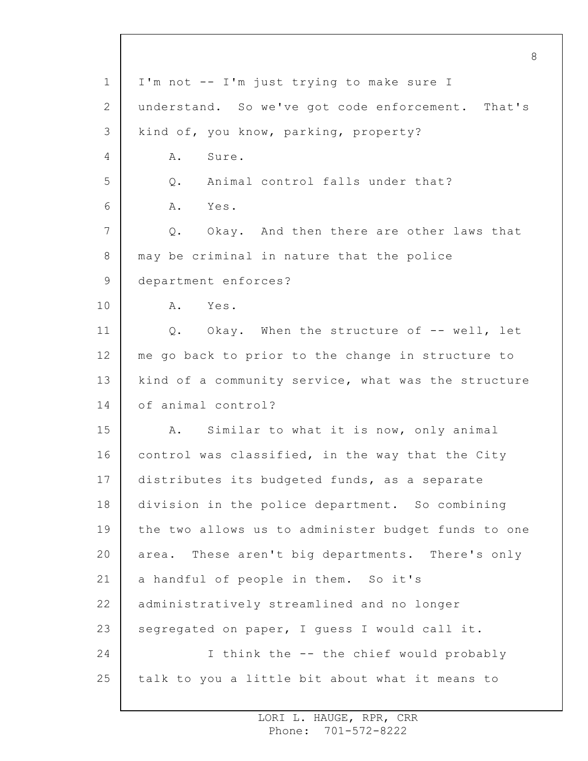I'm not -- I'm just trying to make sure I understand. So we've got code enforcement. That's kind of, you know, parking, property?

A. Sure.

Q. Animal control falls under that?

A. Yes.

Q. Okay. And then there are other laws that may be criminal in nature that the police department enforces?

A. Yes.

Q. Okay. When the structure of -- well, let me go back to prior to the change in structure to kind of a community service, what was the structure of animal control?

A. Similar to what it is now, only animal control was classified, in the way that the City distributes its budgeted funds, as a separate division in the police department. So combining the two allows us to administer budget funds to one area. These aren't big departments. There's only a handful of people in them. So it's administratively streamlined and no longer segregated on paper, I guess I would call it.

I think the -- the chief would probably talk to you a little bit about what it means to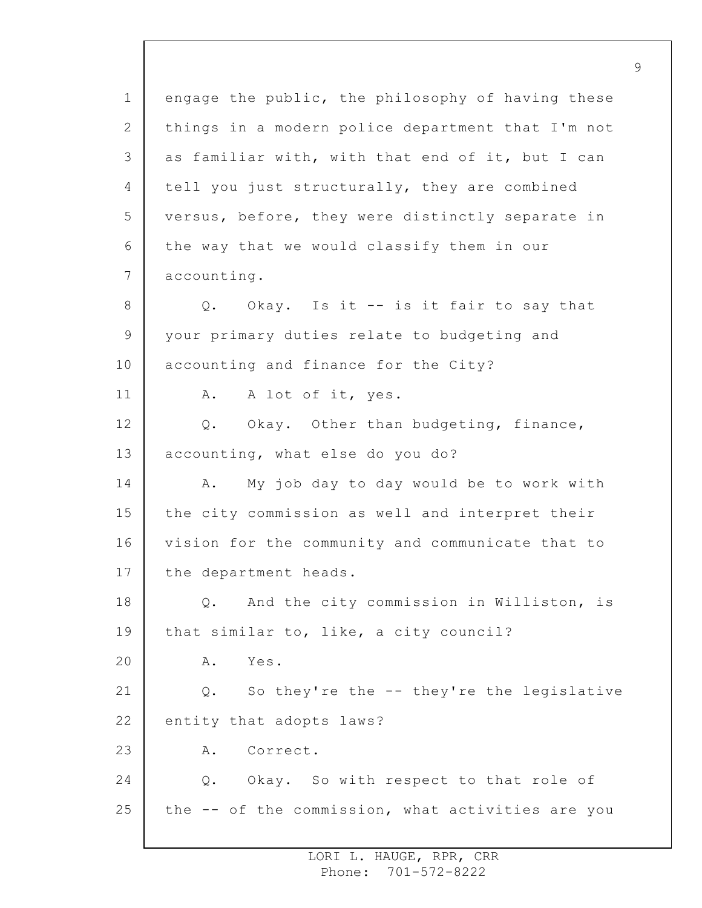engage the public, the philosophy of having these things in a modern police department that I'm not as familiar with, with that end of it, but I can tell you just structurally, they are combined versus, before, they were distinctly separate in the way that we would classify them in our accounting.

Q. Okay. Is it -- is it fair to say that your primary duties relate to budgeting and accounting and finance for the City?

A. A lot of it, yes.

Q. Okay. Other than budgeting, finance, accounting, what else do you do?

A. My job day to day would be to work with the city commission as well and interpret their vision for the community and communicate that to the department heads.

Q. And the city commission in Williston, is that similar to, like, a city council?

A. Yes.

Q. So they're the -- they're the legislative entity that adopts laws?

A. Correct.

Q. Okay. So with respect to that role of the -- of the commission, what activities are you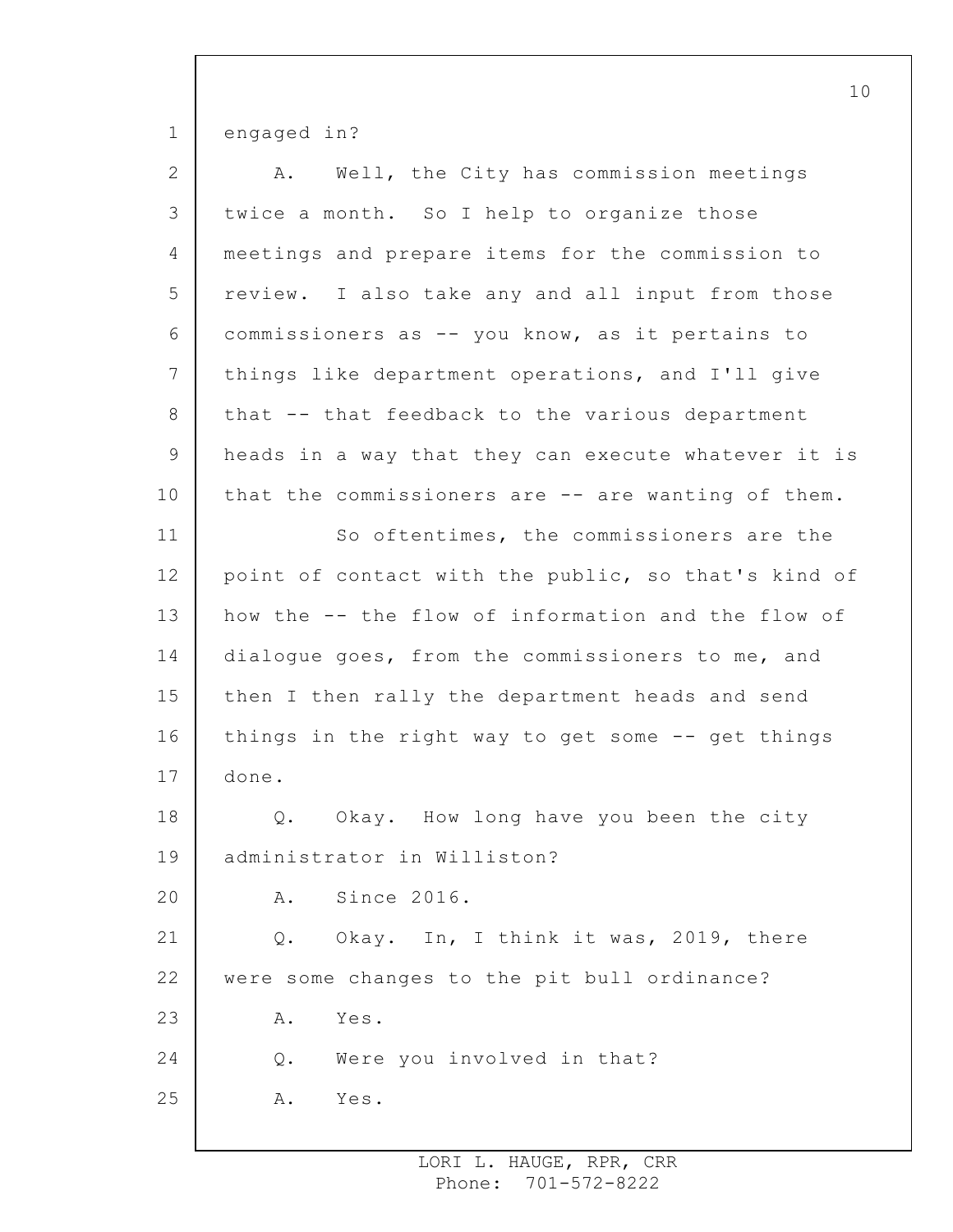engaged in?

A. Well, the City has commission meetings twice a month. So I help to organize those meetings and prepare items for the commission to review. I also take any and all input from those commissioners as -- you know, as it pertains to things like department operations, and I'll give that -- that feedback to the various department heads in a way that they can execute whatever it is that the commissioners are -- are wanting of them.

So oftentimes, the commissioners are the point of contact with the public, so that's kind of how the -- the flow of information and the flow of dialogue goes, from the commissioners to me, and then I then rally the department heads and send things in the right way to get some -- get things done.

Q. Okay. How long have you been the city administrator in Williston?

A. Since 2016.

Q. Okay. In, I think it was, 2019, there were some changes to the pit bull ordinance?

A. Yes.

Q. Were you involved in that?

A. Yes.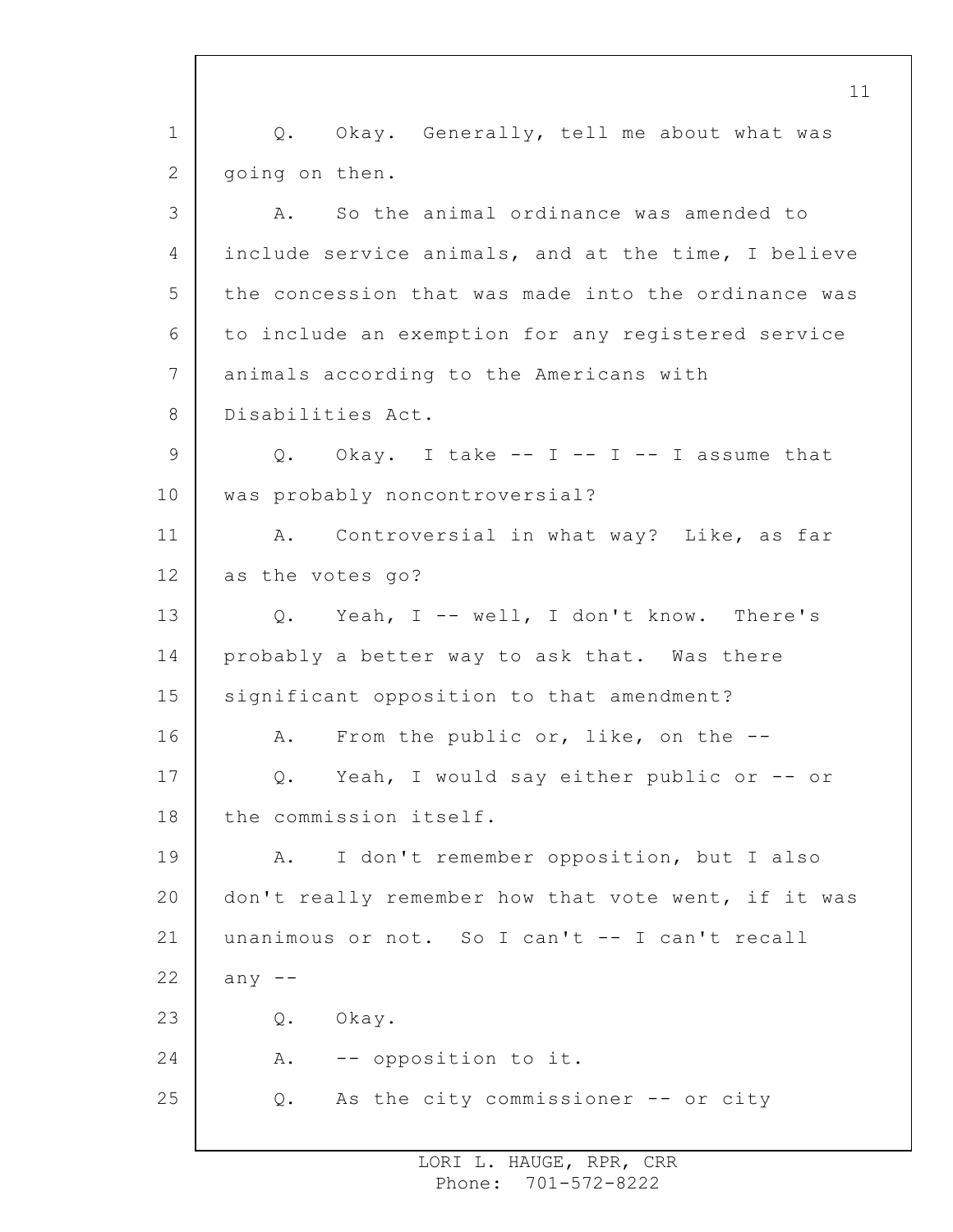Q. Okay. Generally, tell me about what was going on then.

A. So the animal ordinance was amended to include service animals, and at the time, I believe the concession that was made into the ordinance was to include an exemption for any registered service animals according to the Americans with Disabilities Act.

Q. Okay. I take -- I -- I -- I assume that was probably noncontroversial?

A. Controversial in what way? Like, as far as the votes go?

Q. Yeah, I -- well, I don't know. There's probably a better way to ask that. Was there significant opposition to that amendment?

A. From the public or, like, on the --

Q. Yeah, I would say either public or -- or the commission itself.

A. I don't remember opposition, but I also don't really remember how that vote went, if it was unanimous or not. So I can't -- I can't recall any --

Q. Okay.

A. -- opposition to it.

Q. As the city commissioner -- or city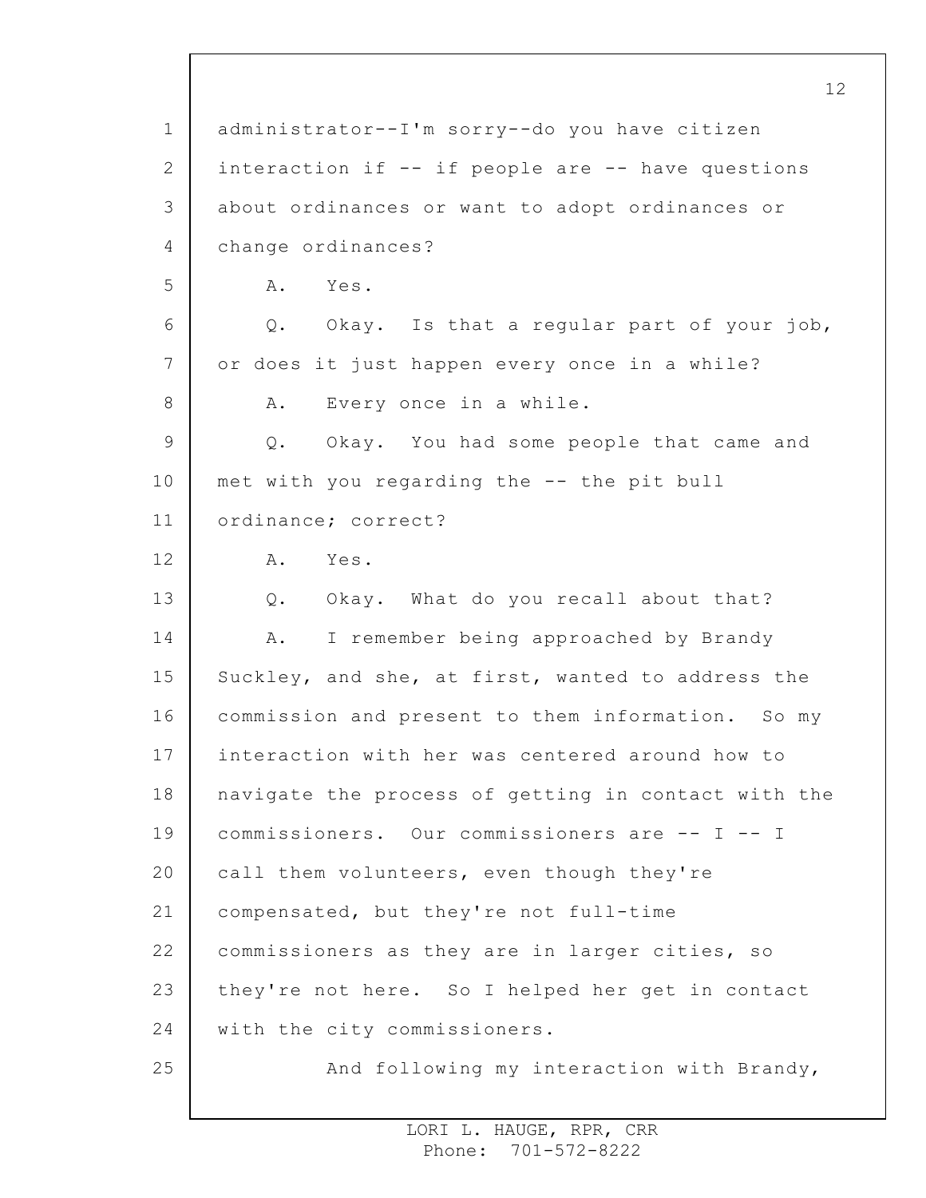administrator--I'm sorry--do you have citizen interaction if -- if people are -- have questions about ordinances or want to adopt ordinances or change ordinances?

A. Yes.

Q. Okay. Is that a regular part of your job, or does it just happen every once in a while?

A. Every once in a while.

Q. Okay. You had some people that came and met with you regarding the -- the pit bull ordinance; correct?

A. Yes.

Q. Okay. What do you recall about that?

A. I remember being approached by Brandy Suckley, and she, at first, wanted to address the commission and present to them information. So my interaction with her was centered around how to navigate the process of getting in contact with the commissioners. Our commissioners are -- I -- I call them volunteers, even though they're compensated, but they're not full-time commissioners as they are in larger cities, so they're not here. So I helped her get in contact with the city commissioners.

And following my interaction with Brandy,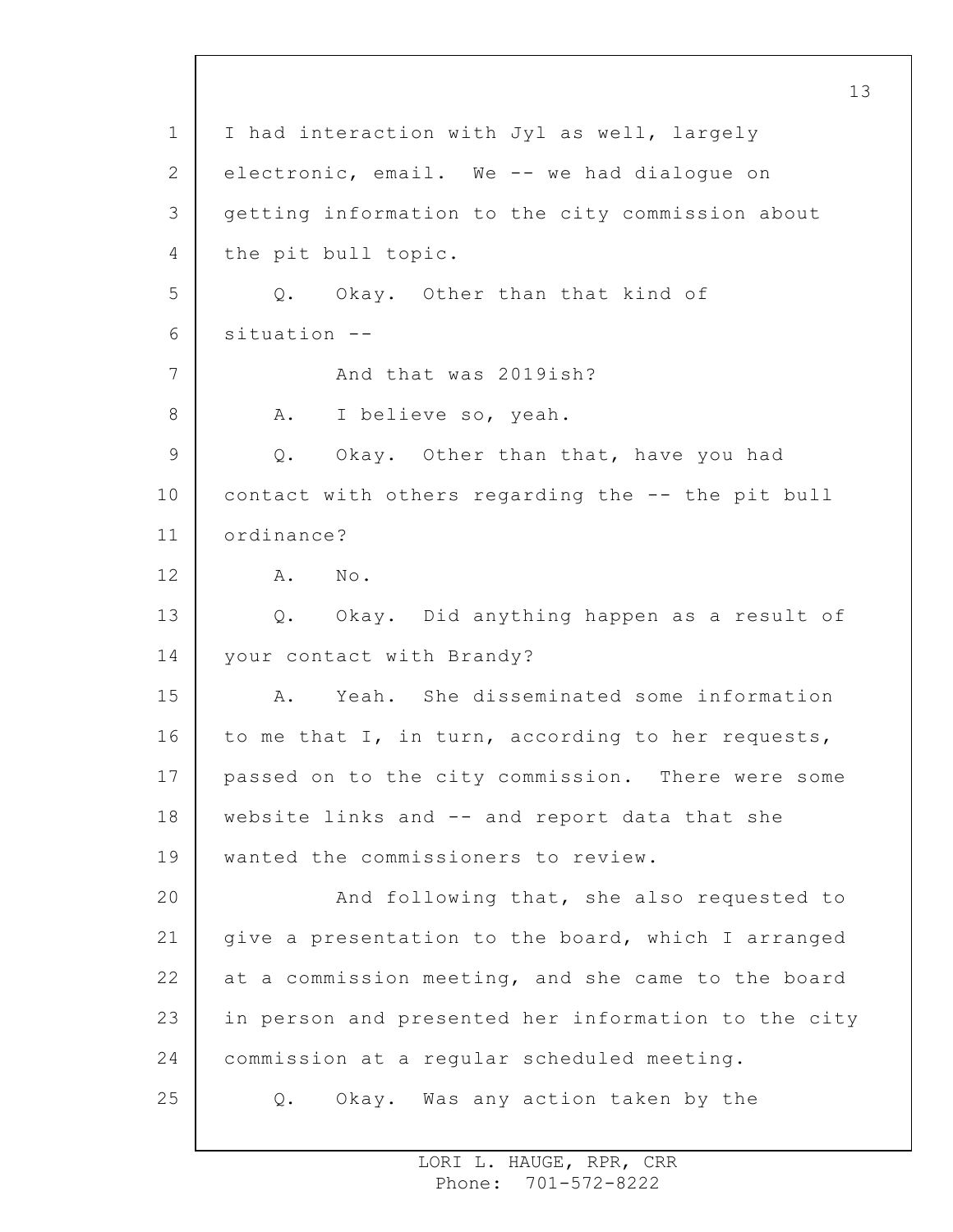I had interaction with Jyl as well, largely electronic, email. We -- we had dialogue on getting information to the city commission about the pit bull topic.

Q. Okay. Other than that kind of situation --

And that was 2019ish?

A. I believe so, yeah.

Q. Okay. Other than that, have you had contact with others regarding the -- the pit bull ordinance?

A. No.

Q. Okay. Did anything happen as a result of your contact with Brandy?

A. Yeah. She disseminated some information to me that I, in turn, according to her requests, passed on to the city commission. There were some website links and -- and report data that she wanted the commissioners to review.

And following that, she also requested to give a presentation to the board, which I arranged at a commission meeting, and she came to the board in person and presented her information to the city commission at a regular scheduled meeting.

Q. Okay. Was any action taken by the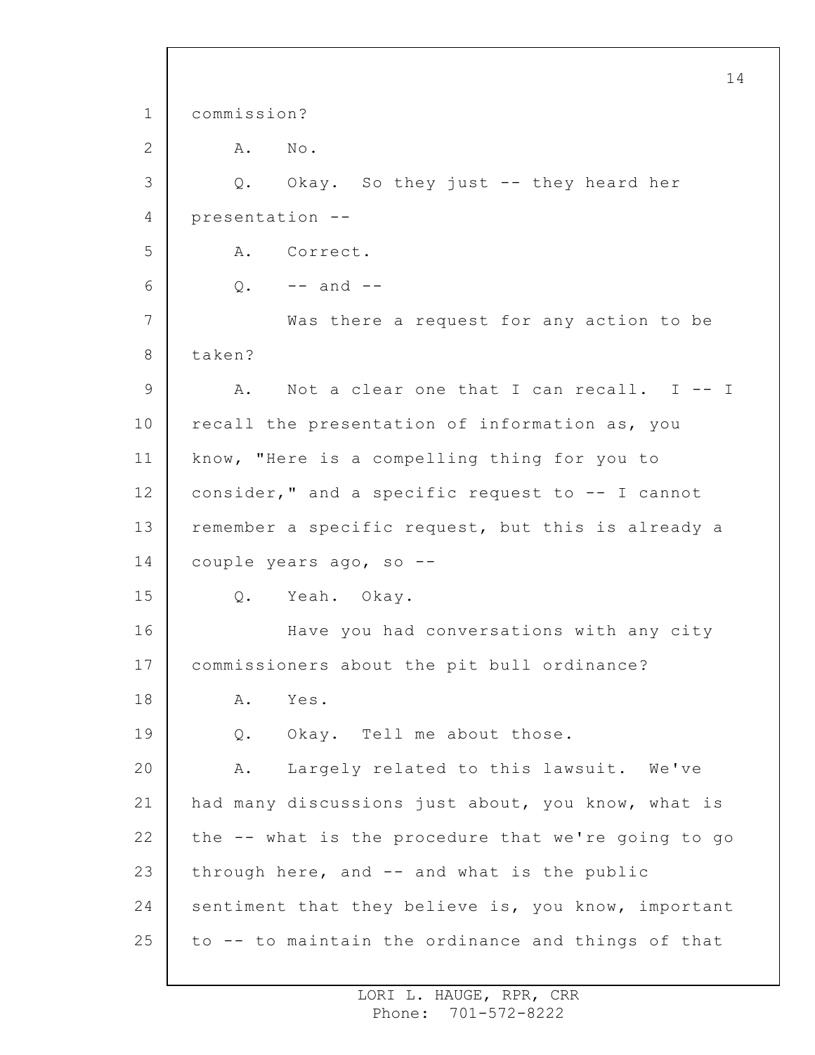commission?

A. No.

Q. Okay. So they just -- they heard her presentation --

A. Correct.

Q. -- and --

Was there a request for any action to be taken?

A. Not a clear one that I can recall. I -- I recall the presentation of information as, you know, "Here is a compelling thing for you to consider," and a specific request to -- I cannot remember a specific request, but this is already a couple years ago, so --

Q. Yeah. Okay.

Have you had conversations with any city commissioners about the pit bull ordinance?

A. Yes.

Q. Okay. Tell me about those.

A. Largely related to this lawsuit. We've had many discussions just about, you know, what is the -- what is the procedure that we're going to go through here, and -- and what is the public sentiment that they believe is, you know, important to -- to maintain the ordinance and things of that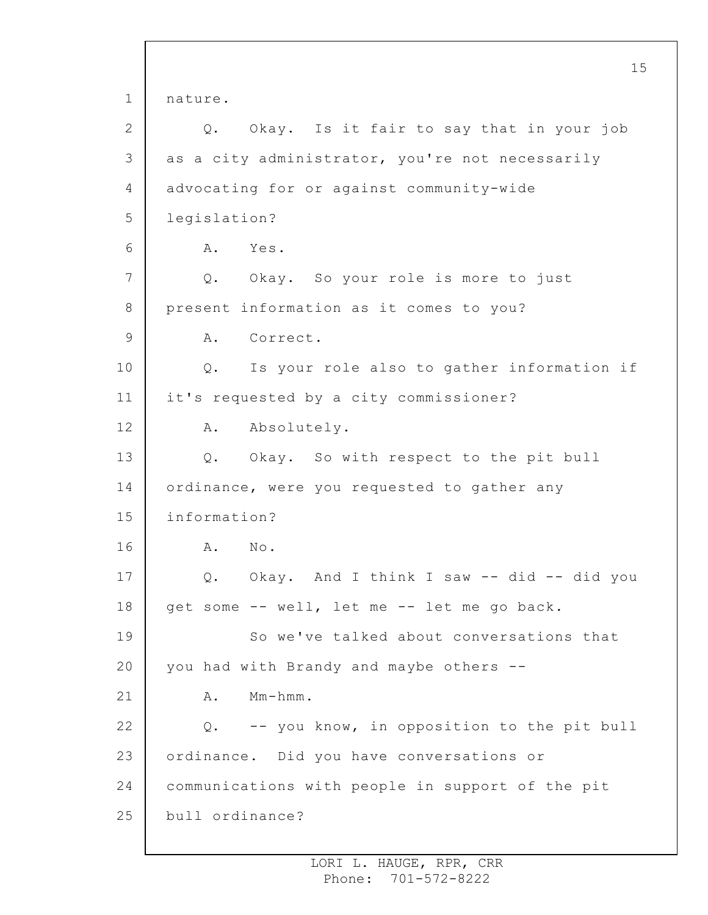nature.

Q. Okay. Is it fair to say that in your job as a city administrator, you're not necessarily advocating for or against community-wide legislation?

A. Yes.

Q. Okay. So your role is more to just present information as it comes to you?

A. Correct.

Q. Is your role also to gather information if it's requested by a city commissioner?

A. Absolutely.

Q. Okay. So with respect to the pit bull ordinance, were you requested to gather any information?

A. No.

Q. Okay. And I think I saw -- did -- did you get some -- well, let me -- let me go back.

So we've talked about conversations that you had with Brandy and maybe others --

A. Mm-hmm.

Q. -- you know, in opposition to the pit bull ordinance. Did you have conversations or communications with people in support of the pit bull ordinance?

LORI L. HAUGE, RPR, CRR
Phone: 701-572-8222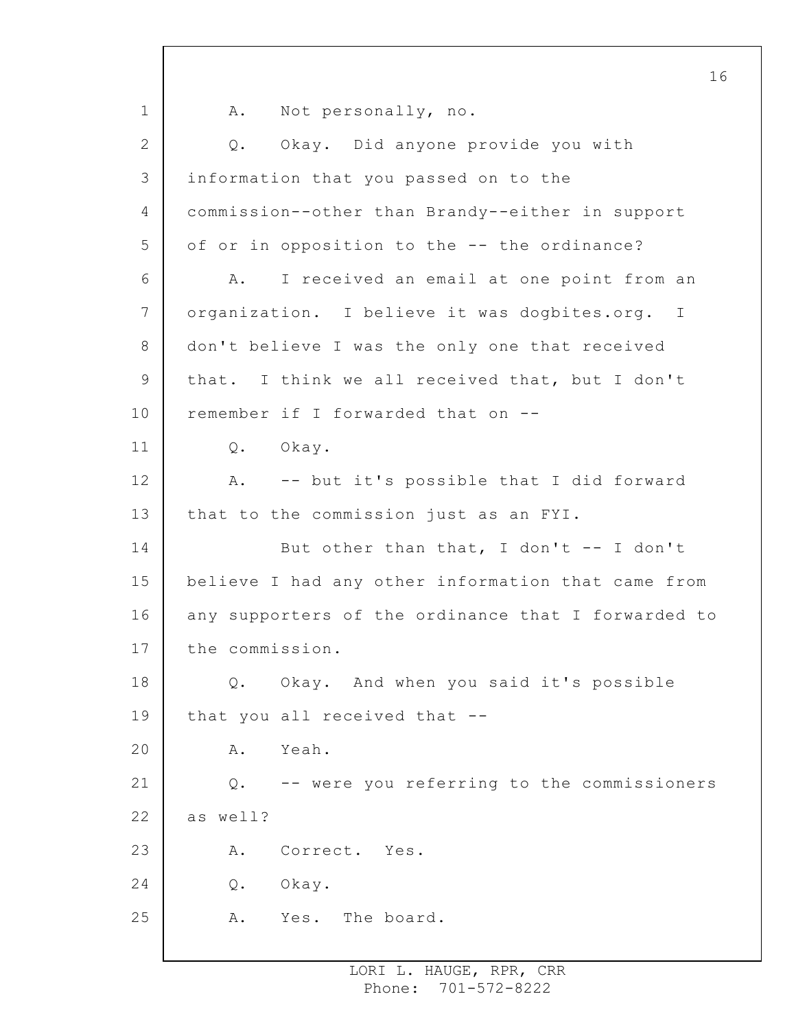A. Not personally, no.

Q. Okay. Did anyone provide you with information that you passed on to the commission--other than Brandy--either in support of or in opposition to the -- the ordinance?

A. I received an email at one point from an organization. I believe it was dogbites.org. I don't believe I was the only one that received that. I think we all received that, but I don't remember if I forwarded that on --

Q. Okay.

A. -- but it's possible that I did forward that to the commission just as an FYI.

But other than that, I don't -- I don't believe I had any other information that came from any supporters of the ordinance that I forwarded to the commission.

Q. Okay. And when you said it's possible that you all received that --

A. Yeah.

Q. -- were you referring to the commissioners as well?

A. Correct. Yes.

Q. Okay.

A. Yes. The board.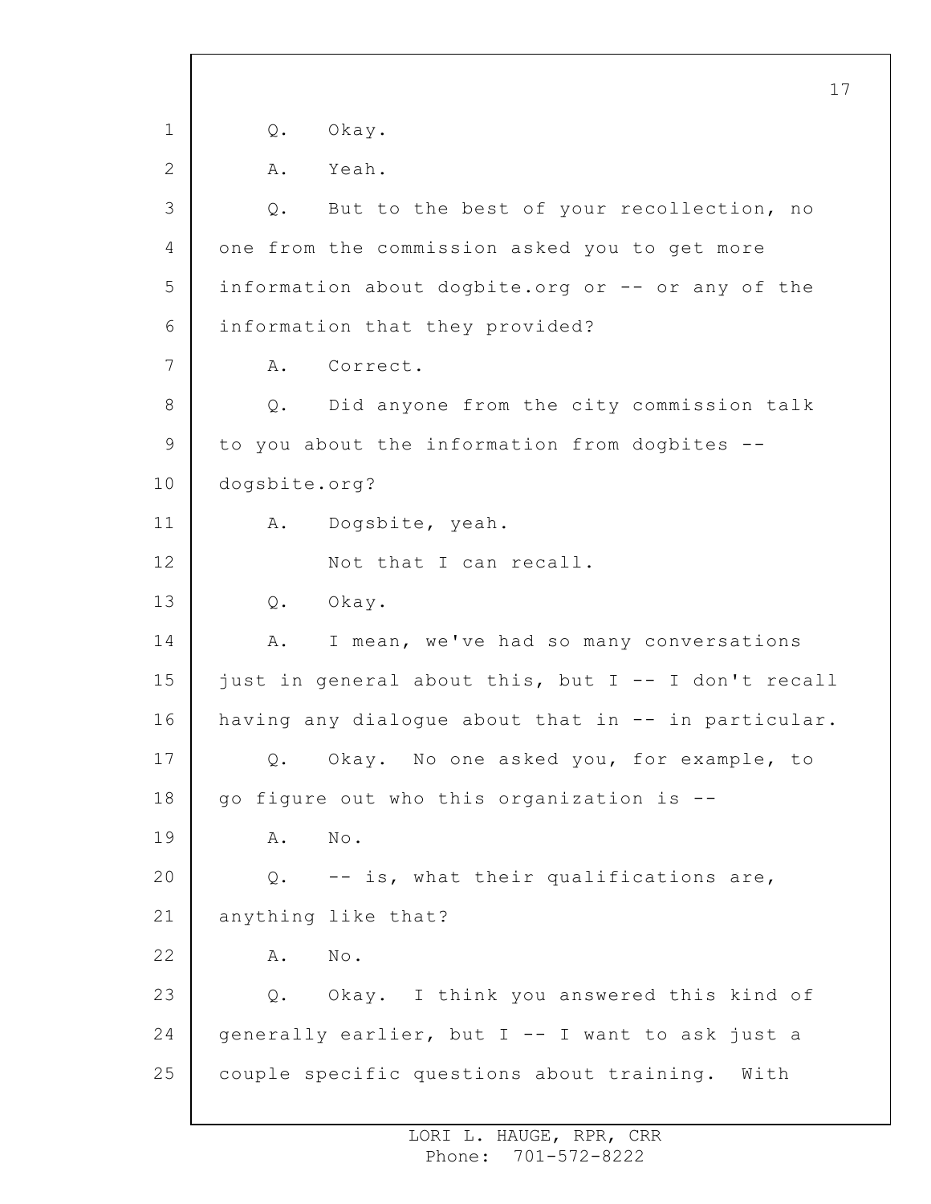Q. Okay.

A. Yeah.

Q. But to the best of your recollection, no one from the commission asked you to get more information about dogbite.org or -- or any of the information that they provided?

A. Correct.

Q. Did anyone from the city commission talk to you about the information from dogbites -- dogsbite.org?

A. Dogsbite, yeah.

Not that I can recall.

Q. Okay.

A. I mean, we've had so many conversations just in general about this, but I -- I don't recall having any dialogue about that in -- in particular.

Q. Okay. No one asked you, for example, to go figure out who this organization is --

A. No.

Q. -- is, what their qualifications are, anything like that?

A. No.

Q. Okay. I think you answered this kind of generally earlier, but I -- I want to ask just a couple specific questions about training. With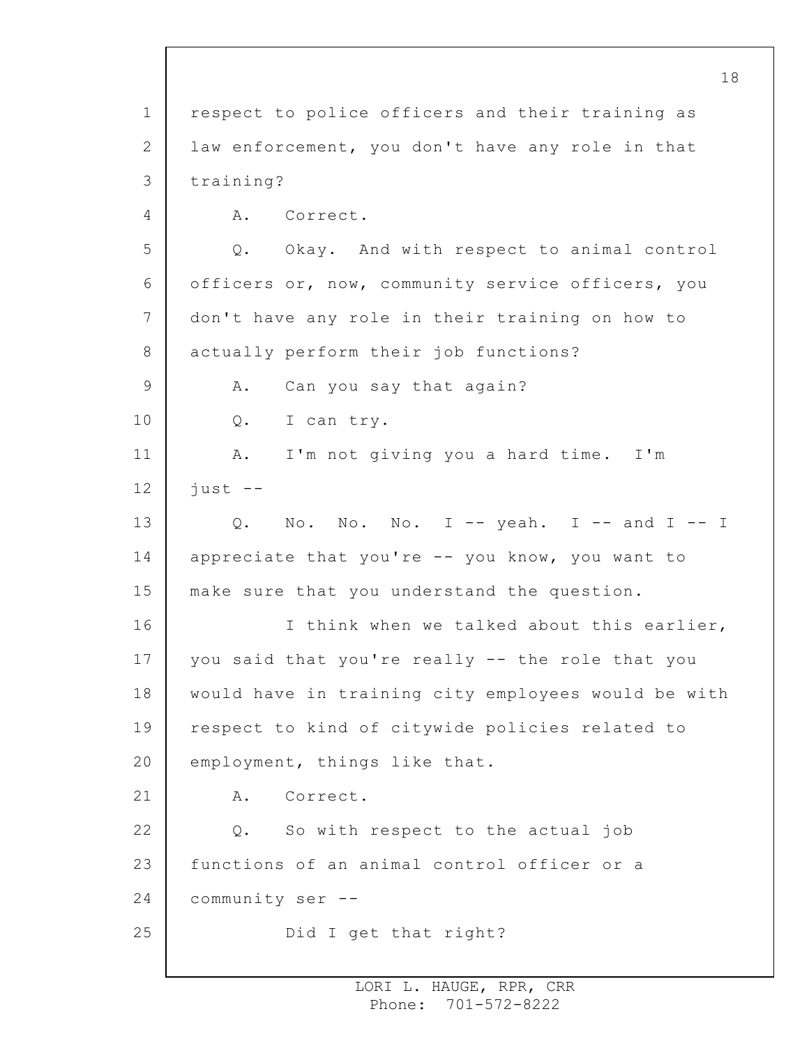respect to police officers and their training as law enforcement, you don't have any role in that training?

A. Correct.

Q. Okay. And with respect to animal control officers or, now, community service officers, you don't have any role in their training on how to actually perform their job functions?

A. Can you say that again?

Q. I can try.

A. I'm not giving you a hard time. I'm just --

Q. No. No. No. I -- yeah. I -- and I -- I appreciate that you're -- you know, you want to make sure that you understand the question.

I think when we talked about this earlier, you said that you're really -- the role that you would have in training city employees would be with respect to kind of citywide policies related to employment, things like that.

A. Correct.

Q. So with respect to the actual job functions of an animal control officer or a community ser --

Did I get that right?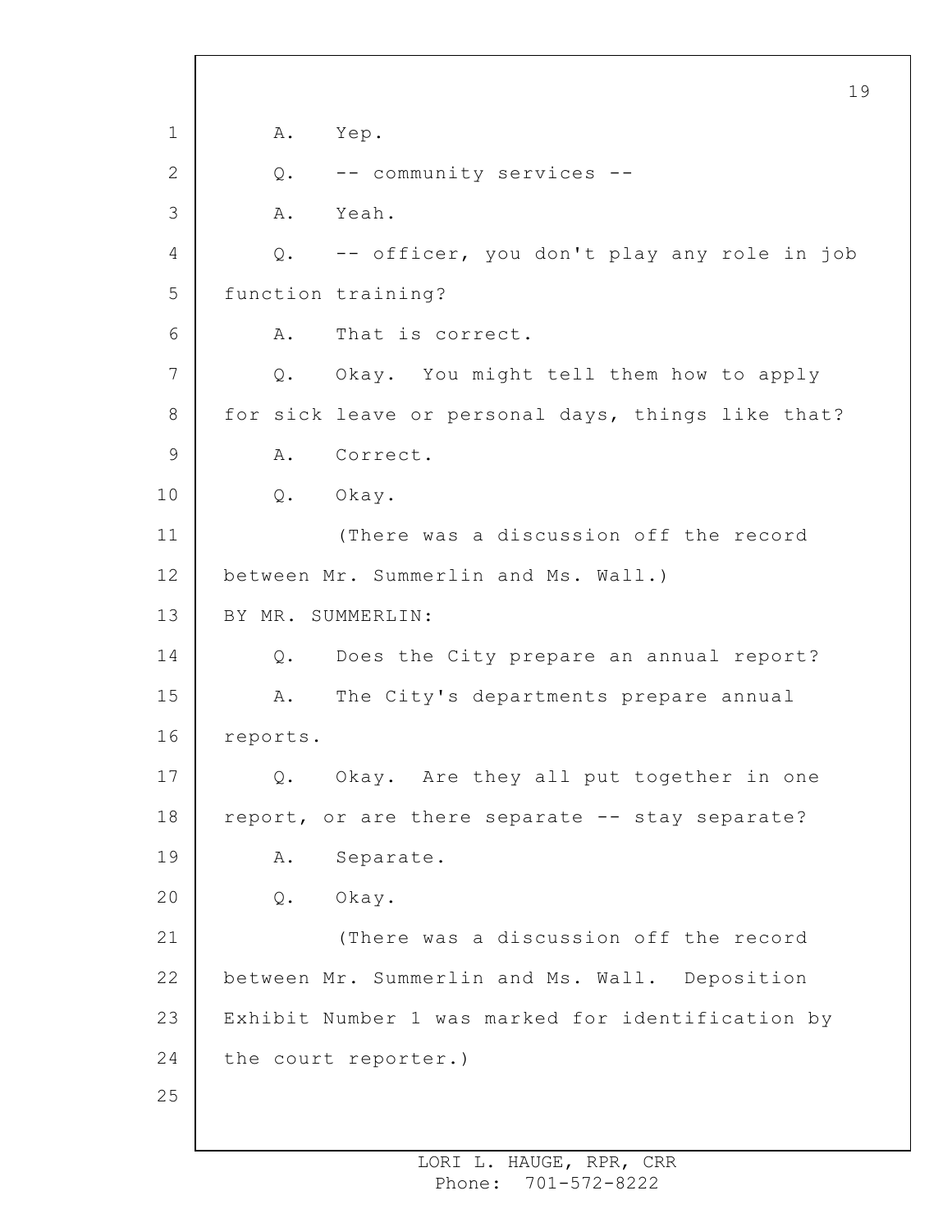A. Yep.

Q. -- community services --

A. Yeah.

Q. -- officer, you don't play any role in job function training?

A. That is correct.

Q. Okay. You might tell them how to apply for sick leave or personal days, things like that?

A. Correct.

Q. Okay.

(There was a discussion off the record between Mr. Summerlin and Ms. Wall.)

BY MR. SUMMERLIN:

Q. Does the City prepare an annual report?

A. The City's departments prepare annual reports.

Q. Okay. Are they all put together in one report, or are there separate -- stay separate?

A. Separate.

Q. Okay.

(There was a discussion off the record between Mr. Summerlin and Ms. Wall. Deposition Exhibit Number 1 was marked for identification by the court reporter.)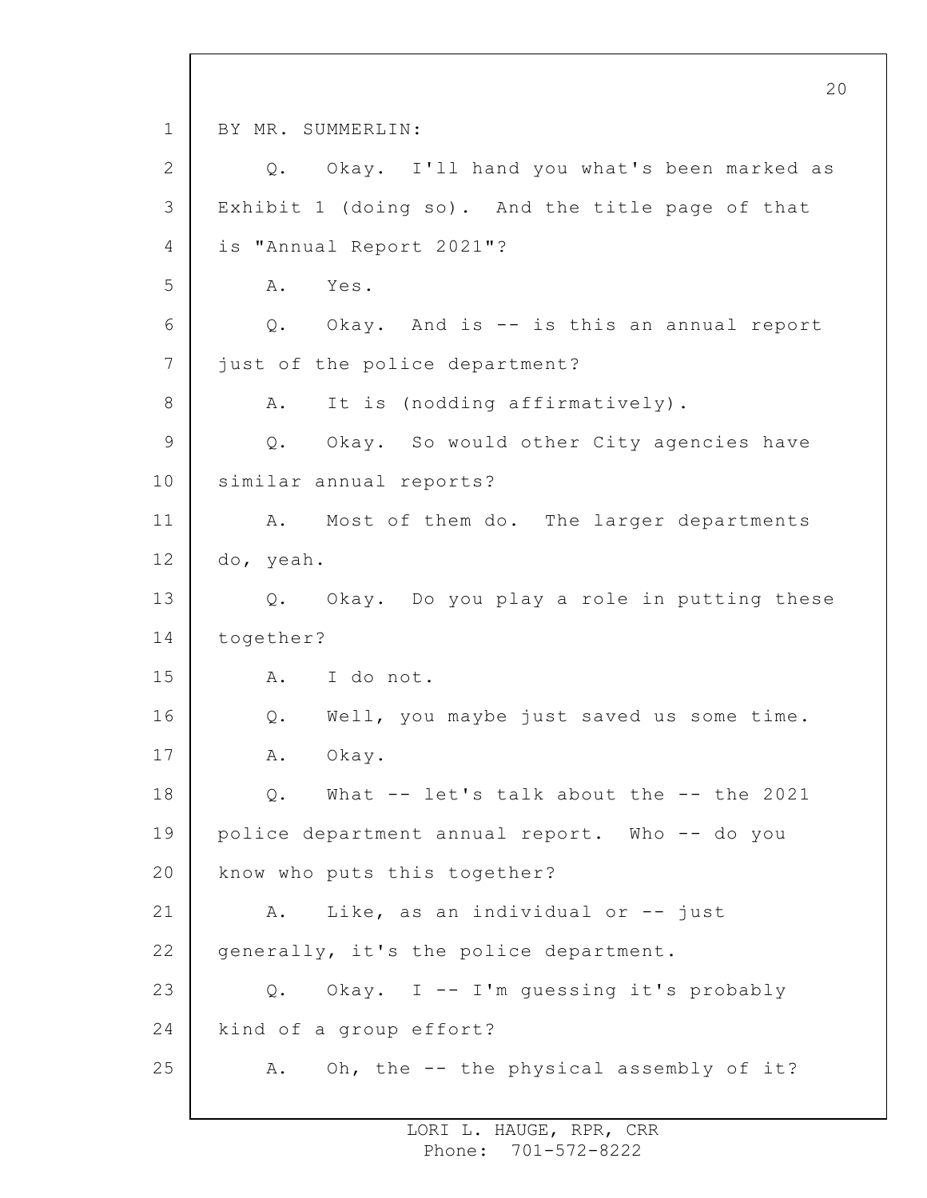BY MR. SUMMERLIN:

Q. Okay. I'll hand you what's been marked as Exhibit 1 (doing so). And the title page of that is "Annual Report 2021"?

A. Yes.

Q. Okay. And is -- is this an annual report just of the police department?

A. It is (nodding affirmatively).

Q. Okay. So would other City agencies have similar annual reports?

A. Most of them do. The larger departments do, yeah.

Q. Okay. Do you play a role in putting these together?

A. I do not.

Q. Well, you maybe just saved us some time.

A. Okay.

Q. What -- let's talk about the -- the 2021 police department annual report. Who -- do you know who puts this together?

A. Like, as an individual or -- just generally, it's the police department.

Q. Okay. I -- I'm guessing it's probably kind of a group effort?

A. Oh, the -- the physical assembly of it?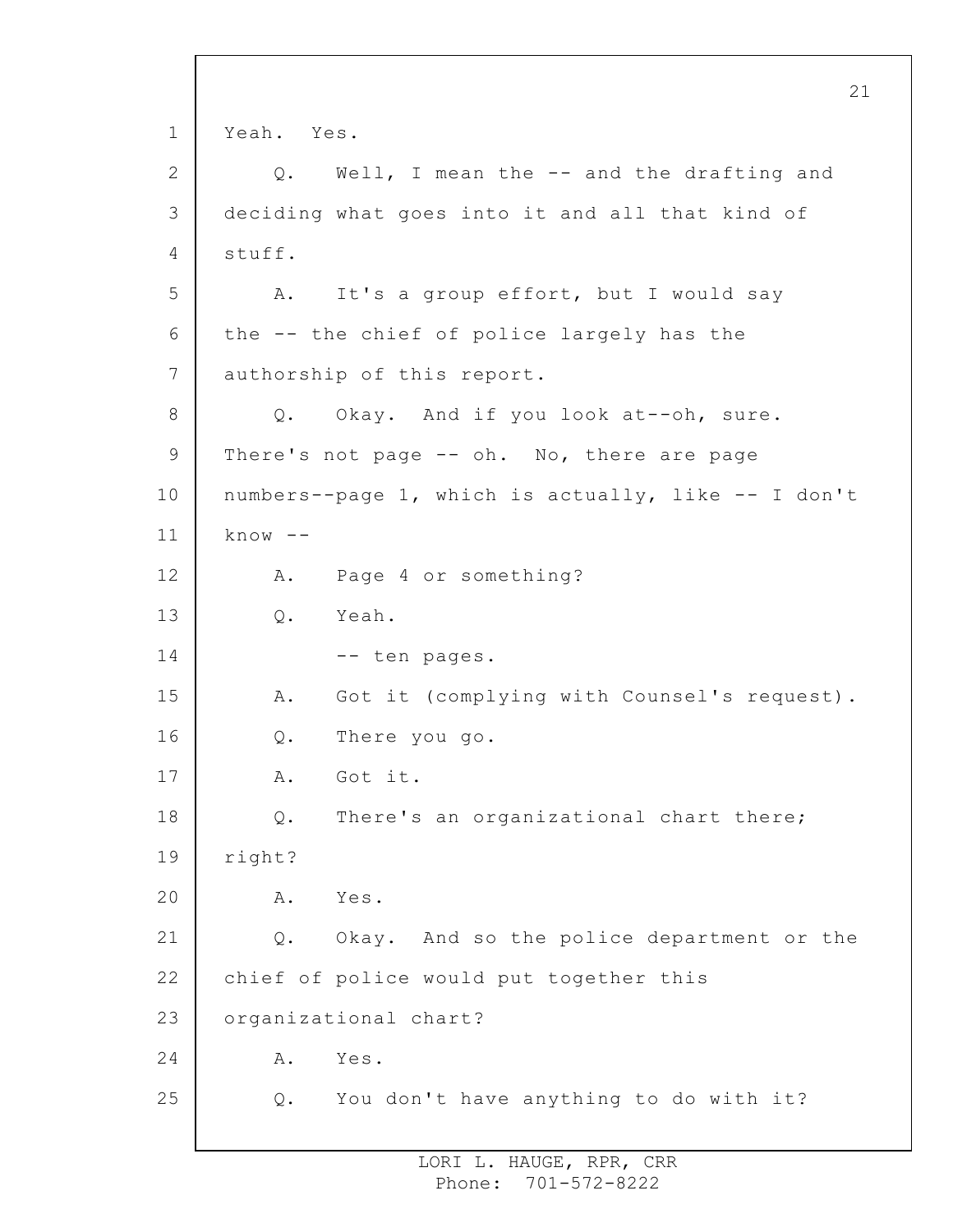1 Yeah. Yes.

2 Q. Well, I mean the -- and the drafting and

3 deciding what goes into it and all that kind of

4 stuff.

5 A. It's a group effort, but I would say

6 the -- the chief of police largely has the

7 authorship of this report.

8 Q. Okay. And if you look at--oh, sure.

9 There's not page -- oh. No, there are page

10 numbers--page 1, which is actually, like -- I don't

11 know --

12 A. Page 4 or something?

13 Q. Yeah.

14 -- ten pages.

15 A. Got it (complying with Counsel's request).

16 Q. There you go.

17 A. Got it.

18 Q. There's an organizational chart there;

19 right?

20 A. Yes.

21 Q. Okay. And so the police department or the

22 chief of police would put together this

23 organizational chart?

24 A. Yes.

25 Q. You don't have anything to do with it?

LORI L. HAUGE, RPR, CRR
Phone: 701-572-8222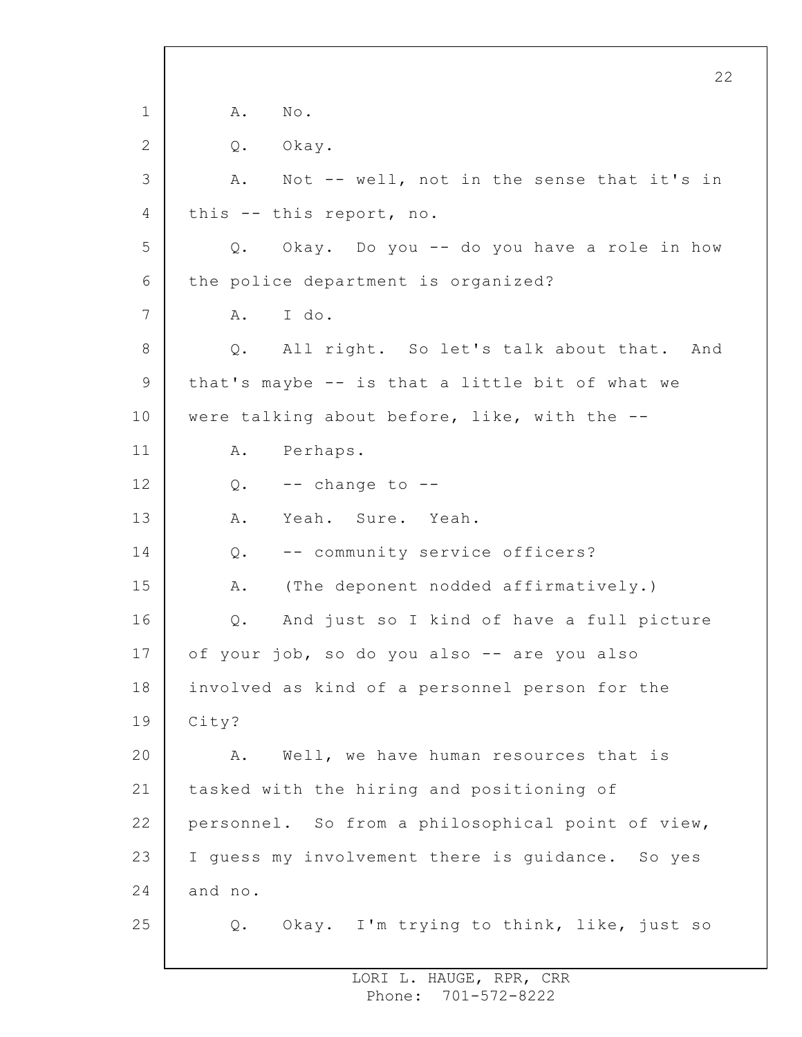A. No.

Q. Okay.

A. Not -- well, not in the sense that it's in this -- this report, no.

Q. Okay. Do you -- do you have a role in how the police department is organized?

A. I do.

Q. All right. So let's talk about that. And that's maybe -- is that a little bit of what we were talking about before, like, with the --

A. Perhaps.

Q. -- change to --

A. Yeah. Sure. Yeah.

Q. -- community service officers?

A. (The deponent nodded affirmatively.)

Q. And just so I kind of have a full picture of your job, so do you also -- are you also involved as kind of a personnel person for the City?

A. Well, we have human resources that is tasked with the hiring and positioning of personnel. So from a philosophical point of view, I guess my involvement there is guidance. So yes and no.

Q. Okay. I'm trying to think, like, just so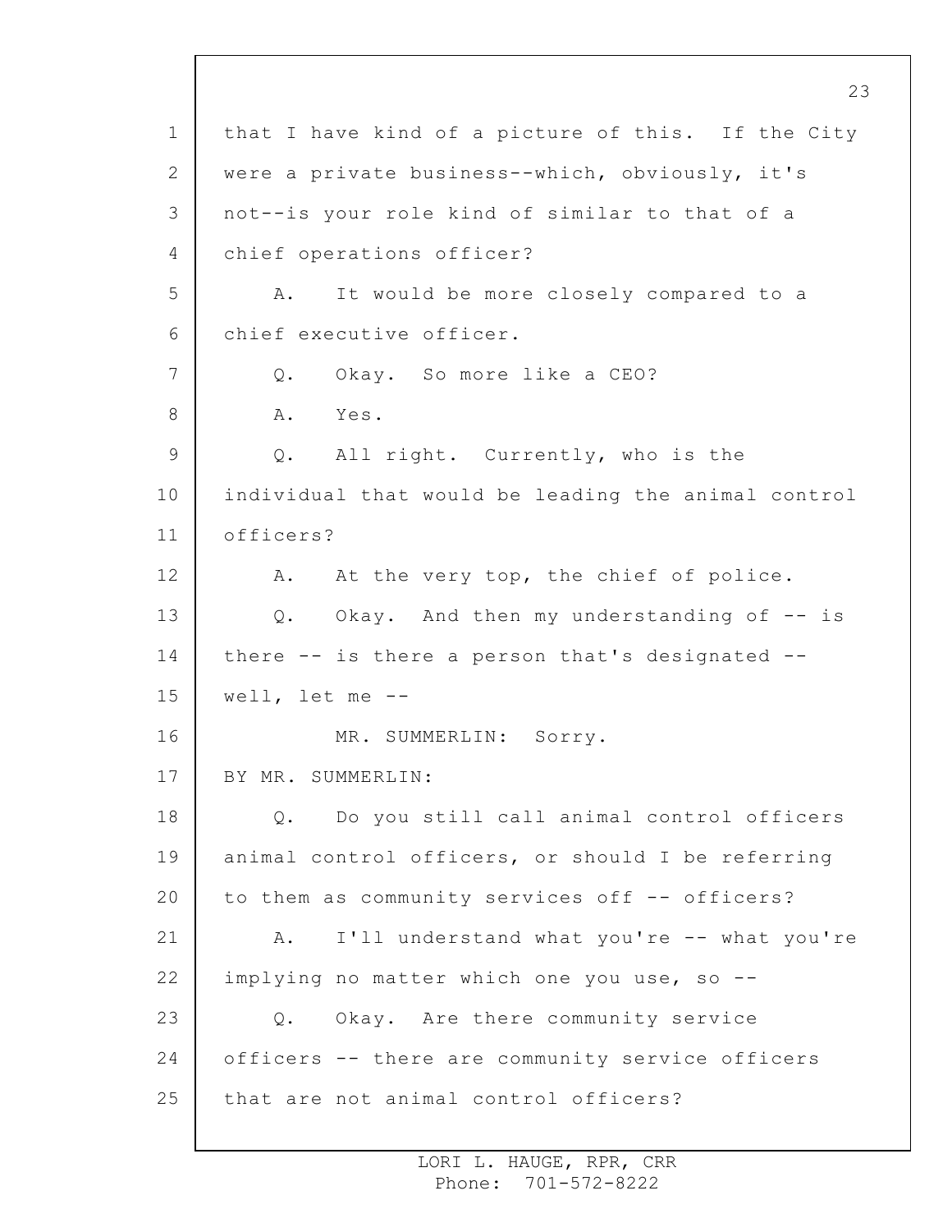that I have kind of a picture of this. If the City were a private business--which, obviously, it's not--is your role kind of similar to that of a chief operations officer?

A. It would be more closely compared to a chief executive officer.

Q. Okay. So more like a CEO?

A. Yes.

Q. All right. Currently, who is the individual that would be leading the animal control officers?

A. At the very top, the chief of police.

Q. Okay. And then my understanding of -- is there -- is there a person that's designated -- well, let me --

MR. SUMMERLIN: Sorry.

BY MR. SUMMERLIN:

Q. Do you still call animal control officers animal control officers, or should I be referring to them as community services off -- officers?

A. I'll understand what you're -- what you're implying no matter which one you use, so --

Q. Okay. Are there community service officers -- there are community service officers that are not animal control officers?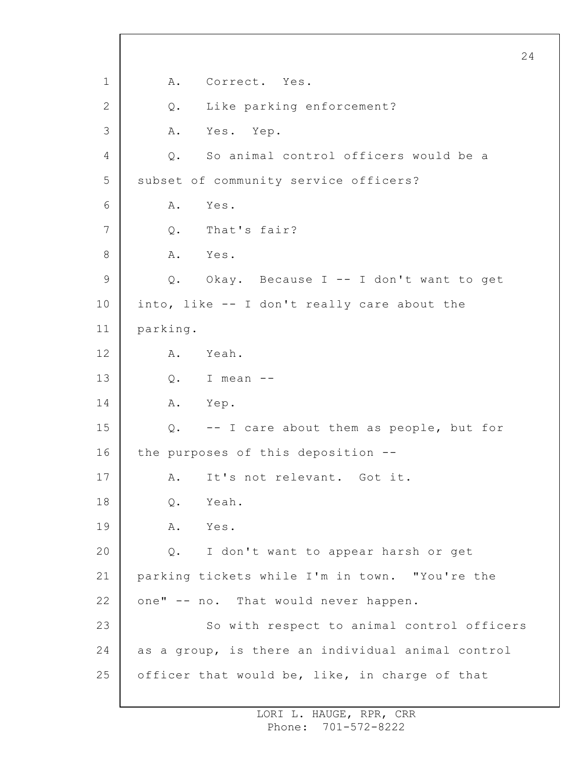A. Correct. Yes.

Q. Like parking enforcement?

A. Yes. Yep.

Q. So animal control officers would be a subset of community service officers?

A. Yes.

Q. That's fair?

A. Yes.

Q. Okay. Because I -- I don't want to get into, like -- I don't really care about the parking.

A. Yeah.

Q. I mean --

A. Yep.

Q. -- I care about them as people, but for the purposes of this deposition --

A. It's not relevant. Got it.

Q. Yeah.

A. Yes.

Q. I don't want to appear harsh or get parking tickets while I'm in town. "You're the one" -- no. That would never happen.

So with respect to animal control officers as a group, is there an individual animal control officer that would be, like, in charge of that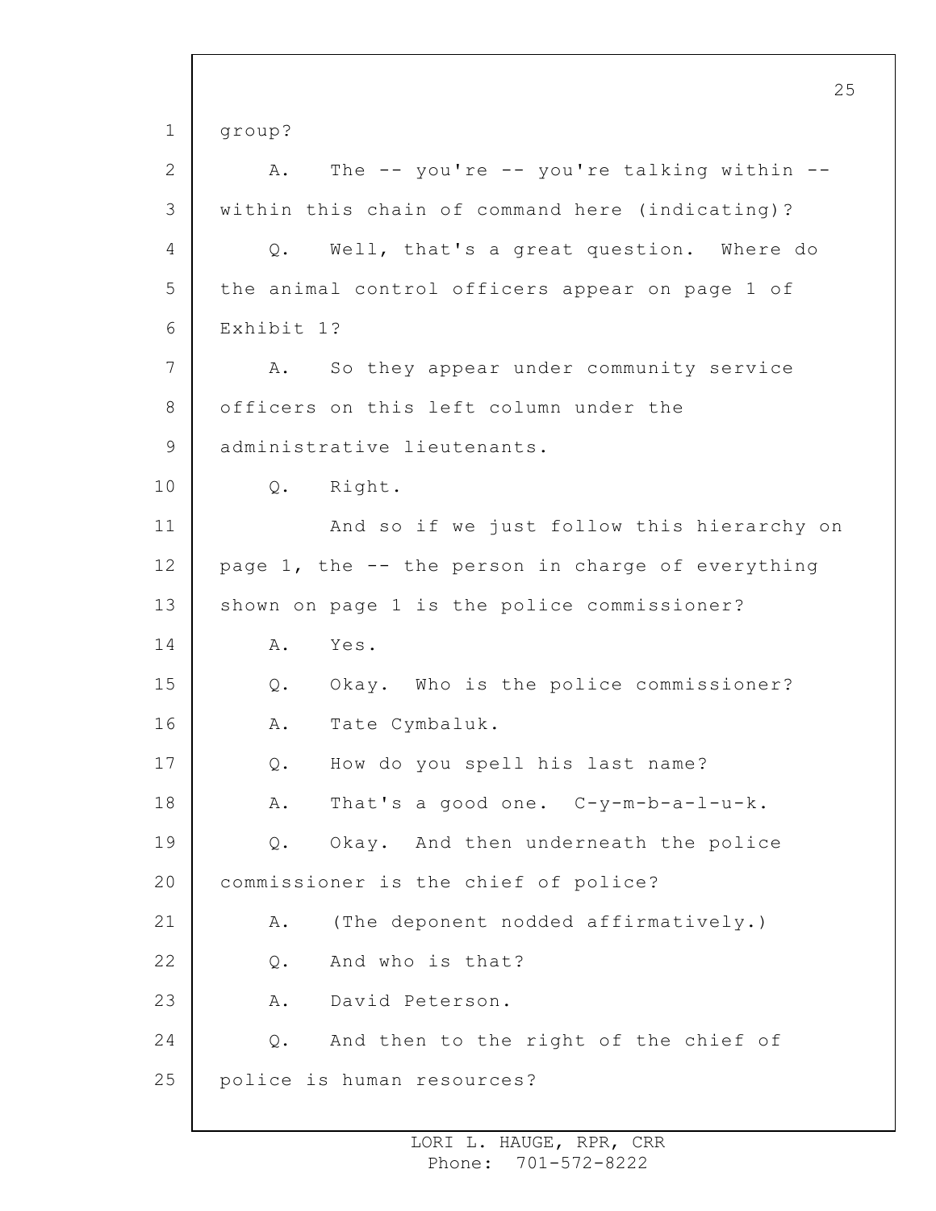group?

A. The -- you're -- you're talking within -- within this chain of command here (indicating)?

Q. Well, that's a great question. Where do the animal control officers appear on page 1 of Exhibit 1?

A. So they appear under community service officers on this left column under the administrative lieutenants.

Q. Right.

And so if we just follow this hierarchy on page 1, the -- the person in charge of everything shown on page 1 is the police commissioner?

A. Yes.

Q. Okay. Who is the police commissioner?

A. Tate Cymbaluk.

Q. How do you spell his last name?

A. That's a good one. C-y-m-b-a-l-u-k.

Q. Okay. And then underneath the police commissioner is the chief of police?

A. (The deponent nodded affirmatively.)

Q. And who is that?

A. David Peterson.

Q. And then to the right of the chief of police is human resources?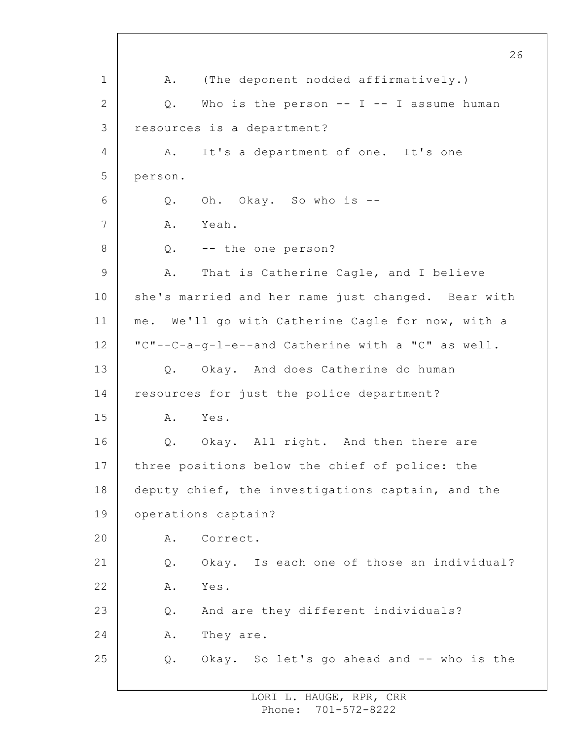A. (The deponent nodded affirmatively.)

Q. Who is the person -- I -- I assume human resources is a department?

A. It's a department of one. It's one person.

Q. Oh. Okay. So who is --

A. Yeah.

Q. -- the one person?

A. That is Catherine Cagle, and I believe she's married and her name just changed. Bear with me. We'll go with Catherine Cagle for now, with a "C"--C-a-g-l-e--and Catherine with a "C" as well.

Q. Okay. And does Catherine do human resources for just the police department?

A. Yes.

Q. Okay. All right. And then there are three positions below the chief of police: the deputy chief, the investigations captain, and the operations captain?

A. Correct.

Q. Okay. Is each one of those an individual?

A. Yes.

Q. And are they different individuals?

A. They are.

Q. Okay. So let's go ahead and -- who is the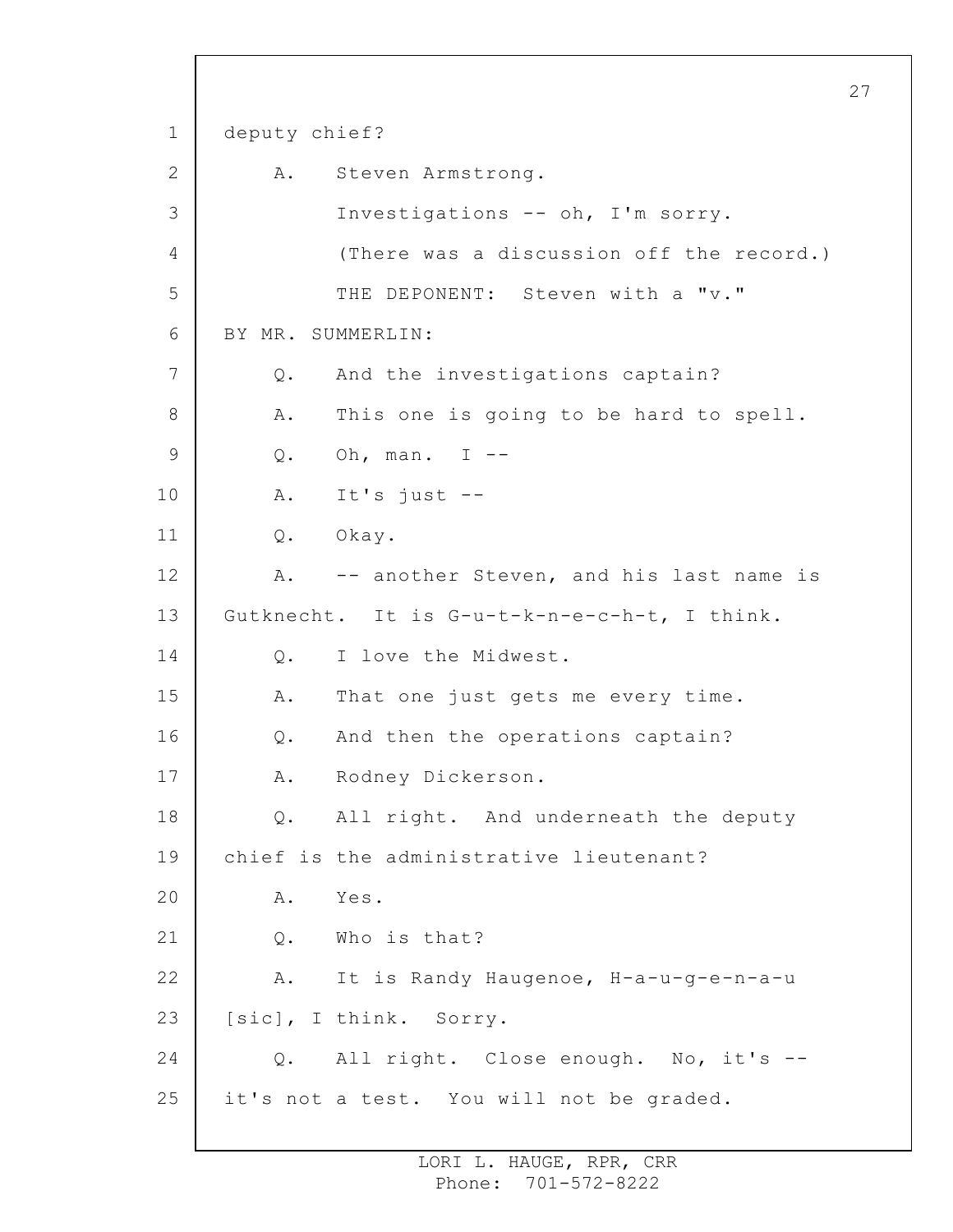deputy chief?

A. Steven Armstrong.

Investigations -- oh, I'm sorry.

(There was a discussion off the record.)

THE DEPONENT: Steven with a "v."

BY MR. SUMMERLIN:

Q. And the investigations captain?

A. This one is going to be hard to spell.

Q. Oh, man. I --

A. It's just --

Q. Okay.

A. -- another Steven, and his last name is Gutknecht. It is G-u-t-k-n-e-c-h-t, I think.

Q. I love the Midwest.

A. That one just gets me every time.

Q. And then the operations captain?

A. Rodney Dickerson.

Q. All right. And underneath the deputy chief is the administrative lieutenant?

A. Yes.

Q. Who is that?

A. It is Randy Haugenoe, H-a-u-g-e-n-a-u [sic], I think. Sorry.

Q. All right. Close enough. No, it's -- it's not a test. You will not be graded.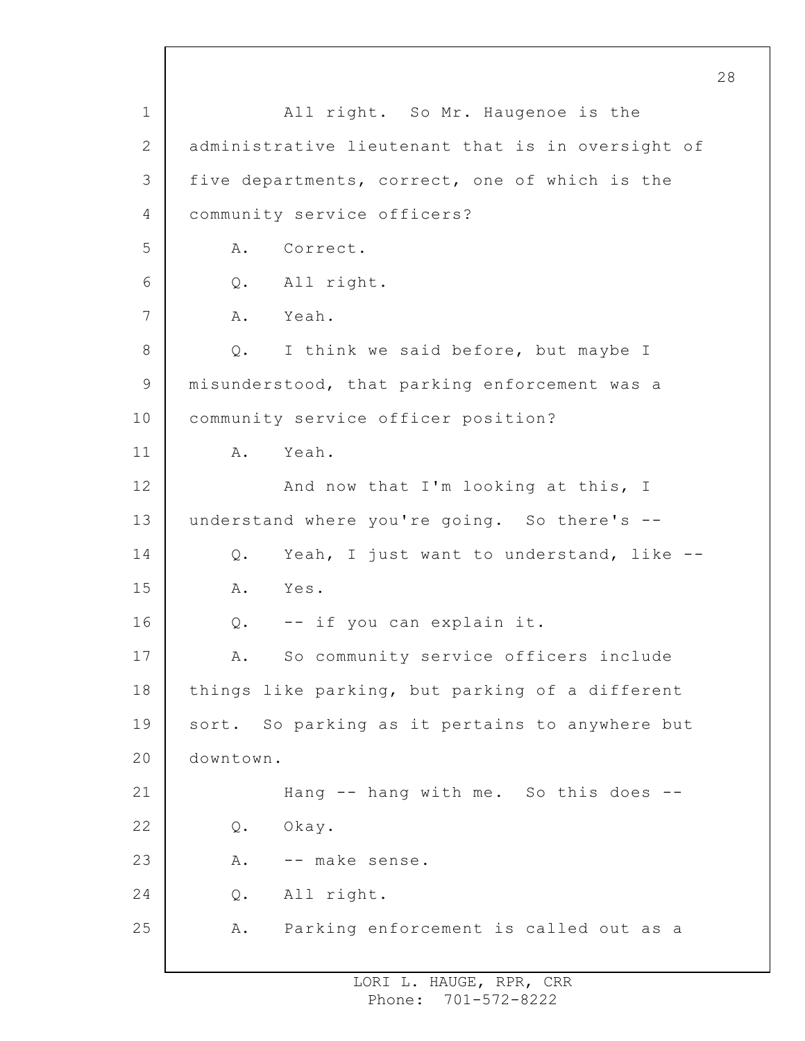All right. So Mr. Haugenoe is the administrative lieutenant that is in oversight of five departments, correct, one of which is the community service officers?

A. Correct.

Q. All right.

A. Yeah.

Q. I think we said before, but maybe I misunderstood, that parking enforcement was a community service officer position?

A. Yeah.

And now that I'm looking at this, I understand where you're going. So there's --

Q. Yeah, I just want to understand, like --

A. Yes.

Q. -- if you can explain it.

A. So community service officers include things like parking, but parking of a different sort. So parking as it pertains to anywhere but downtown.

Hang -- hang with me. So this does --

Q. Okay.

A. -- make sense.

Q. All right.

A. Parking enforcement is called out as a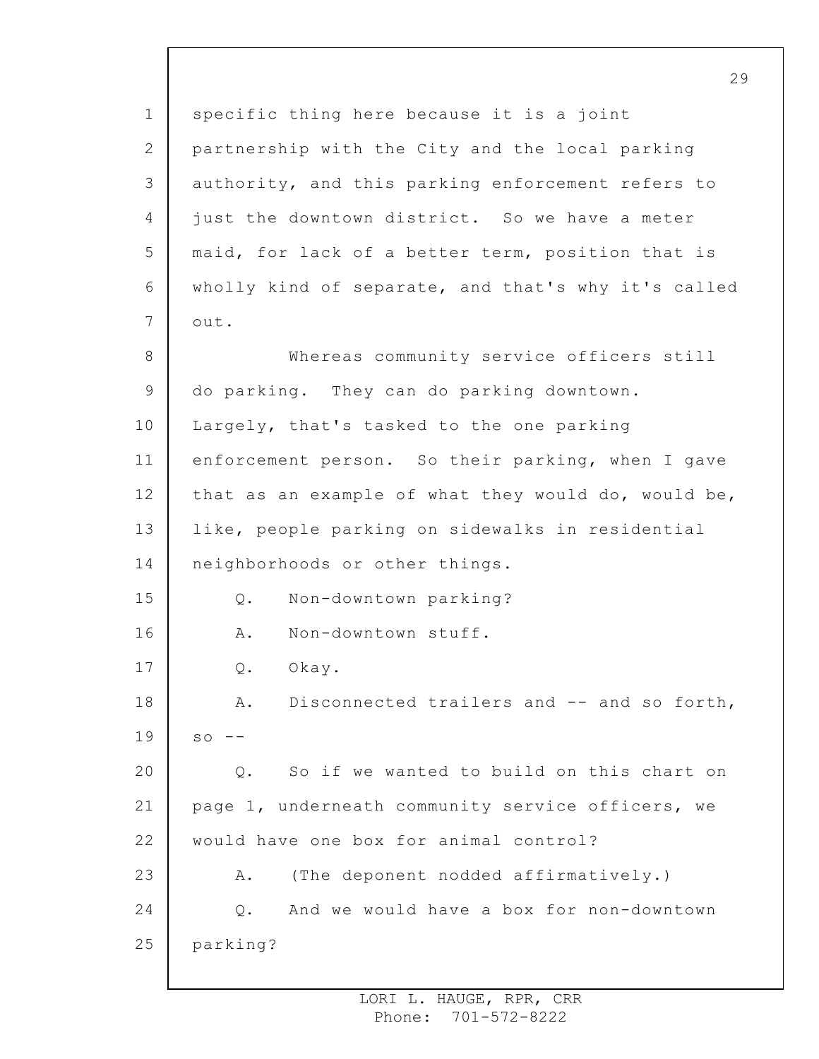specific thing here because it is a joint partnership with the City and the local parking authority, and this parking enforcement refers to just the downtown district. So we have a meter maid, for lack of a better term, position that is wholly kind of separate, and that's why it's called out.

Whereas community service officers still do parking. They can do parking downtown. Largely, that's tasked to the one parking enforcement person. So their parking, when I gave that as an example of what they would do, would be, like, people parking on sidewalks in residential neighborhoods or other things.

Q. Non-downtown parking?

A. Non-downtown stuff.

Q. Okay.

A. Disconnected trailers and -- and so forth, so --

Q. So if we wanted to build on this chart on page 1, underneath community service officers, we would have one box for animal control?

A. (The deponent nodded affirmatively.)

Q. And we would have a box for non-downtown parking?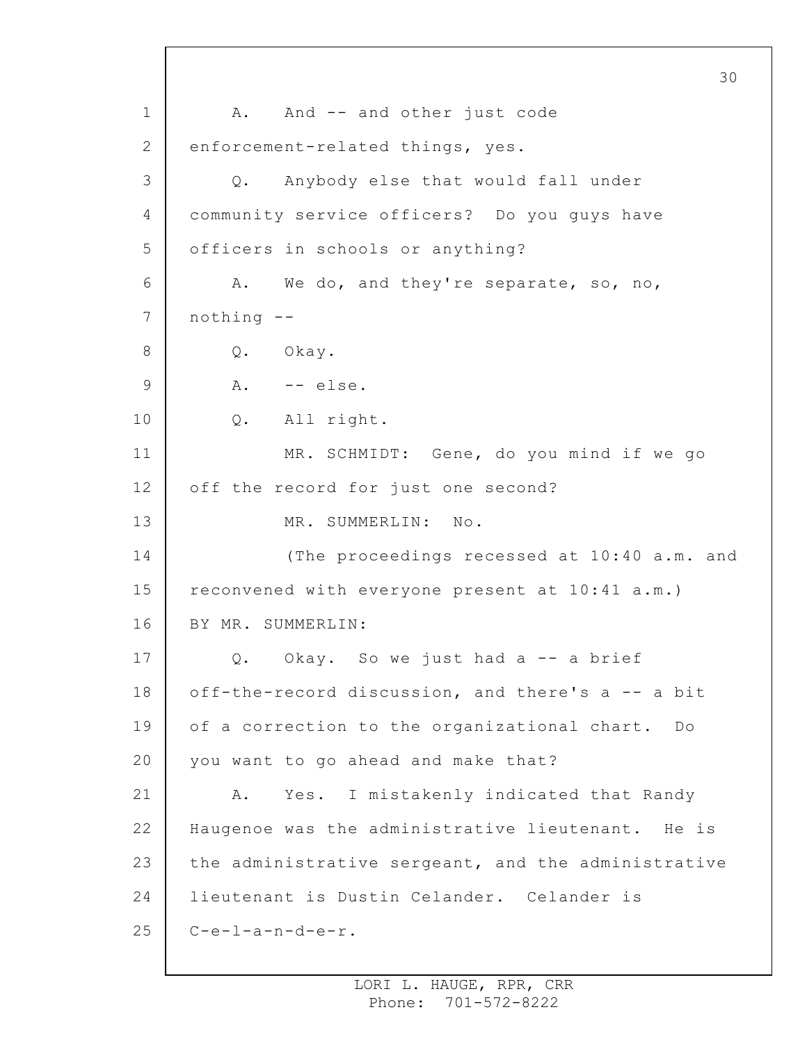A. And -- and other just code enforcement-related things, yes.

Q. Anybody else that would fall under community service officers? Do you guys have officers in schools or anything?

A. We do, and they're separate, so, no, nothing --

Q. Okay.

A. -- else.

Q. All right.

MR. SCHMIDT: Gene, do you mind if we go off the record for just one second?

MR. SUMMERLIN: No.

(The proceedings recessed at 10:40 a.m. and reconvened with everyone present at 10:41 a.m.)

BY MR. SUMMERLIN:

Q. Okay. So we just had a -- a brief off-the-record discussion, and there's a -- a bit of a correction to the organizational chart. Do you want to go ahead and make that?

A. Yes. I mistakenly indicated that Randy Haugenoe was the administrative lieutenant. He is the administrative sergeant, and the administrative lieutenant is Dustin Celander. Celander is C-e-l-a-n-d-e-r.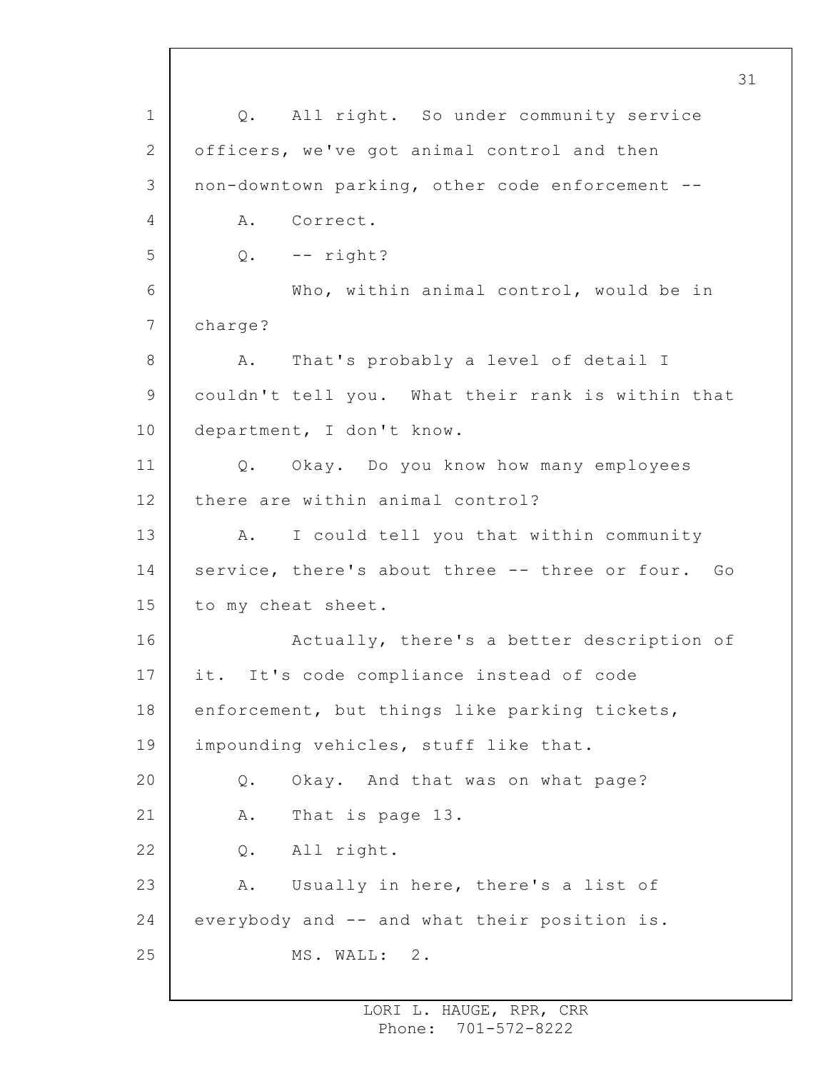Q. All right. So under community service officers, we've got animal control and then non-downtown parking, other code enforcement --

A. Correct.

Q. -- right?

Who, within animal control, would be in charge?

A. That's probably a level of detail I couldn't tell you. What their rank is within that department, I don't know.

Q. Okay. Do you know how many employees there are within animal control?

A. I could tell you that within community service, there's about three -- three or four. Go to my cheat sheet.

Actually, there's a better description of it. It's code compliance instead of code enforcement, but things like parking tickets, impounding vehicles, stuff like that.

Q. Okay. And that was on what page?

A. That is page 13.

Q. All right.

A. Usually in here, there's a list of everybody and -- and what their position is.

MS. WALL: 2.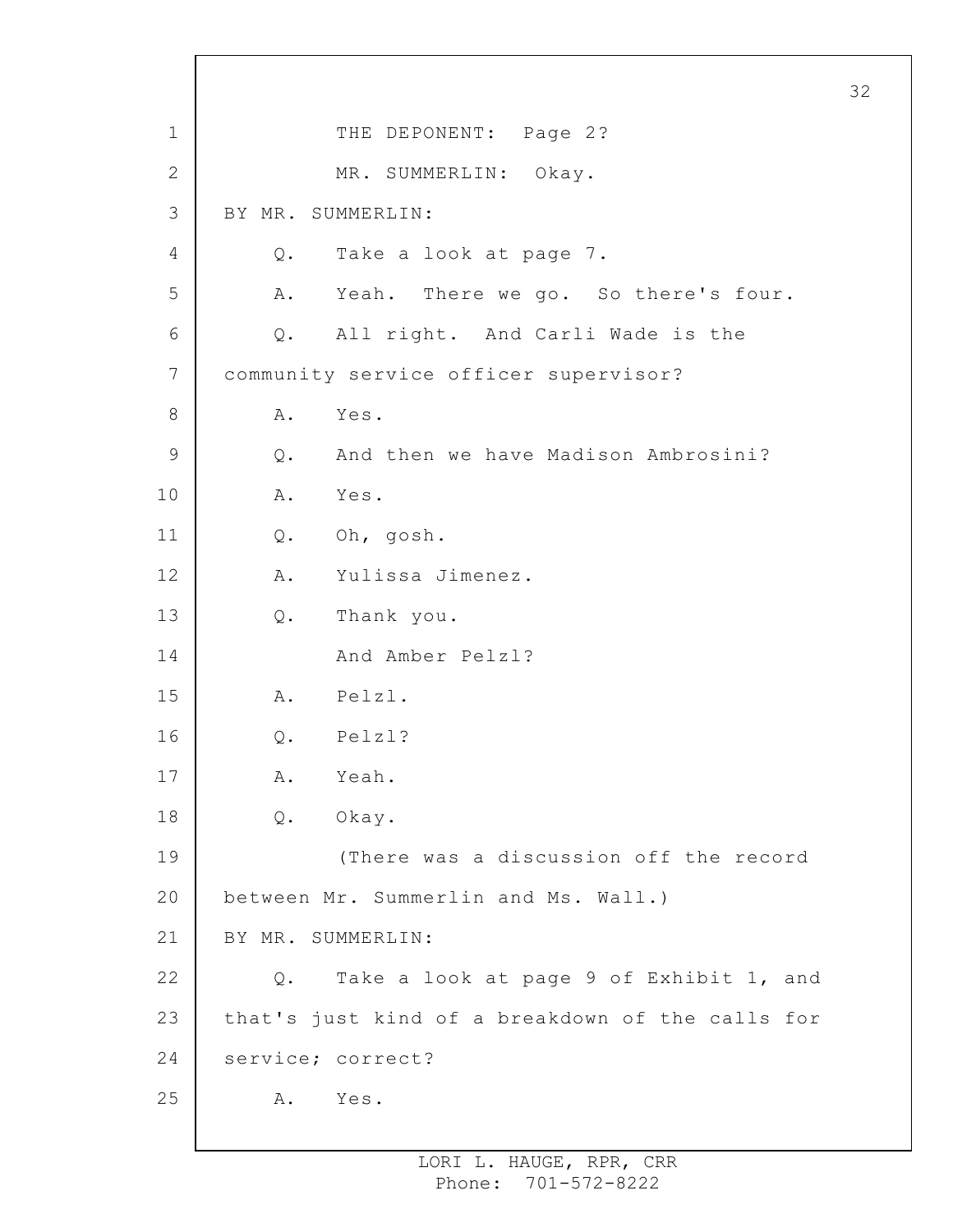THE DEPONENT: Page 2?

MR. SUMMERLIN: Okay.

BY MR. SUMMERLIN:

Q. Take a look at page 7.

A. Yeah. There we go. So there's four.

Q. All right. And Carli Wade is the community service officer supervisor?

A. Yes.

Q. And then we have Madison Ambrosini?

A. Yes.

Q. Oh, gosh.

A. Yulissa Jimenez.

Q. Thank you.

And Amber Pelzl?

A. Pelzl.

Q. Pelzl?

A. Yeah.

Q. Okay.

(There was a discussion off the record between Mr. Summerlin and Ms. Wall.)

BY MR. SUMMERLIN:

Q. Take a look at page 9 of Exhibit 1, and that's just kind of a breakdown of the calls for service; correct?

A. Yes.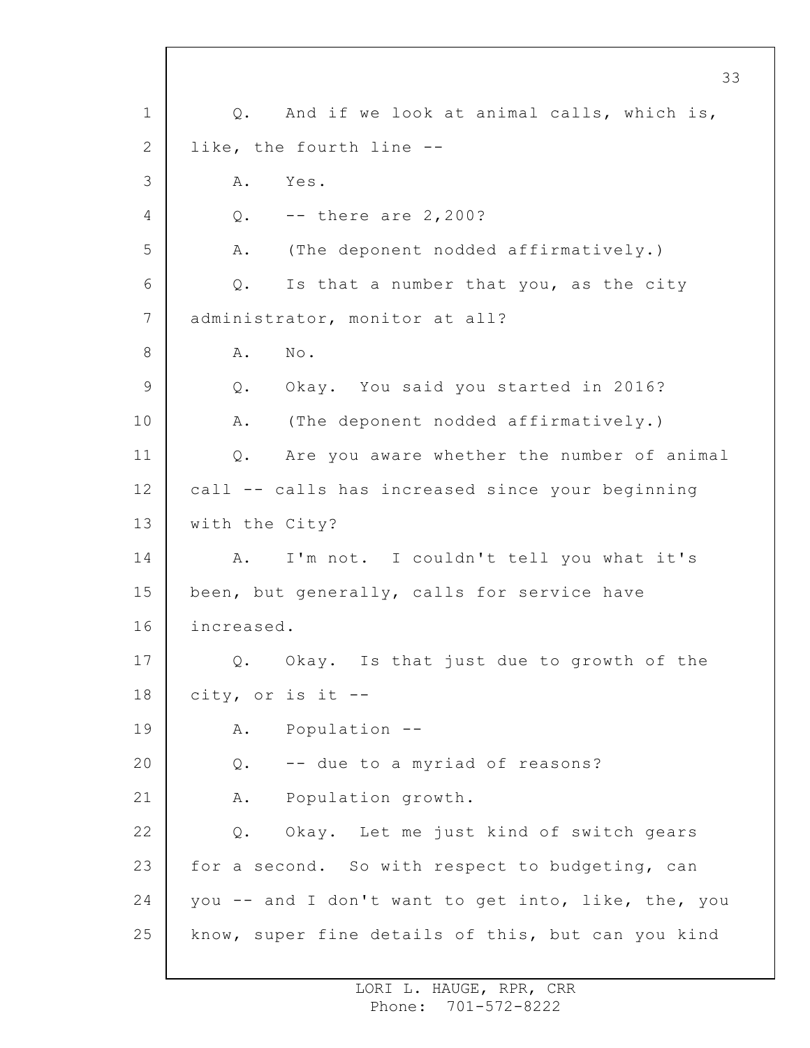Q. And if we look at animal calls, which is, like, the fourth line --

A. Yes.

Q. -- there are 2,200?

A. (The deponent nodded affirmatively.)

Q. Is that a number that you, as the city administrator, monitor at all?

A. No.

Q. Okay. You said you started in 2016?

A. (The deponent nodded affirmatively.)

Q. Are you aware whether the number of animal call -- calls has increased since your beginning with the City?

A. I'm not. I couldn't tell you what it's been, but generally, calls for service have increased.

Q. Okay. Is that just due to growth of the city, or is it --

A. Population --

Q. -- due to a myriad of reasons?

A. Population growth.

Q. Okay. Let me just kind of switch gears for a second. So with respect to budgeting, can you -- and I don't want to get into, like, the, you know, super fine details of this, but can you kind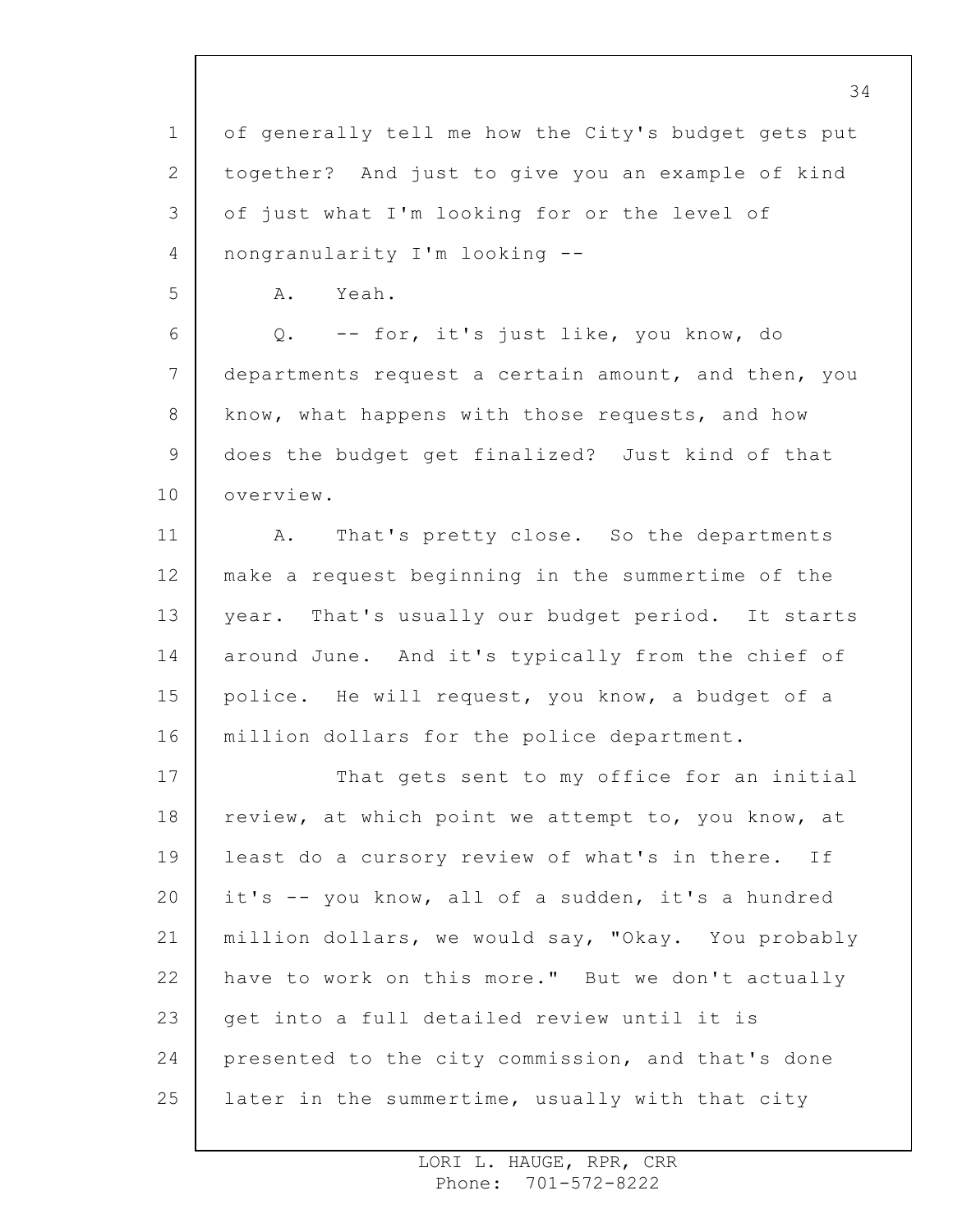of generally tell me how the City's budget gets put together? And just to give you an example of kind of just what I'm looking for or the level of nongranularity I'm looking --

A. Yeah.

Q. -- for, it's just like, you know, do departments request a certain amount, and then, you know, what happens with those requests, and how does the budget get finalized? Just kind of that overview.

A. That's pretty close. So the departments make a request beginning in the summertime of the year. That's usually our budget period. It starts around June. And it's typically from the chief of police. He will request, you know, a budget of a million dollars for the police department.

That gets sent to my office for an initial review, at which point we attempt to, you know, at least do a cursory review of what's in there. If it's -- you know, all of a sudden, it's a hundred million dollars, we would say, "Okay. You probably have to work on this more." But we don't actually get into a full detailed review until it is presented to the city commission, and that's done later in the summertime, usually with that city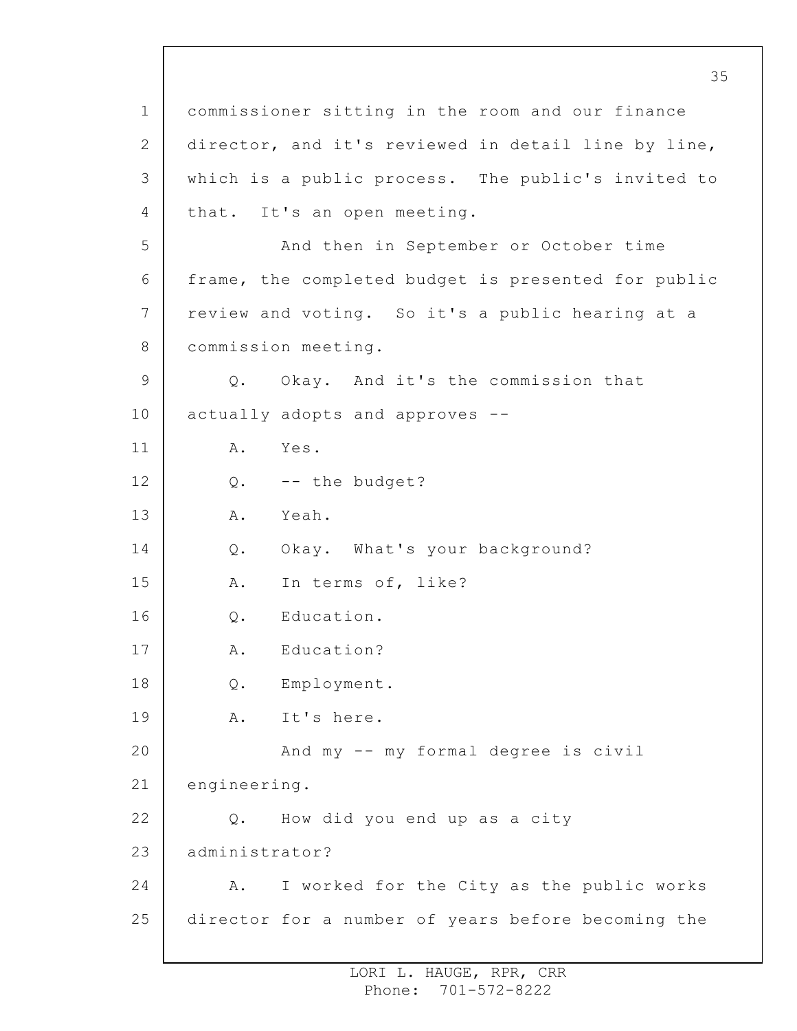commissioner sitting in the room and our finance director, and it's reviewed in detail line by line, which is a public process. The public's invited to that. It's an open meeting.

And then in September or October time frame, the completed budget is presented for public review and voting. So it's a public hearing at a commission meeting.

Q. Okay. And it's the commission that actually adopts and approves --

A. Yes.

Q. -- the budget?

A. Yeah.

Q. Okay. What's your background?

A. In terms of, like?

Q. Education.

A. Education?

Q. Employment.

A. It's here.

And my -- my formal degree is civil engineering.

Q. How did you end up as a city administrator?

A. I worked for the City as the public works director for a number of years before becoming the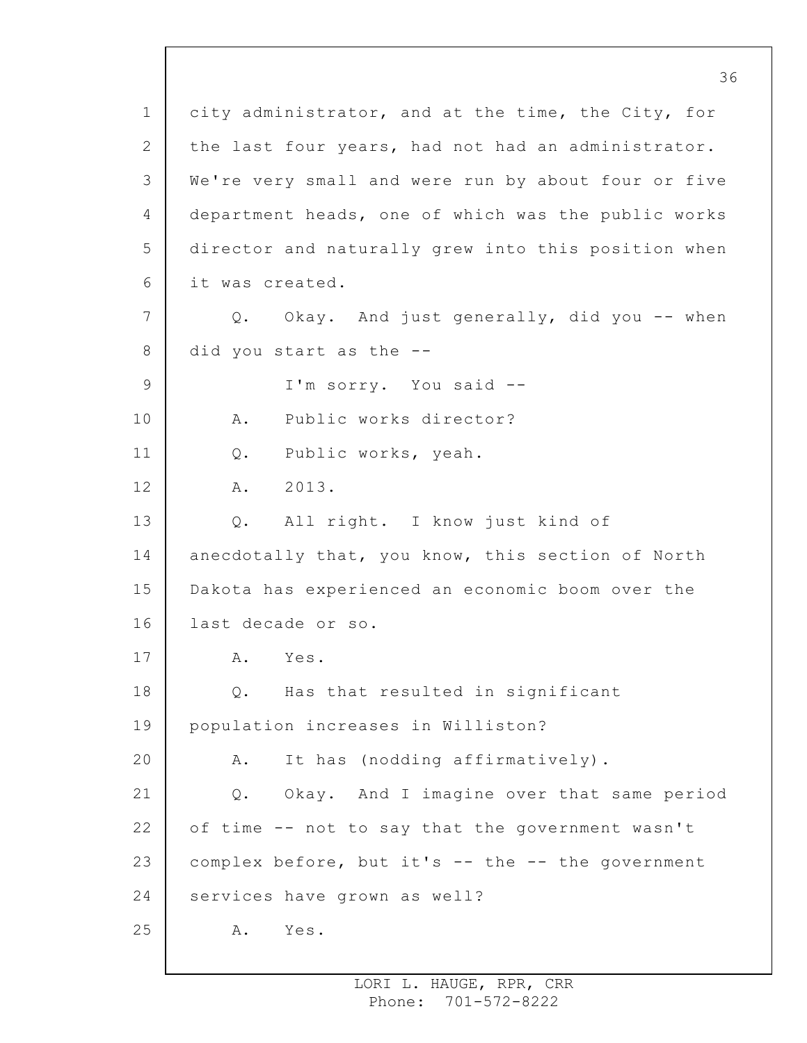city administrator, and at the time, the City, for the last four years, had not had an administrator. We're very small and were run by about four or five department heads, one of which was the public works director and naturally grew into this position when it was created.

Q. Okay. And just generally, did you -- when did you start as the --

I'm sorry. You said --

A. Public works director?

Q. Public works, yeah.

A. 2013.

Q. All right. I know just kind of anecdotally that, you know, this section of North Dakota has experienced an economic boom over the last decade or so.

A. Yes.

Q. Has that resulted in significant population increases in Williston?

A. It has (nodding affirmatively).

Q. Okay. And I imagine over that same period of time -- not to say that the government wasn't complex before, but it's -- the -- the government services have grown as well?

A. Yes.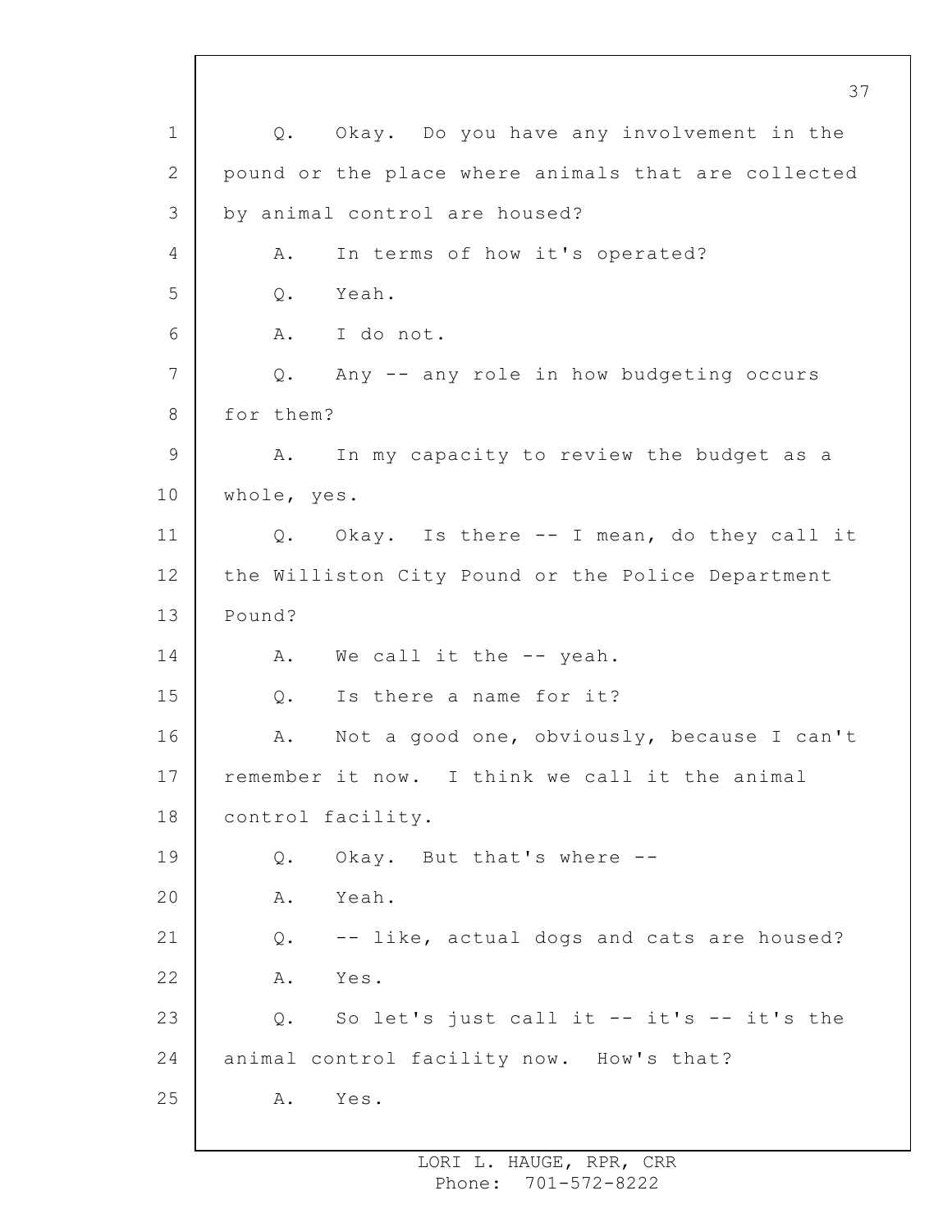Q. Okay. Do you have any involvement in the pound or the place where animals that are collected by animal control are housed?

A. In terms of how it's operated?

Q. Yeah.

A. I do not.

Q. Any -- any role in how budgeting occurs for them?

A. In my capacity to review the budget as a whole, yes.

Q. Okay. Is there -- I mean, do they call it the Williston City Pound or the Police Department Pound?

A. We call it the -- yeah.

Q. Is there a name for it?

A. Not a good one, obviously, because I can't remember it now. I think we call it the animal control facility.

Q. Okay. But that's where --

A. Yeah.

Q. -- like, actual dogs and cats are housed?

A. Yes.

Q. So let's just call it -- it's -- it's the animal control facility now. How's that?

A. Yes.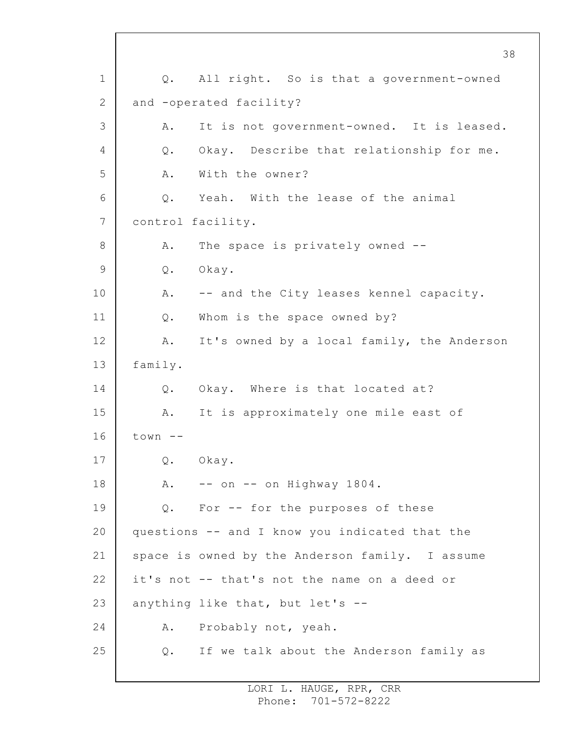Q. All right. So is that a government-owned and -operated facility?

A. It is not government-owned. It is leased.

Q. Okay. Describe that relationship for me.

A. With the owner?

Q. Yeah. With the lease of the animal control facility.

A. The space is privately owned --

Q. Okay.

A. -- and the City leases kennel capacity.

Q. Whom is the space owned by?

A. It's owned by a local family, the Anderson family.

Q. Okay. Where is that located at?

A. It is approximately one mile east of town --

Q. Okay.

A. -- on -- on Highway 1804.

Q. For -- for the purposes of these questions -- and I know you indicated that the space is owned by the Anderson family. I assume it's not -- that's not the name on a deed or anything like that, but let's --

A. Probably not, yeah.

Q. If we talk about the Anderson family as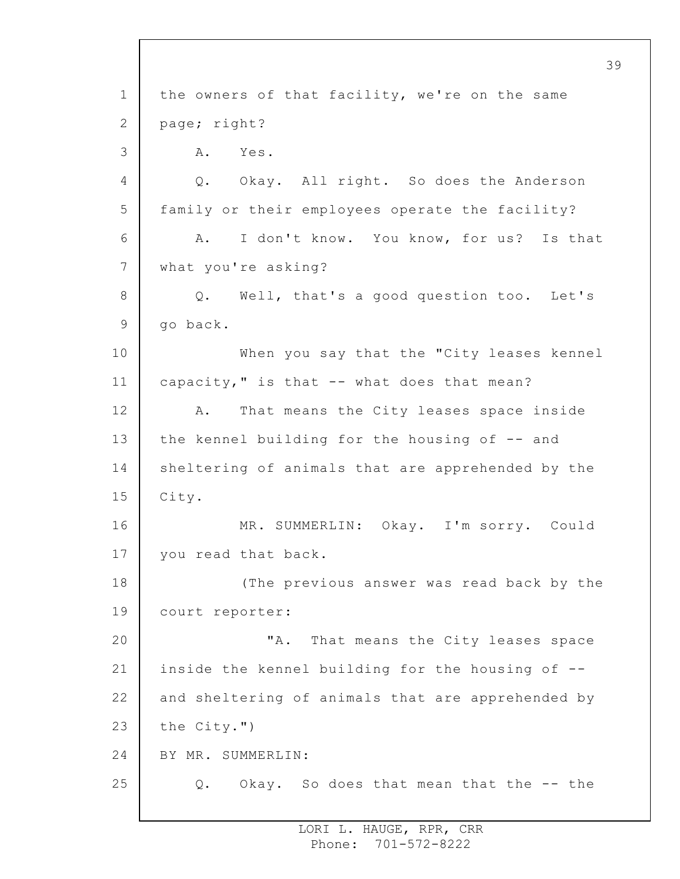the owners of that facility, we're on the same page; right?

A. Yes.

Q. Okay. All right. So does the Anderson family or their employees operate the facility?

A. I don't know. You know, for us? Is that what you're asking?

Q. Well, that's a good question too. Let's go back.

When you say that the "City leases kennel capacity," is that -- what does that mean?

A. That means the City leases space inside the kennel building for the housing of -- and sheltering of animals that are apprehended by the City.

MR. SUMMERLIN: Okay. I'm sorry. Could you read that back.

(The previous answer was read back by the court reporter:

"A. That means the City leases space inside the kennel building for the housing of -- and sheltering of animals that are apprehended by the City.")

BY MR. SUMMERLIN:

Q. Okay. So does that mean that the -- the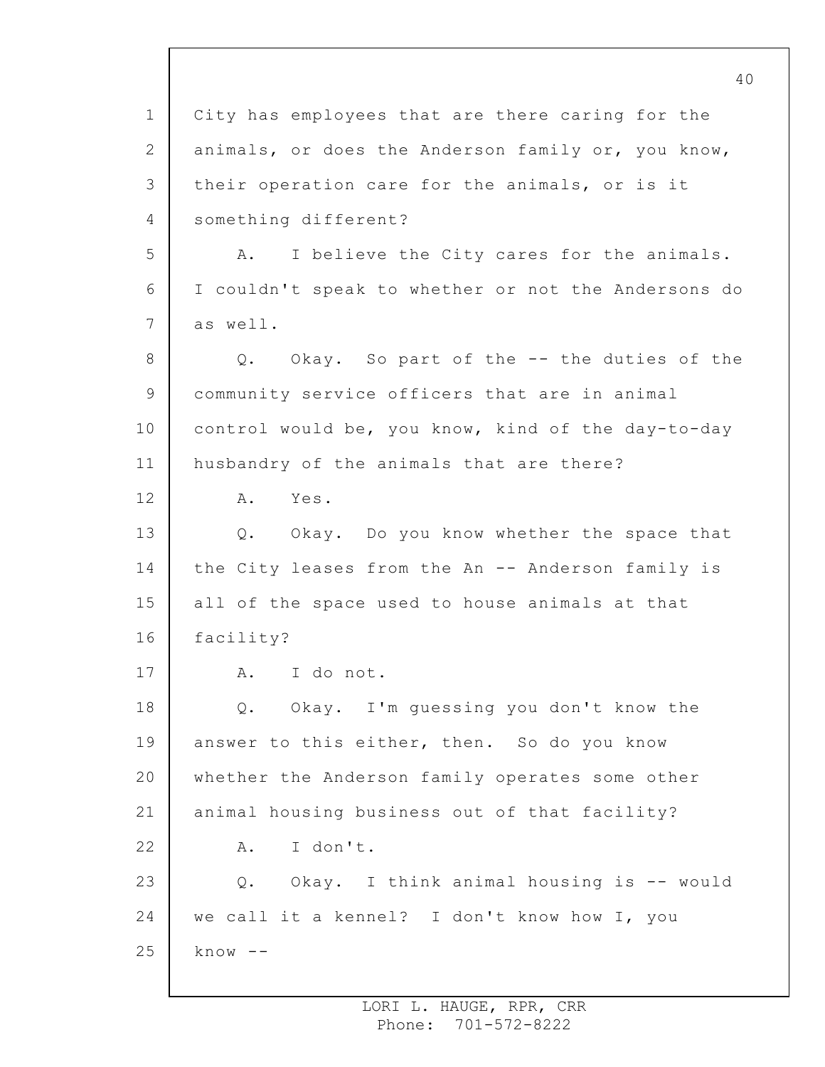City has employees that are there caring for the animals, or does the Anderson family or, you know, their operation care for the animals, or is it something different?

A. I believe the City cares for the animals. I couldn't speak to whether or not the Andersons do as well.

Q. Okay. So part of the -- the duties of the community service officers that are in animal control would be, you know, kind of the day-to-day husbandry of the animals that are there?

A. Yes.

Q. Okay. Do you know whether the space that the City leases from the An -- Anderson family is all of the space used to house animals at that facility?

A. I do not.

Q. Okay. I'm guessing you don't know the answer to this either, then. So do you know whether the Anderson family operates some other animal housing business out of that facility?

A. I don't.

Q. Okay. I think animal housing is -- would we call it a kennel? I don't know how I, you know --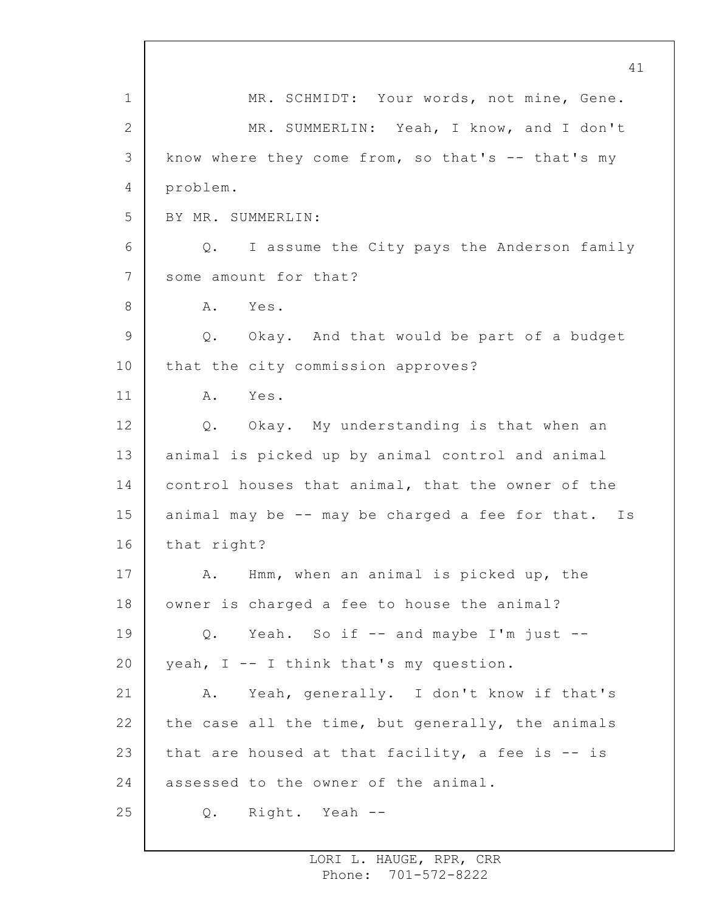MR. SCHMIDT: Your words, not mine, Gene.

MR. SUMMERLIN: Yeah, I know, and I don't know where they come from, so that's -- that's my problem.

BY MR. SUMMERLIN:

Q. I assume the City pays the Anderson family some amount for that?

A. Yes.

Q. Okay. And that would be part of a budget that the city commission approves?

A. Yes.

Q. Okay. My understanding is that when an animal is picked up by animal control and animal control houses that animal, that the owner of the animal may be -- may be charged a fee for that. Is that right?

A. Hmm, when an animal is picked up, the owner is charged a fee to house the animal?

Q. Yeah. So if -- and maybe I'm just -- yeah, I -- I think that's my question.

A. Yeah, generally. I don't know if that's the case all the time, but generally, the animals that are housed at that facility, a fee is -- is assessed to the owner of the animal.

Q. Right. Yeah --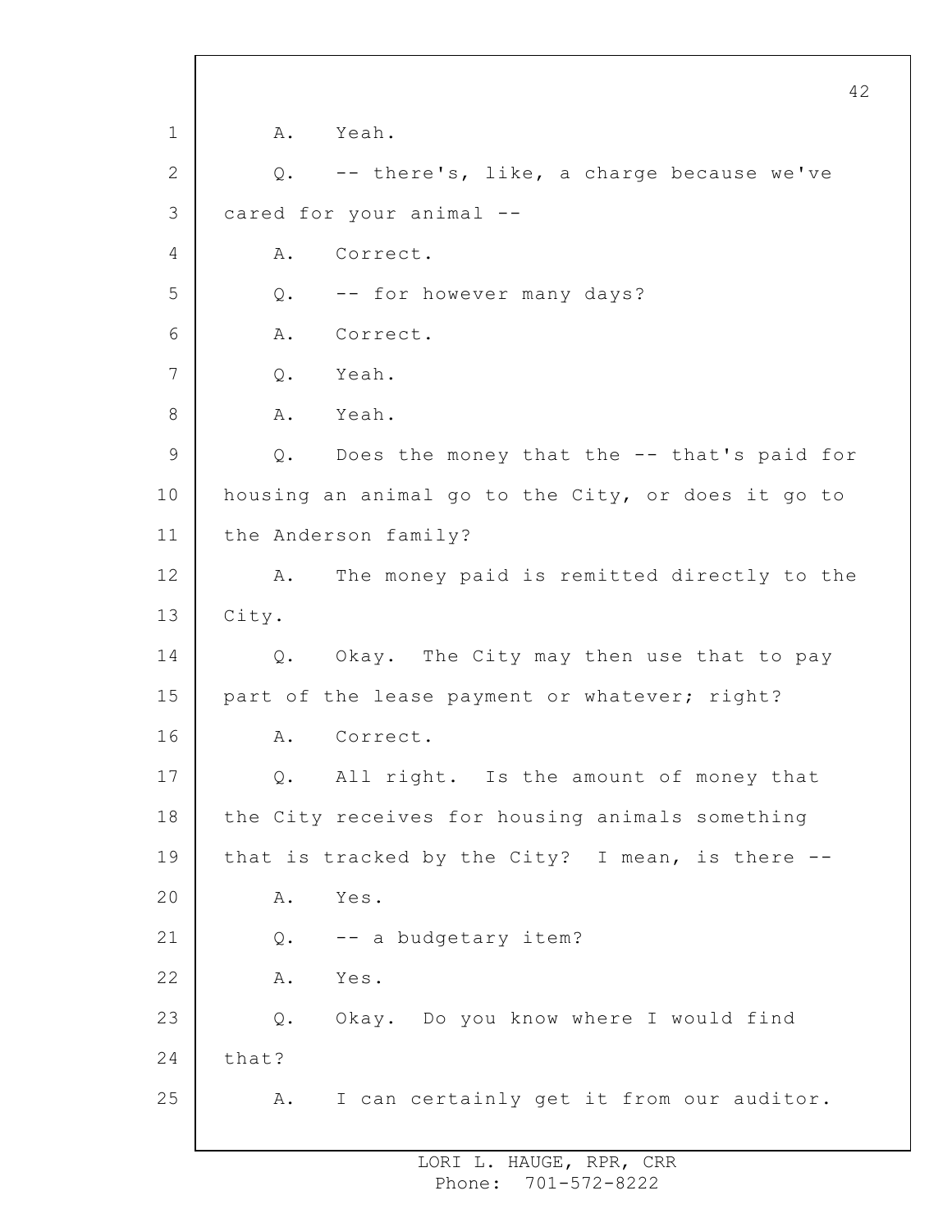A. Yeah.

Q. -- there's, like, a charge because we've cared for your animal --

A. Correct.

Q. -- for however many days?

A. Correct.

Q. Yeah.

A. Yeah.

Q. Does the money that the -- that's paid for housing an animal go to the City, or does it go to the Anderson family?

A. The money paid is remitted directly to the City.

Q. Okay. The City may then use that to pay part of the lease payment or whatever; right?

A. Correct.

Q. All right. Is the amount of money that the City receives for housing animals something that is tracked by the City? I mean, is there --

A. Yes.

Q. -- a budgetary item?

A. Yes.

Q. Okay. Do you know where I would find that?

A. I can certainly get it from our auditor.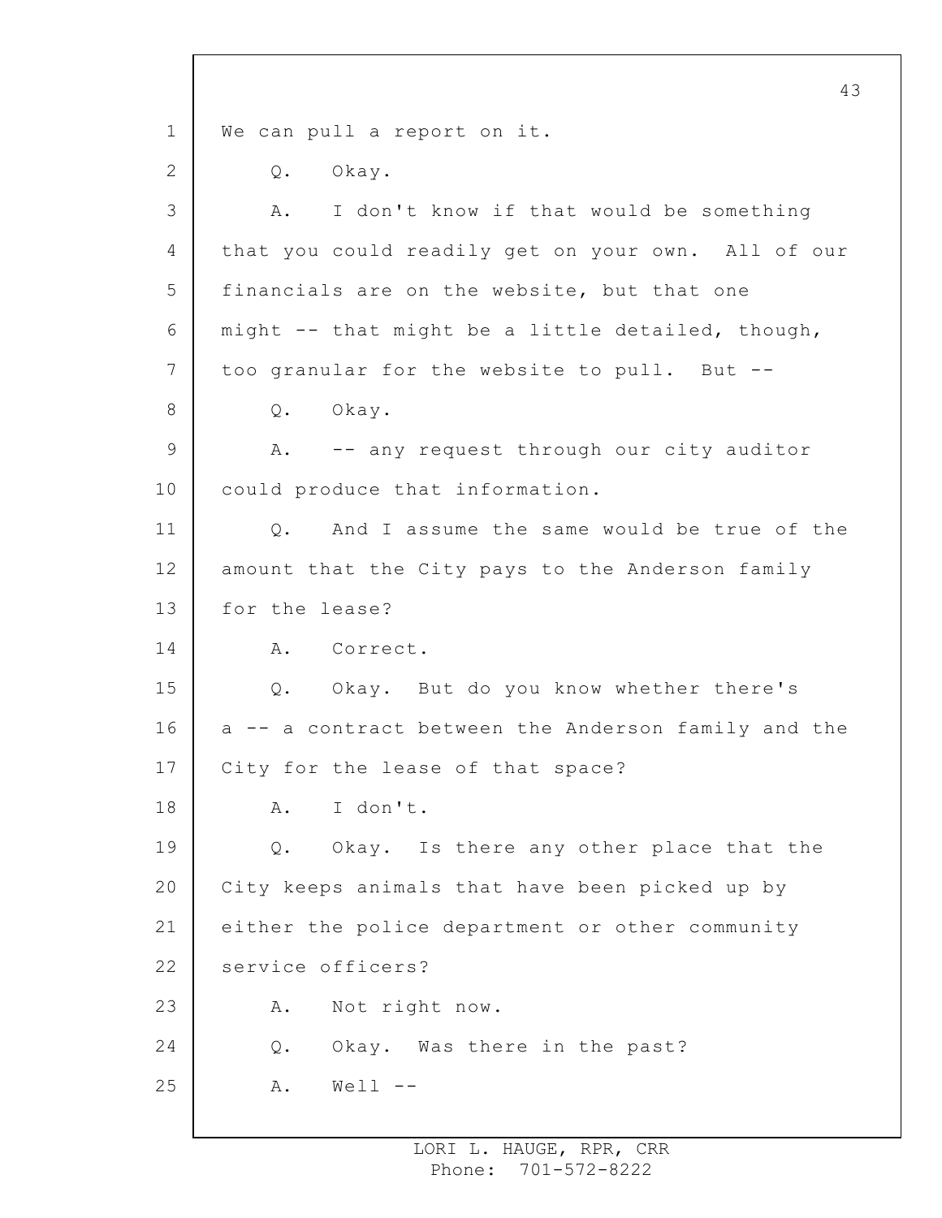We can pull a report on it.

Q. Okay.

A. I don't know if that would be something that you could readily get on your own. All of our financials are on the website, but that one might -- that might be a little detailed, though, too granular for the website to pull. But --

Q. Okay.

A. -- any request through our city auditor could produce that information.

Q. And I assume the same would be true of the amount that the City pays to the Anderson family for the lease?

A. Correct.

Q. Okay. But do you know whether there's a -- a contract between the Anderson family and the City for the lease of that space?

A. I don't.

Q. Okay. Is there any other place that the City keeps animals that have been picked up by either the police department or other community service officers?

A. Not right now.

Q. Okay. Was there in the past?

A. Well --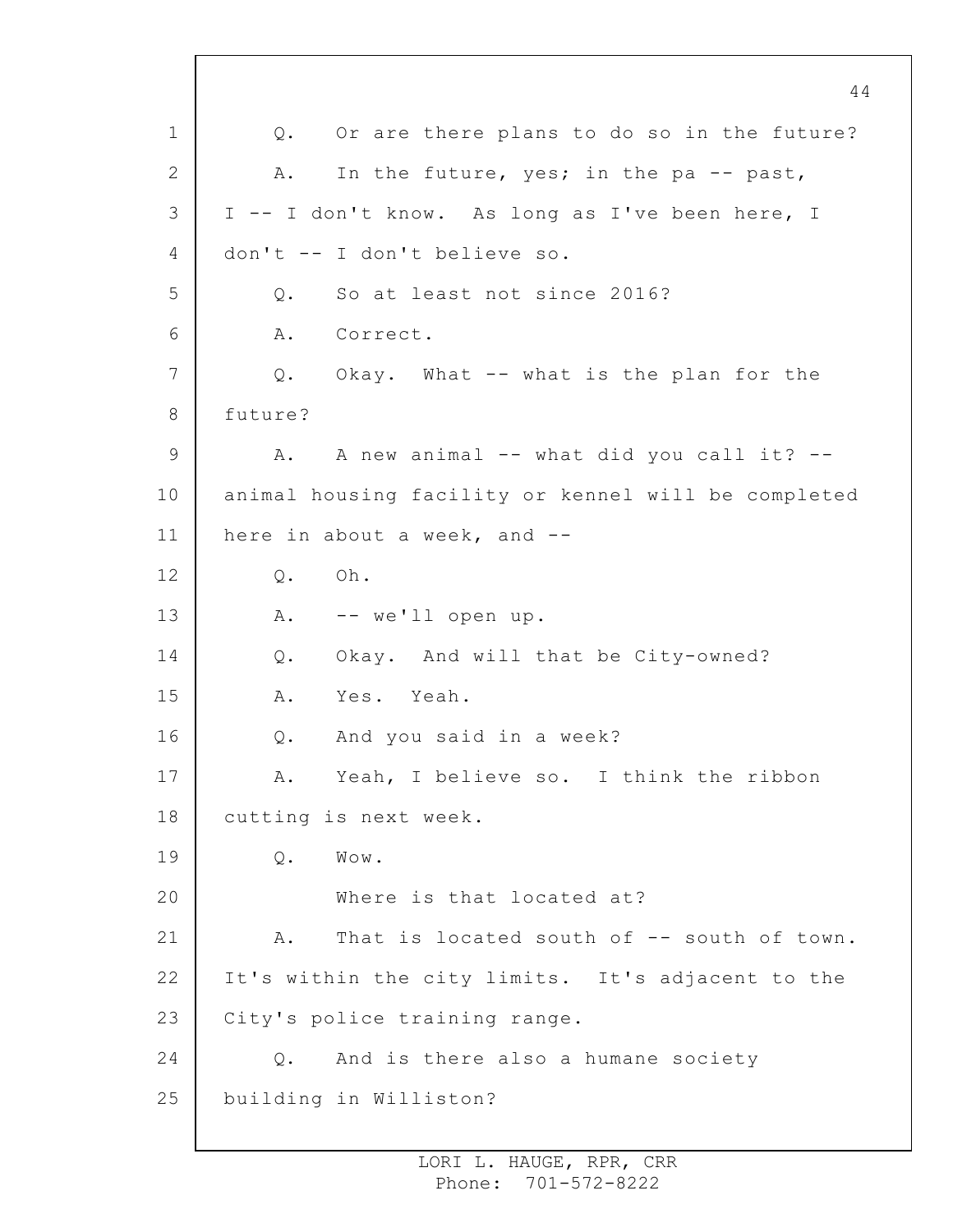Q. Or are there plans to do so in the future?

A. In the future, yes; in the pa -- past, I -- I don't know. As long as I've been here, I don't -- I don't believe so.

Q. So at least not since 2016?

A. Correct.

Q. Okay. What -- what is the plan for the future?

A. A new animal -- what did you call it? -- animal housing facility or kennel will be completed here in about a week, and --

Q. Oh.

A. -- we'll open up.

Q. Okay. And will that be City-owned?

A. Yes. Yeah.

Q. And you said in a week?

A. Yeah, I believe so. I think the ribbon cutting is next week.

Q. Wow.

Where is that located at?

A. That is located south of -- south of town. It's within the city limits. It's adjacent to the City's police training range.

Q. And is there also a humane society building in Williston?

LORI L. HAUGE, RPR, CRR
Phone: 701-572-8222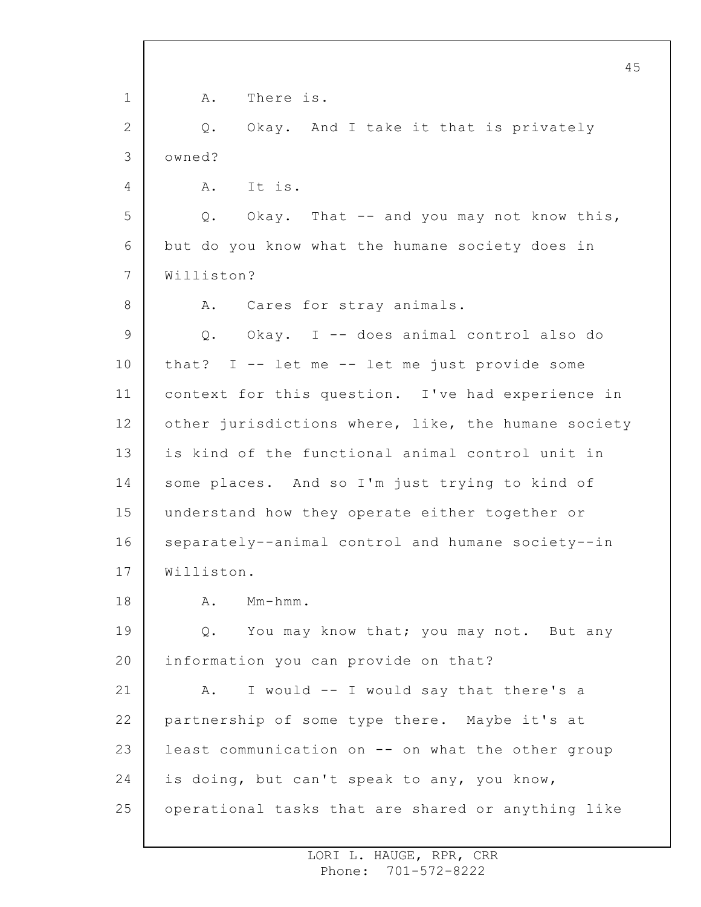A. There is.

Q. Okay. And I take it that is privately owned?

A. It is.

Q. Okay. That -- and you may not know this, but do you know what the humane society does in Williston?

A. Cares for stray animals.

Q. Okay. I -- does animal control also do that? I -- let me -- let me just provide some context for this question. I've had experience in other jurisdictions where, like, the humane society is kind of the functional animal control unit in some places. And so I'm just trying to kind of understand how they operate either together or separately--animal control and humane society--in Williston.

A. Mm-hmm.

Q. You may know that; you may not. But any information you can provide on that?

A. I would -- I would say that there's a partnership of some type there. Maybe it's at least communication on -- on what the other group is doing, but can't speak to any, you know, operational tasks that are shared or anything like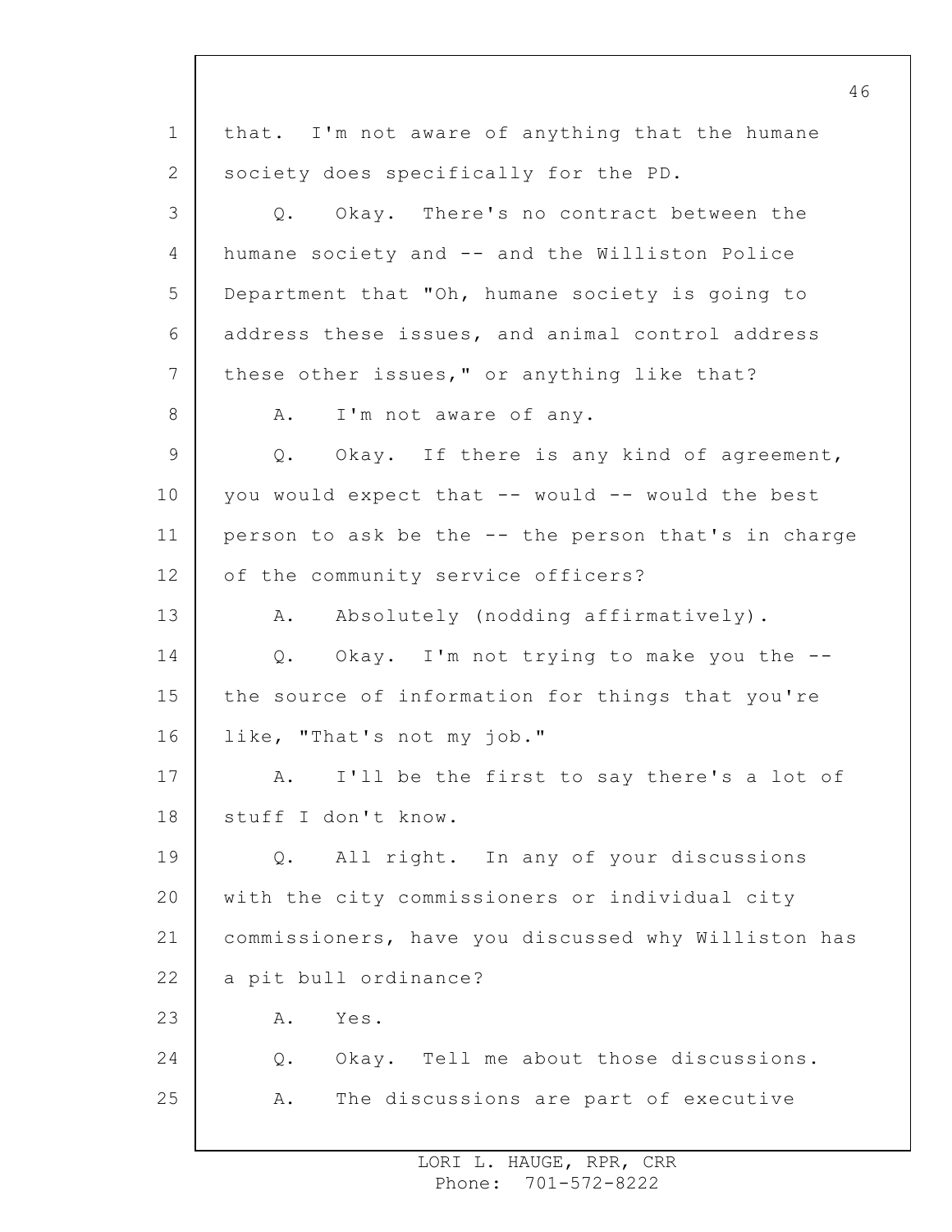that. I'm not aware of anything that the humane society does specifically for the PD.

Q. Okay. There's no contract between the humane society and -- and the Williston Police Department that "Oh, humane society is going to address these issues, and animal control address these other issues," or anything like that?

A. I'm not aware of any.

Q. Okay. If there is any kind of agreement, you would expect that -- would -- would the best person to ask be the -- the person that's in charge of the community service officers?

A. Absolutely (nodding affirmatively).

Q. Okay. I'm not trying to make you the -- the source of information for things that you're like, "That's not my job."

A. I'll be the first to say there's a lot of stuff I don't know.

Q. All right. In any of your discussions with the city commissioners or individual city commissioners, have you discussed why Williston has a pit bull ordinance?

A. Yes.

Q. Okay. Tell me about those discussions.

A. The discussions are part of executive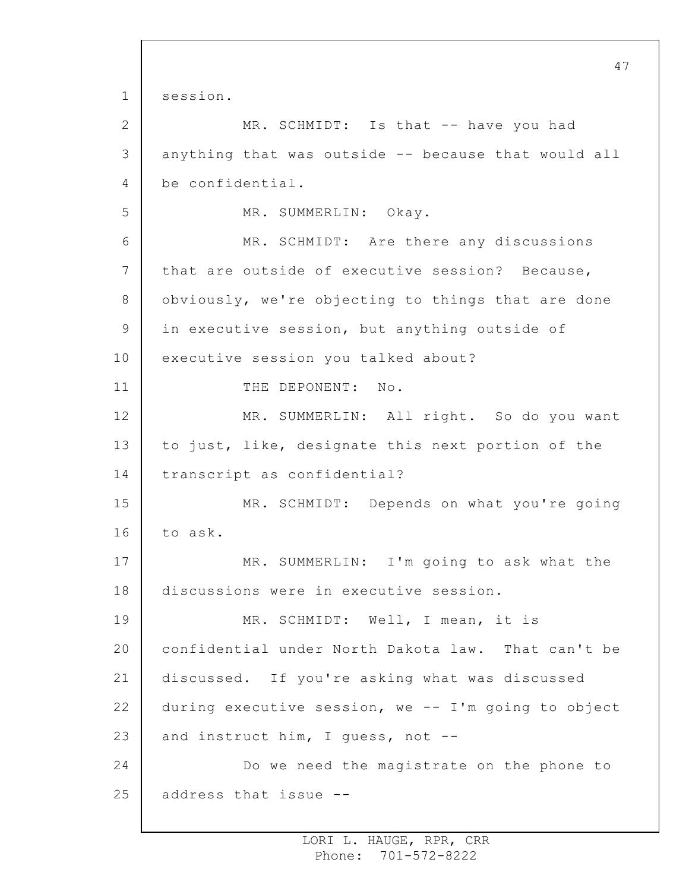session.

MR. SCHMIDT: Is that -- have you had anything that was outside -- because that would all be confidential.

MR. SUMMERLIN: Okay.

MR. SCHMIDT: Are there any discussions that are outside of executive session? Because, obviously, we're objecting to things that are done in executive session, but anything outside of executive session you talked about?

THE DEPONENT: No.

MR. SUMMERLIN: All right. So do you want to just, like, designate this next portion of the transcript as confidential?

MR. SCHMIDT: Depends on what you're going to ask.

MR. SUMMERLIN: I'm going to ask what the discussions were in executive session.

MR. SCHMIDT: Well, I mean, it is confidential under North Dakota law. That can't be discussed. If you're asking what was discussed during executive session, we -- I'm going to object and instruct him, I guess, not --

Do we need the magistrate on the phone to address that issue --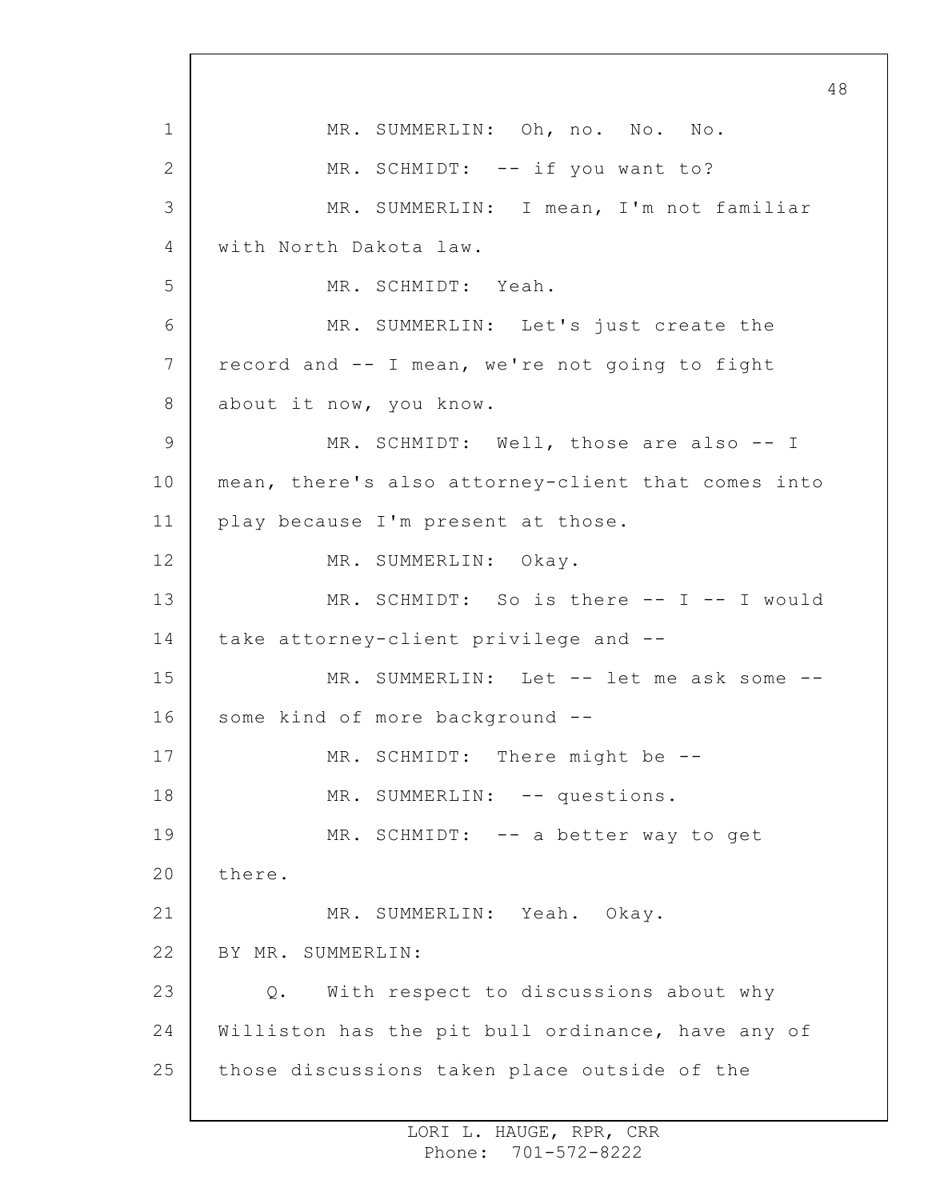MR. SUMMERLIN: Oh, no. No. No.

MR. SCHMIDT: -- if you want to?

MR. SUMMERLIN: I mean, I'm not familiar with North Dakota law.

MR. SCHMIDT: Yeah.

MR. SUMMERLIN: Let's just create the record and -- I mean, we're not going to fight about it now, you know.

MR. SCHMIDT: Well, those are also -- I mean, there's also attorney-client that comes into play because I'm present at those.

MR. SUMMERLIN: Okay.

MR. SCHMIDT: So is there -- I -- I would take attorney-client privilege and --

MR. SUMMERLIN: Let -- let me ask some -- some kind of more background --

MR. SCHMIDT: There might be --

MR. SUMMERLIN: -- questions.

MR. SCHMIDT: -- a better way to get there.

MR. SUMMERLIN: Yeah. Okay.

BY MR. SUMMERLIN:

Q. With respect to discussions about why Williston has the pit bull ordinance, have any of those discussions taken place outside of the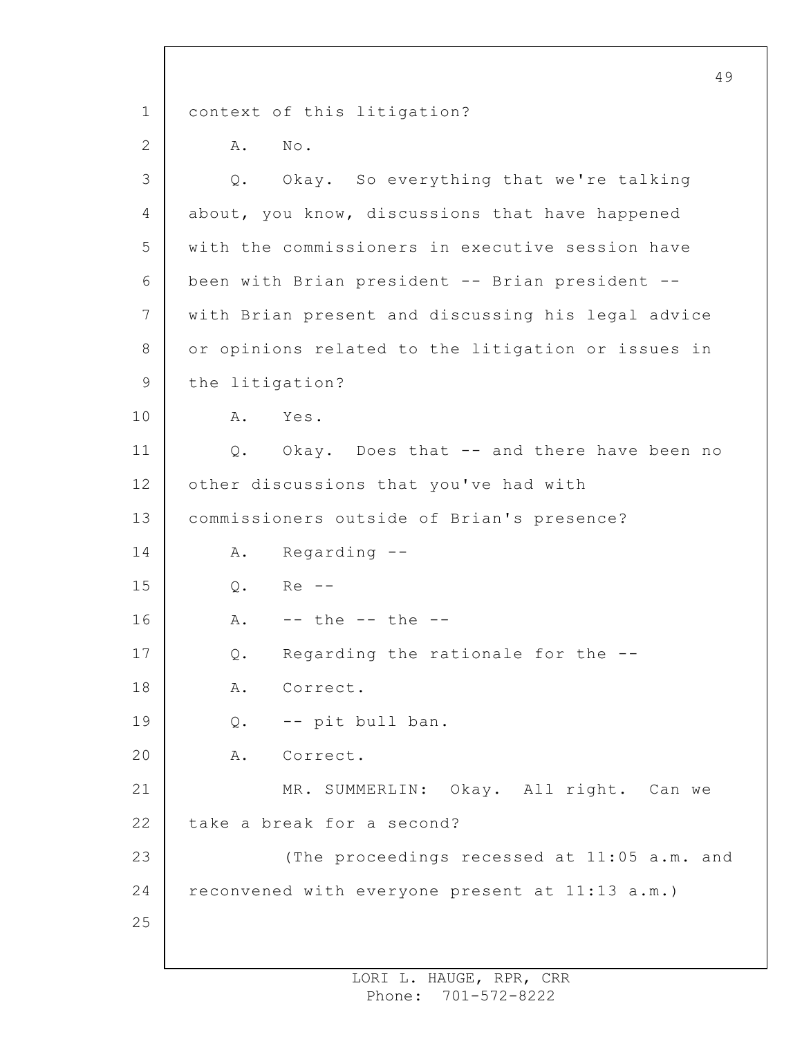context of this litigation?

A. No.

Q. Okay. So everything that we're talking about, you know, discussions that have happened with the commissioners in executive session have been with Brian president -- Brian president -- with Brian present and discussing his legal advice or opinions related to the litigation or issues in the litigation?

A. Yes.

Q. Okay. Does that -- and there have been no other discussions that you've had with commissioners outside of Brian's presence?

A. Regarding --

Q. Re --

A. -- the -- the --

Q. Regarding the rationale for the --

A. Correct.

Q. -- pit bull ban.

A. Correct.

MR. SUMMERLIN: Okay. All right. Can we take a break for a second?

(The proceedings recessed at 11:05 a.m. and reconvened with everyone present at 11:13 a.m.)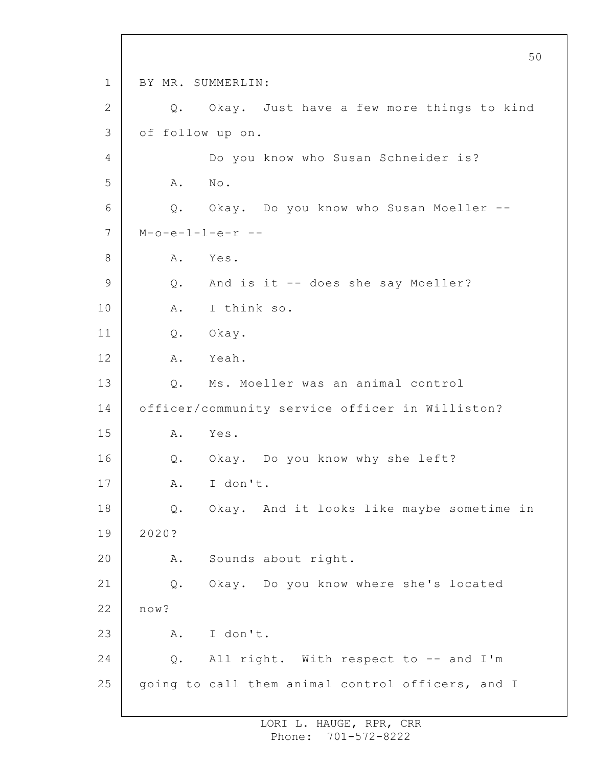BY MR. SUMMERLIN:

Q. Okay. Just have a few more things to kind of follow up on.

Do you know who Susan Schneider is?

A. No.

Q. Okay. Do you know who Susan Moeller -- M-o-e-l-l-e-r --

A. Yes.

Q. And is it -- does she say Moeller?

A. I think so.

Q. Okay.

A. Yeah.

Q. Ms. Moeller was an animal control officer/community service officer in Williston?

A. Yes.

Q. Okay. Do you know why she left?

A. I don't.

Q. Okay. And it looks like maybe sometime in 2020?

A. Sounds about right.

Q. Okay. Do you know where she's located now?

A. I don't.

Q. All right. With respect to -- and I'm going to call them animal control officers, and I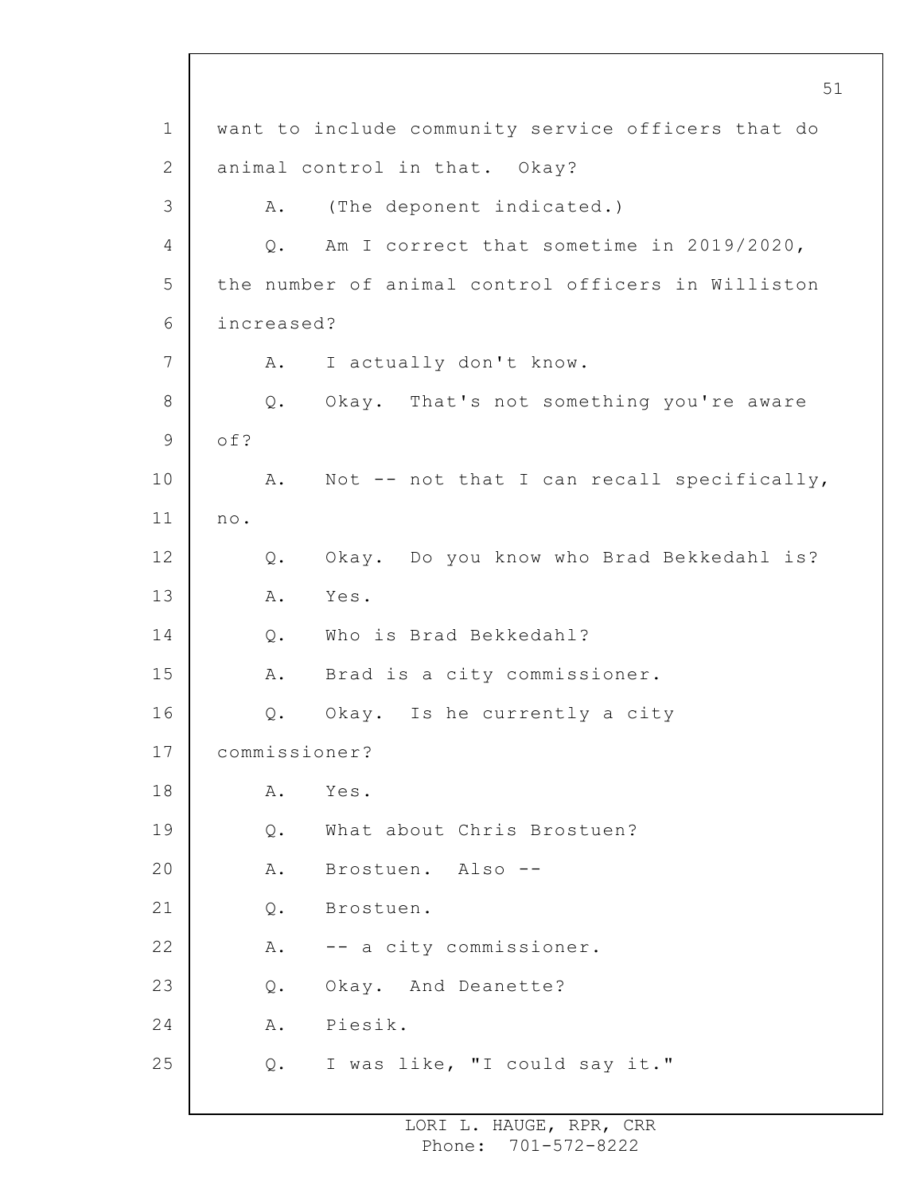1 want to include community service officers that do
2 animal control in that. Okay?
3 A. (The deponent indicated.)
4 Q. Am I correct that sometime in 2019/2020,
5 the number of animal control officers in Williston
6 increased?
7 A. I actually don't know.
8 Q. Okay. That's not something you're aware
9 of?
10 A. Not -- not that I can recall specifically,
11 no.
12 Q. Okay. Do you know who Brad Bekkedahl is?
13 A. Yes.
14 Q. Who is Brad Bekkedahl?
15 A. Brad is a city commissioner.
16 Q. Okay. Is he currently a city
17 commissioner?
18 A. Yes.
19 Q. What about Chris Brostuen?
20 A. Brostuen. Also --
21 Q. Brostuen.
22 A. -- a city commissioner.
23 Q. Okay. And Deanette?
24 A. Piesik.
25 Q. I was like, "I could say it."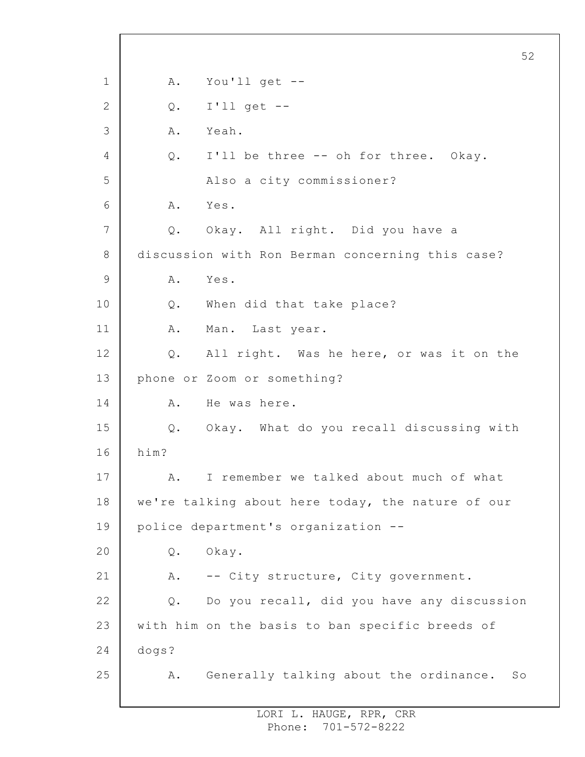A. You'll get --

Q. I'll get --

A. Yeah.

Q. I'll be three -- oh for three. Okay.

Also a city commissioner?

A. Yes.

Q. Okay. All right. Did you have a discussion with Ron Berman concerning this case?

A. Yes.

Q. When did that take place?

A. Man. Last year.

Q. All right. Was he here, or was it on the phone or Zoom or something?

A. He was here.

Q. Okay. What do you recall discussing with him?

A. I remember we talked about much of what we're talking about here today, the nature of our police department's organization --

Q. Okay.

A. -- City structure, City government.

Q. Do you recall, did you have any discussion with him on the basis to ban specific breeds of dogs?

A. Generally talking about the ordinance. So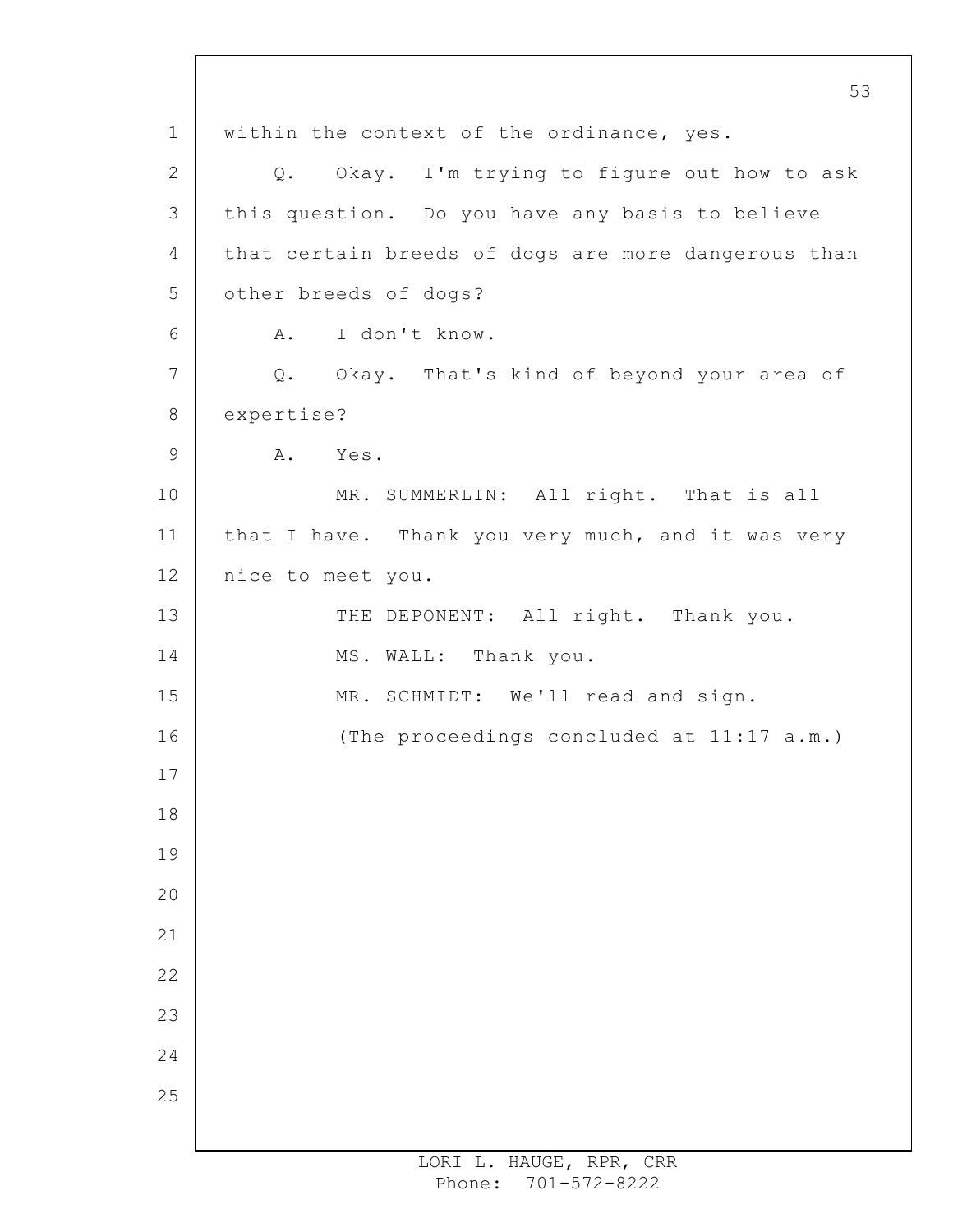within the context of the ordinance, yes.

Q. Okay. I'm trying to figure out how to ask this question. Do you have any basis to believe that certain breeds of dogs are more dangerous than other breeds of dogs?

A. I don't know.

Q. Okay. That's kind of beyond your area of expertise?

A. Yes.

MR. SUMMERLIN: All right. That is all that I have. Thank you very much, and it was very nice to meet you.

THE DEPONENT: All right. Thank you.

MS. WALL: Thank you.

MR. SCHMIDT: We'll read and sign.

(The proceedings concluded at 11:17 a.m.)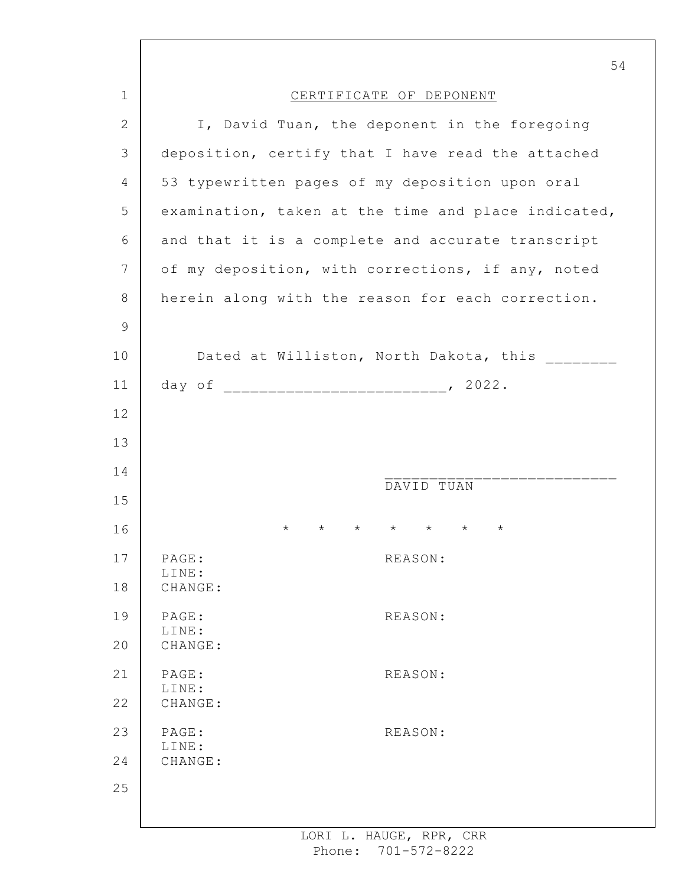## CERTIFICATE OF DEPONENT

I, David Tuan, the deponent in the foregoing deposition, certify that I have read the attached 53 typewritten pages of my deposition upon oral examination, taken at the time and place indicated, and that it is a complete and accurate transcript of my deposition, with corrections, if any, noted herein along with the reason for each correction.

Dated at Williston, North Dakota, this ________ day of ________________________, 2022.

__________________________
DAVID TUAN

* * * * * * *

PAGE: REASON:
LINE:
CHANGE:

PAGE: REASON:
LINE:
CHANGE:

PAGE: REASON:
LINE:
CHANGE:

PAGE: REASON:
LINE:
CHANGE: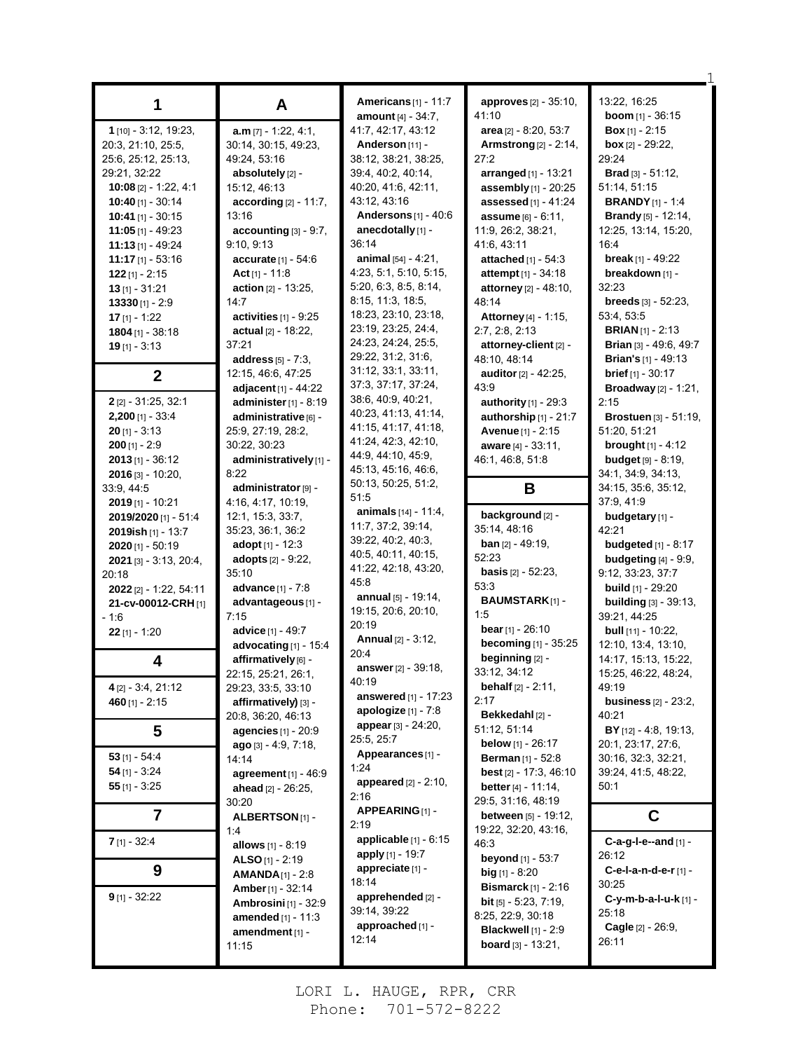## 1

**1** [10] - 3:12, 19:23, 20:3, 21:10, 25:5, 25:6, 25:12, 25:13, 29:21, 32:22
**10:08** [2] - 1:22, 4:1
**10:40** [1] - 30:14
**10:41** [1] - 30:15
**11:05** [1] - 49:23
**11:13** [1] - 49:24
**11:17** [1] - 53:16
**122** [1] - 2:15
**13** [1] - 31:21
**13330** [1] - 2:9
**17** [1] - 1:22
**1804** [1] - 38:18
**19** [1] - 3:13

## 2

**2** [2] - 31:25, 32:1
**2,200** [1] - 33:4
**20** [1] - 3:13
**200** [1] - 2:9
**2013** [1] - 36:12
**2016** [3] - 10:20, 33:9, 44:5
**2019** [1] - 10:21
**2019/2020** [1] - 51:4
**2019ish** [1] - 13:7
**2020** [1] - 50:19
**2021** [3] - 3:13, 20:4, 20:18
**2022** [2] - 1:22, 54:11
**21-cv-00012-CRH** [1] - 1:6
**22** [1] - 1:20

## 4

**4** [2] - 3:4, 21:12
**460** [1] - 2:15

## 5

**53** [1] - 54:4
**54** [1] - 3:24
**55** [1] - 3:25

## 7

**7** [1] - 32:4

## 9

**9** [1] - 32:22

## A

**a.m** [7] - 1:22, 4:1, 30:14, 30:15, 49:23, 49:24, 53:16
**absolutely** [2] - 15:12, 46:13
**according** [2] - 11:7, 13:16
**accounting** [3] - 9:7, 9:10, 9:13
**accurate** [1] - 54:6
**Act** [1] - 11:8
**action** [2] - 13:25, 14:7
**activities** [1] - 9:25
**actual** [2] - 18:22, 37:21
**address** [5] - 7:3, 12:15, 46:6, 47:25
**adjacent** [1] - 44:22
**administer** [1] - 8:19
**administrative** [6] - 25:9, 27:19, 28:2, 30:22, 30:23
**administratively** [1] - 8:22
**administrator** [9] - 4:16, 4:17, 10:19, 12:1, 15:3, 33:7, 35:23, 36:1, 36:2
**adopt** [1] - 12:3
**adopts** [2] - 9:22, 35:10
**advance** [1] - 7:8
**advantageous** [1] - 7:15
**advice** [1] - 49:7
**advocating** [1] - 15:4
**affirmatively** [6] - 22:15, 25:21, 26:1, 29:23, 33:5, 33:10
**affirmatively)** [3] - 20:8, 36:20, 46:13
**agencies** [1] - 20:9
**ago** [3] - 4:9, 7:18, 14:14
**agreement** [1] - 46:9
**ahead** [2] - 26:25, 30:20
**ALBERTSON** [1] - 1:4
**allows** [1] - 8:19
**ALSO** [1] - 2:19
**AMANDA** [1] - 2:8
**Amber** [1] - 32:14
**Ambrosini** [1] - 32:9
**amended** [1] - 11:3
**amendment** [1] - 11:15
**Americans** [1] - 11:7
**amount** [4] - 34:7, 41:7, 42:17, 43:12
**Anderson** [11] - 38:12, 38:21, 38:25, 39:4, 40:2, 40:14, 40:20, 41:6, 42:11, 43:12, 43:16
**Andersons** [1] - 40:6
**anecdotally** [1] - 36:14
**animal** [54] - 4:21, 4:23, 5:1, 5:10, 5:15, 5:20, 6:3, 8:5, 8:14, 8:15, 11:3, 18:5, 18:23, 23:10, 23:18, 23:19, 23:25, 24:4, 24:23, 24:24, 25:5, 29:22, 31:2, 31:6, 31:12, 33:1, 33:11, 37:3, 37:17, 37:24, 38:6, 40:9, 40:21, 40:23, 41:13, 41:14, 41:15, 41:17, 41:18, 41:24, 42:3, 42:10, 44:9, 44:10, 45:9, 45:13, 45:16, 46:6, 50:13, 50:25, 51:2, 51:5
**animals** [14] - 11:4, 11:7, 37:2, 39:14, 39:22, 40:2, 40:3, 40:5, 40:11, 40:15, 41:22, 42:18, 43:20, 45:8
**annual** [5] - 19:14, 19:15, 20:6, 20:10, 20:19
**Annual** [2] - 3:12, 20:4
**answer** [2] - 39:18, 40:19
**answered** [1] - 17:23
**apologize** [1] - 7:8
**appear** [3] - 24:20, 25:5, 25:7
**Appearances** [1] - 1:24
**appeared** [2] - 2:10, 2:16
**APPEARING** [1] - 2:19
**applicable** [1] - 6:15
**apply** [1] - 19:7
**appreciate** [1] - 18:14
**apprehended** [2] - 39:14, 39:22
**approached** [1] - 12:14
**approves** [2] - 35:10, 41:10
**area** [2] - 8:20, 53:7
**Armstrong** [2] - 2:14, 27:2
**arranged** [1] - 13:21
**assembly** [1] - 20:25
**assessed** [1] - 41:24
**assume** [6] - 6:11, 11:9, 26:2, 38:21, 41:6, 43:11
**attached** [1] - 54:3
**attempt** [1] - 34:18
**attorney** [2] - 48:10, 48:14
**Attorney** [4] - 1:15, 2:7, 2:8, 2:13
**attorney-client** [2] - 48:10, 48:14
**auditor** [2] - 42:25, 43:9
**authority** [1] - 29:3
**authorship** [1] - 21:7
**Avenue** [1] - 2:15
**aware** [4] - 33:11, 46:1, 46:8, 51:8

## B

**background** [2] - 35:14, 48:16
**ban** [2] - 49:19, 52:23
**basis** [2] - 52:23, 53:3
**BAUMSTARK** [1] - 1:5
**bear** [1] - 26:10
**becoming** [1] - 35:25
**beginning** [2] - 33:12, 34:12
**behalf** [2] - 2:11, 2:17
**Bekkedahl** [2] - 51:12, 51:14
**below** [1] - 26:17
**Berman** [1] - 52:8
**best** [2] - 17:3, 46:10
**better** [4] - 11:14, 29:5, 31:16, 48:19
**between** [5] - 19:12, 19:22, 32:20, 43:16, 46:3
**beyond** [1] - 53:7
**big** [1] - 8:20
**Bismarck** [1] - 2:16
**bit** [5] - 5:23, 7:19, 8:25, 22:9, 30:18
**Blackwell** [1] - 2:9
**board** [3] - 13:21, 13:22, 16:25
**boom** [1] - 36:15
**Box** [1] - 2:15
**box** [2] - 29:22, 29:24
**Brad** [3] - 51:12, 51:14, 51:15
**BRANDY** [1] - 1:4
**Brandy** [5] - 12:14, 12:25, 13:14, 15:20, 16:4
**break** [1] - 49:22
**breakdown** [1] - 32:23
**breeds** [3] - 52:23, 53:4, 53:5
**BRIAN** [1] - 2:13
**Brian** [3] - 49:6, 49:7
**Brian's** [1] - 49:13
**brief** [1] - 30:17
**Broadway** [2] - 1:21, 2:15
**Brostuen** [3] - 51:19, 51:20, 51:21
**brought** [1] - 4:12
**budget** [9] - 8:19, 34:1, 34:9, 34:13, 34:15, 35:6, 35:12, 37:9, 41:9
**budgetary** [1] - 42:21
**budgeted** [1] - 8:17
**budgeting** [4] - 9:9, 9:12, 33:23, 37:7
**build** [1] - 29:20
**building** [3] - 39:13, 39:21, 44:25
**bull** [11] - 10:22, 12:10, 13:4, 13:10, 14:17, 15:13, 15:22, 15:25, 46:22, 48:24, 49:19
**business** [2] - 23:2, 40:21
**BY** [12] - 4:8, 19:13, 20:1, 23:17, 27:6, 30:16, 32:3, 32:21, 39:24, 41:5, 48:22, 50:1

## C

**C-a-g-l-e--and** [1] - 26:12
**C-e-l-a-n-d-e-r** [1] - 30:25
**C-y-m-b-a-l-u-k** [1] - 25:18
**Cagle** [2] - 26:9, 26:11

LORI L. HAUGE, RPR, CRR
Phone: 701-572-8222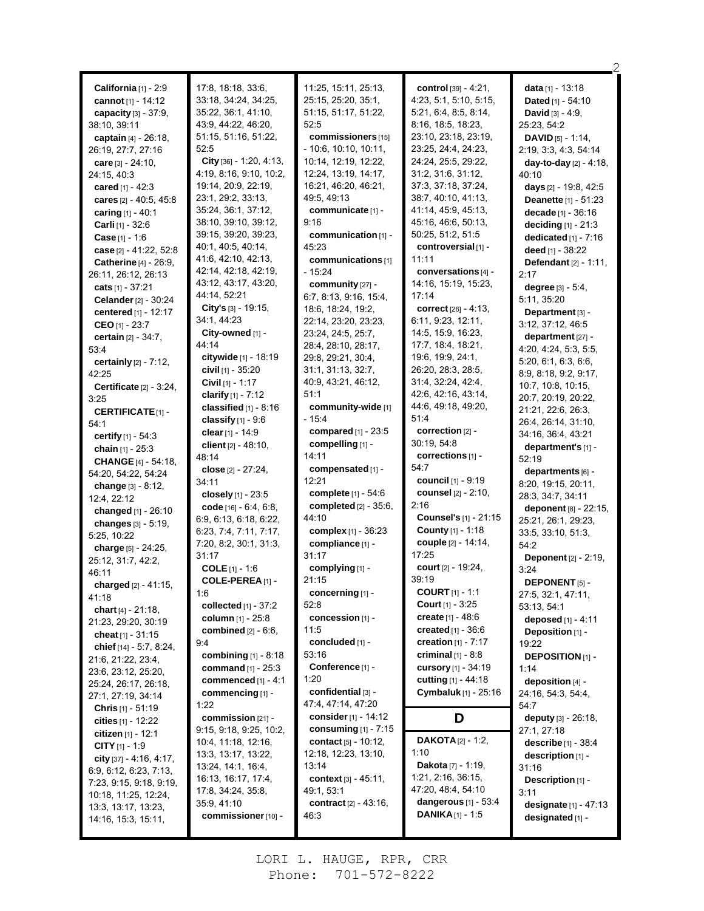**California** [1] - 2:9
**cannot** [1] - 14:12
**capacity** [3] - 37:9, 38:10, 39:11
**captain** [4] - 26:18, 26:19, 27:7, 27:16
**care** [3] - 24:10, 24:15, 40:3
**cared** [1] - 42:3
**cares** [2] - 40:5, 45:8
**caring** [1] - 40:1
**Carli** [1] - 32:6
**Case** [1] - 1:6
**case** [2] - 41:22, 52:8
**Catherine** [4] - 26:9, 26:11, 26:12, 26:13
**cats** [1] - 37:21
**Celander** [2] - 30:24
**centered** [1] - 12:17
**CEO** [1] - 23:7
**certain** [2] - 34:7, 53:4
**certainly** [2] - 7:12, 42:25
**Certificate** [2] - 3:24, 3:25
**CERTIFICATE** [1] - 54:1
**certify** [1] - 54:3
**chain** [1] - 25:3
**CHANGE** [4] - 54:18, 54:20, 54:22, 54:24
**change** [3] - 8:12, 12:4, 22:12
**changed** [1] - 26:10
**changes** [3] - 5:19, 5:25, 10:22
**charge** [5] - 24:25, 25:12, 31:7, 42:2, 46:11
**charged** [2] - 41:15, 41:18
**chart** [4] - 21:18, 21:23, 29:20, 30:19
**cheat** [1] - 31:15
**chief** [14] - 5:7, 8:24, 21:6, 21:22, 23:4, 23:6, 23:12, 25:20, 25:24, 26:17, 26:18, 27:1, 27:19, 34:14
**Chris** [1] - 51:19
**cities** [1] - 12:22
**citizen** [1] - 12:1
**CITY** [1] - 1:9
**city** [37] - 4:16, 4:17, 6:9, 6:12, 6:23, 7:13, 7:23, 9:15, 9:18, 9:19, 10:18, 11:25, 12:24, 13:3, 13:17, 13:23, 14:16, 15:3, 15:11, 17:8, 18:18, 33:6, 33:18, 34:24, 34:25, 35:22, 36:1, 41:10, 43:9, 44:22, 46:20, 51:15, 51:16, 51:22, 52:5
**City** [36] - 1:20, 4:13, 4:19, 8:16, 9:10, 10:2, 19:14, 20:9, 22:19, 23:1, 29:2, 33:13, 35:24, 36:1, 37:12, 38:10, 39:10, 39:12, 39:15, 39:20, 39:23, 40:1, 40:5, 40:14, 41:6, 42:10, 42:13, 42:14, 42:18, 42:19, 43:12, 43:17, 43:20, 44:14, 52:21
**City's** [3] - 19:15, 34:1, 44:23
**City-owned** [1] - 44:14
**citywide** [1] - 18:19
**civil** [1] - 35:20
**Civil** [1] - 1:17
**clarify** [1] - 7:12
**classified** [1] - 8:16
**classify** [1] - 9:6
**clear** [1] - 14:9
**client** [2] - 48:10, 48:14
**close** [2] - 27:24, 34:11
**closely** [1] - 23:5
**code** [16] - 6:4, 6:8, 6:9, 6:13, 6:18, 6:22, 6:23, 7:4, 7:11, 7:17, 7:20, 8:2, 30:1, 31:3, 31:17
**COLE** [1] - 1:6
**COLE-PEREA** [1] - 1:6
**collected** [1] - 37:2
**column** [1] - 25:8
**combined** [2] - 6:6, 9:4
**combining** [1] - 8:18
**command** [1] - 25:3
**commenced** [1] - 4:1
**commencing** [1] - 1:22
**commission** [21] - 9:15, 9:18, 9:25, 10:2, 10:4, 11:18, 12:16, 13:3, 13:17, 13:22, 13:24, 14:1, 16:4, 16:13, 16:17, 17:4, 17:8, 34:24, 35:8, 35:9, 41:10
**commissioner** [10] - 11:25, 15:11, 25:13, 25:15, 25:20, 35:1, 51:15, 51:17, 51:22, 52:5
**commissioners** [15] - 10:6, 10:10, 10:11, 10:14, 12:19, 12:22, 12:24, 13:19, 14:17, 16:21, 46:20, 46:21, 49:5, 49:13
**communicate** [1] - 9:16
**communication** [1] - 45:23
**communications** [1] - 15:24
**community** [27] - 6:7, 8:13, 9:16, 15:4, 18:6, 18:24, 19:2, 22:14, 23:20, 23:23, 23:24, 24:5, 25:7, 28:4, 28:10, 28:17, 29:8, 29:21, 30:4, 31:1, 31:13, 32:7, 40:9, 43:21, 46:12, 51:1
**community-wide** [1] - 15:4
**compared** [1] - 23:5
**compelling** [1] - 14:11
**compensated** [1] - 12:21
**complete** [1] - 54:6
**completed** [2] - 35:6, 44:10
**complex** [1] - 36:23
**compliance** [1] - 31:17
**complying** [1] - 21:15
**concerning** [1] - 52:8
**concession** [1] - 11:5
**concluded** [1] - 53:16
**Conference** [1] - 1:20
**confidential** [3] - 47:4, 47:14, 47:20
**consider** [1] - 14:12
**consuming** [1] - 7:15
**contact** [5] - 10:12, 12:18, 12:23, 13:10, 13:14
**context** [3] - 45:11, 49:1, 53:1
**contract** [2] - 43:16, 46:3
**control** [39] - 4:21, 4:23, 5:1, 5:10, 5:15, 5:21, 6:4, 8:5, 8:14, 8:16, 18:5, 18:23, 23:10, 23:18, 23:19, 23:25, 24:4, 24:23, 24:24, 25:5, 29:22, 31:2, 31:6, 31:12, 37:3, 37:18, 37:24, 38:7, 40:10, 41:13, 41:14, 45:9, 45:13, 45:16, 46:6, 50:13, 50:25, 51:2, 51:5
**controversial** [1] - 11:11
**conversations** [4] - 14:16, 15:19, 15:23, 17:14
**correct** [26] - 4:13, 6:11, 9:23, 12:11, 14:5, 15:9, 16:23, 17:7, 18:4, 18:21, 19:6, 19:9, 24:1, 26:20, 28:3, 28:5, 31:4, 32:24, 42:4, 42:6, 42:16, 43:14, 44:6, 49:18, 49:20, 51:4
**correction** [2] - 30:19, 54:8
**corrections** [1] - 54:7
**council** [1] - 9:19
**counsel** [2] - 2:10, 2:16
**Counsel's** [1] - 21:15
**County** [1] - 1:18
**couple** [2] - 14:14, 17:25
**court** [2] - 19:24, 39:19
**COURT** [1] - 1:1
**Court** [1] - 3:25
**create** [1] - 48:6
**created** [1] - 36:6
**creation** [1] - 7:17
**criminal** [1] - 8:8
**cursory** [1] - 34:19
**cutting** [1] - 44:18
**Cymbaluk** [1] - 25:16

## D

**DAKOTA** [2] - 1:2, 1:10
**Dakota** [7] - 1:19, 1:21, 2:16, 36:15, 47:20, 48:4, 54:10
**dangerous** [1] - 53:4
**DANIKA** [1] - 1:5
**data** [1] - 13:18
**Dated** [1] - 54:10
**David** [3] - 4:9, 25:23, 54:2
**DAVID** [5] - 1:14, 2:19, 3:3, 4:3, 54:14
**day-to-day** [2] - 4:18, 40:10
**days** [2] - 19:8, 42:5
**Deanette** [1] - 51:23
**decade** [1] - 36:16
**deciding** [1] - 21:3
**dedicated** [1] - 7:16
**deed** [1] - 38:22
**Defendant** [2] - 1:11, 2:17
**degree** [3] - 5:4, 5:11, 35:20
**Department** [3] - 3:12, 37:12, 46:5
**department** [27] - 4:20, 4:24, 5:3, 5:5, 5:20, 6:1, 6:3, 6:6, 8:9, 8:18, 9:2, 9:17, 10:7, 10:8, 10:15, 20:7, 20:19, 20:22, 21:21, 22:6, 26:3, 26:4, 26:14, 31:10, 34:16, 36:4, 43:21
**department's** [1] - 52:19
**departments** [6] - 8:20, 19:15, 20:11, 28:3, 34:7, 34:11
**deponent** [8] - 22:15, 25:21, 26:1, 29:23, 33:5, 33:10, 51:3, 54:2
**Deponent** [2] - 2:19, 3:24
**DEPONENT** [5] - 27:5, 32:1, 47:11, 53:13, 54:1
**deposed** [1] - 4:11
**Deposition** [1] - 19:22
**DEPOSITION** [1] - 1:14
**deposition** [4] - 24:16, 54:3, 54:4, 54:7
**deputy** [3] - 26:18, 27:1, 27:18
**describe** [1] - 38:4
**description** [1] - 31:16
**Description** [1] - 3:11
**designate** [1] - 47:13
**designated** [1] -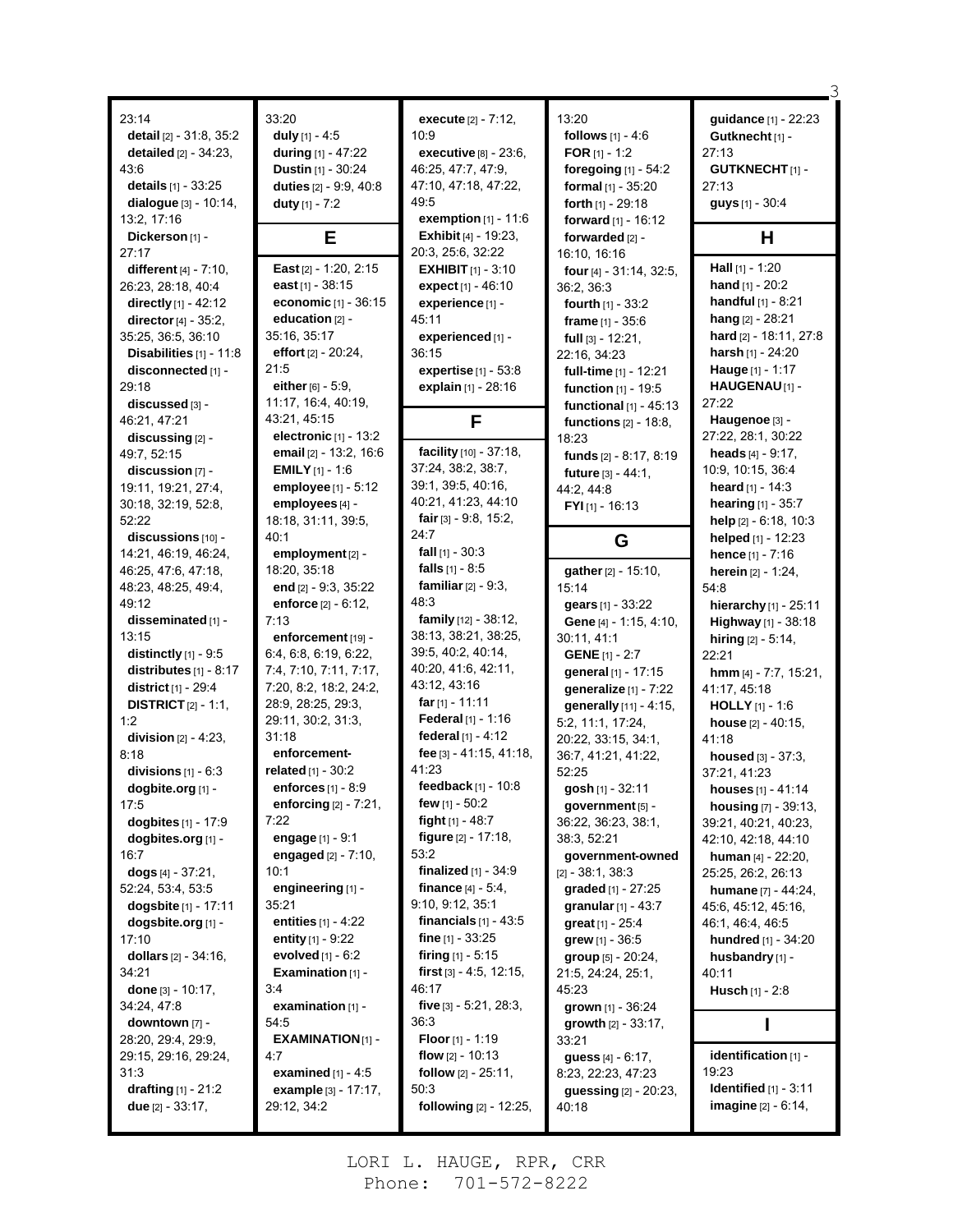23:14
**detail** [2] - 31:8, 35:2
**detailed** [2] - 34:23, 43:6
**details** [1] - 33:25
**dialogue** [3] - 10:14, 13:2, 17:16
**Dickerson** [1] - 27:17
**different** [4] - 7:10, 26:23, 28:18, 40:4
**directly** [1] - 42:12
**director** [4] - 35:2, 35:25, 36:5, 36:10
**Disabilities** [1] - 11:8
**disconnected** [1] - 29:18
**discussed** [3] - 46:21, 47:21
**discussing** [2] - 49:7, 52:15
**discussion** [7] - 19:11, 19:21, 27:4, 30:18, 32:19, 52:8, 52:22
**discussions** [10] - 14:21, 46:19, 46:24, 46:25, 47:6, 47:18, 48:23, 48:25, 49:4, 49:12
**disseminated** [1] - 13:15
**distinctly** [1] - 9:5
**distributes** [1] - 8:17
**district** [1] - 29:4
**DISTRICT** [2] - 1:1, 1:2
**division** [2] - 4:23, 8:18
**divisions** [1] - 6:3
**dogbite.org** [1] - 17:5
**dogbites** [1] - 17:9
**dogbites.org** [1] - 16:7
**dogs** [4] - 37:21, 52:24, 53:4, 53:5
**dogsbite** [1] - 17:11
**dogsbite.org** [1] - 17:10
**dollars** [2] - 34:16, 34:21
**done** [3] - 10:17, 34:24, 47:8
**downtown** [7] - 28:20, 29:4, 29:9, 29:15, 29:16, 29:24, 31:3
**drafting** [1] - 21:2
**due** [2] - 33:17, 33:20
**duly** [1] - 4:5
**during** [1] - 47:22
**Dustin** [1] - 30:24
**duties** [2] - 9:9, 40:8
**duty** [1] - 7:2

## E

**East** [2] - 1:20, 2:15
**east** [1] - 38:15
**economic** [1] - 36:15
**education** [2] - 35:16, 35:17
**effort** [2] - 20:24, 21:5
**either** [6] - 5:9, 11:17, 16:4, 40:19, 43:21, 45:15
**electronic** [1] - 13:2
**email** [2] - 13:2, 16:6
**EMILY** [1] - 1:6
**employee** [1] - 5:12
**employees** [4] - 18:18, 31:11, 39:5, 40:1
**employment** [2] - 18:20, 35:18
**end** [2] - 9:3, 35:22
**enforce** [2] - 6:12, 7:13
**enforcement** [19] - 6:4, 6:8, 6:19, 6:22, 7:4, 7:10, 7:11, 7:17, 7:20, 8:2, 18:2, 24:2, 28:9, 28:25, 29:3, 29:11, 30:2, 31:3, 31:18
**enforcement-related** [1] - 30:2
**enforces** [1] - 8:9
**enforcing** [2] - 7:21, 7:22
**engage** [1] - 9:1
**engaged** [2] - 7:10, 10:1
**engineering** [1] - 35:21
**entities** [1] - 4:22
**entity** [1] - 9:22
**evolved** [1] - 6:2
**Examination** [1] - 3:4
**examination** [1] - 54:5
**EXAMINATION** [1] - 4:7
**examined** [1] - 4:5
**example** [3] - 17:17, 29:12, 34:2
**execute** [2] - 7:12, 10:9
**executive** [8] - 23:6, 46:25, 47:7, 47:9, 47:10, 47:18, 47:22, 49:5
**exemption** [1] - 11:6
**Exhibit** [4] - 19:23, 20:3, 25:6, 32:22
**EXHIBIT** [1] - 3:10
**expect** [1] - 46:10
**experience** [1] - 45:11
**experienced** [1] - 36:15
**expertise** [1] - 53:8
**explain** [1] - 28:16

## F

**facility** [10] - 37:18, 37:24, 38:2, 38:7, 39:1, 39:5, 40:16, 40:21, 41:23, 44:10
**fair** [3] - 9:8, 15:2, 24:7
**fall** [1] - 30:3
**falls** [1] - 8:5
**familiar** [2] - 9:3, 48:3
**family** [12] - 38:12, 38:13, 38:21, 38:25, 39:5, 40:2, 40:14, 40:20, 41:6, 42:11, 43:12, 43:16
**far** [1] - 11:11
**Federal** [1] - 1:16
**federal** [1] - 4:12
**fee** [3] - 41:15, 41:18, 41:23
**feedback** [1] - 10:8
**few** [1] - 50:2
**fight** [1] - 48:7
**figure** [2] - 17:18, 53:2
**finalized** [1] - 34:9
**finance** [4] - 5:4, 9:10, 9:12, 35:1
**financials** [1] - 43:5
**fine** [1] - 33:25
**firing** [1] - 5:15
**first** [3] - 4:5, 12:15, 46:17
**five** [3] - 5:21, 28:3, 36:3
**Floor** [1] - 1:19
**flow** [2] - 10:13
**follow** [2] - 25:11, 50:3
**following** [2] - 12:25, 13:20
**follows** [1] - 4:6
**FOR** [1] - 1:2
**foregoing** [1] - 54:2
**formal** [1] - 35:20
**forth** [1] - 29:18
**forward** [1] - 16:12
**forwarded** [2] - 16:10, 16:16
**four** [4] - 31:14, 32:5, 36:2, 36:3
**fourth** [1] - 33:2
**frame** [1] - 35:6
**full** [3] - 12:21, 22:16, 34:23
**full-time** [1] - 12:21
**function** [1] - 19:5
**functional** [1] - 45:13
**functions** [2] - 18:8, 18:23
**funds** [2] - 8:17, 8:19
**future** [3] - 44:1, 44:2, 44:8
**FYI** [1] - 16:13

## G

**gather** [2] - 15:10, 15:14
**gears** [1] - 33:22
**Gene** [4] - 1:15, 4:10, 30:11, 41:1
**GENE** [1] - 2:7
**general** [1] - 17:15
**generalize** [1] - 7:22
**generally** [11] - 4:15, 5:2, 11:1, 17:24, 20:22, 33:15, 34:1, 36:7, 41:21, 41:22, 52:25
**gosh** [1] - 32:11
**government** [5] - 36:22, 36:23, 38:1, 38:3, 52:21
**government-owned** [2] - 38:1, 38:3
**graded** [1] - 27:25
**granular** [1] - 43:7
**great** [1] - 25:4
**grew** [1] - 36:5
**group** [5] - 20:24, 21:5, 24:24, 25:1, 45:23
**grown** [1] - 36:24
**growth** [2] - 33:17, 33:21
**guess** [4] - 6:17, 8:23, 22:23, 47:23
**guessing** [2] - 20:23, 40:18
**guidance** [1] - 22:23
**Gutknecht** [1] - 27:13
**GUTKNECHT** [1] - 27:13
**guys** [1] - 30:4

## H

**Hall** [1] - 1:20
**hand** [1] - 20:2
**handful** [1] - 8:21
**hang** [2] - 28:21
**hard** [2] - 18:11, 27:8
**harsh** [1] - 24:20
**Hauge** [1] - 1:17
**HAUGENAU** [1] - 27:22
**Haugenoe** [3] - 27:22, 28:1, 30:22
**heads** [4] - 9:17, 10:9, 10:15, 36:4
**heard** [1] - 14:3
**hearing** [1] - 35:7
**help** [2] - 6:18, 10:3
**helped** [1] - 12:23
**hence** [1] - 7:16
**herein** [2] - 1:24, 54:8
**hierarchy** [1] - 25:11
**Highway** [1] - 38:18
**hiring** [2] - 5:14, 22:21
**hmm** [4] - 7:7, 15:21, 41:17, 45:18
**HOLLY** [1] - 1:6
**house** [2] - 40:15, 41:18
**housed** [3] - 37:3, 37:21, 41:23
**houses** [1] - 41:14
**housing** [7] - 39:13, 39:21, 40:21, 40:23, 42:10, 42:18, 44:10
**human** [4] - 22:20, 25:25, 26:2, 26:13
**humane** [7] - 44:24, 45:6, 45:12, 45:16, 46:1, 46:4, 46:5
**hundred** [1] - 34:20
**husbandry** [1] - 40:11
**Husch** [1] - 2:8

## I

**identification** [1] - 19:23
**Identified** [1] - 3:11
**imagine** [2] - 6:14,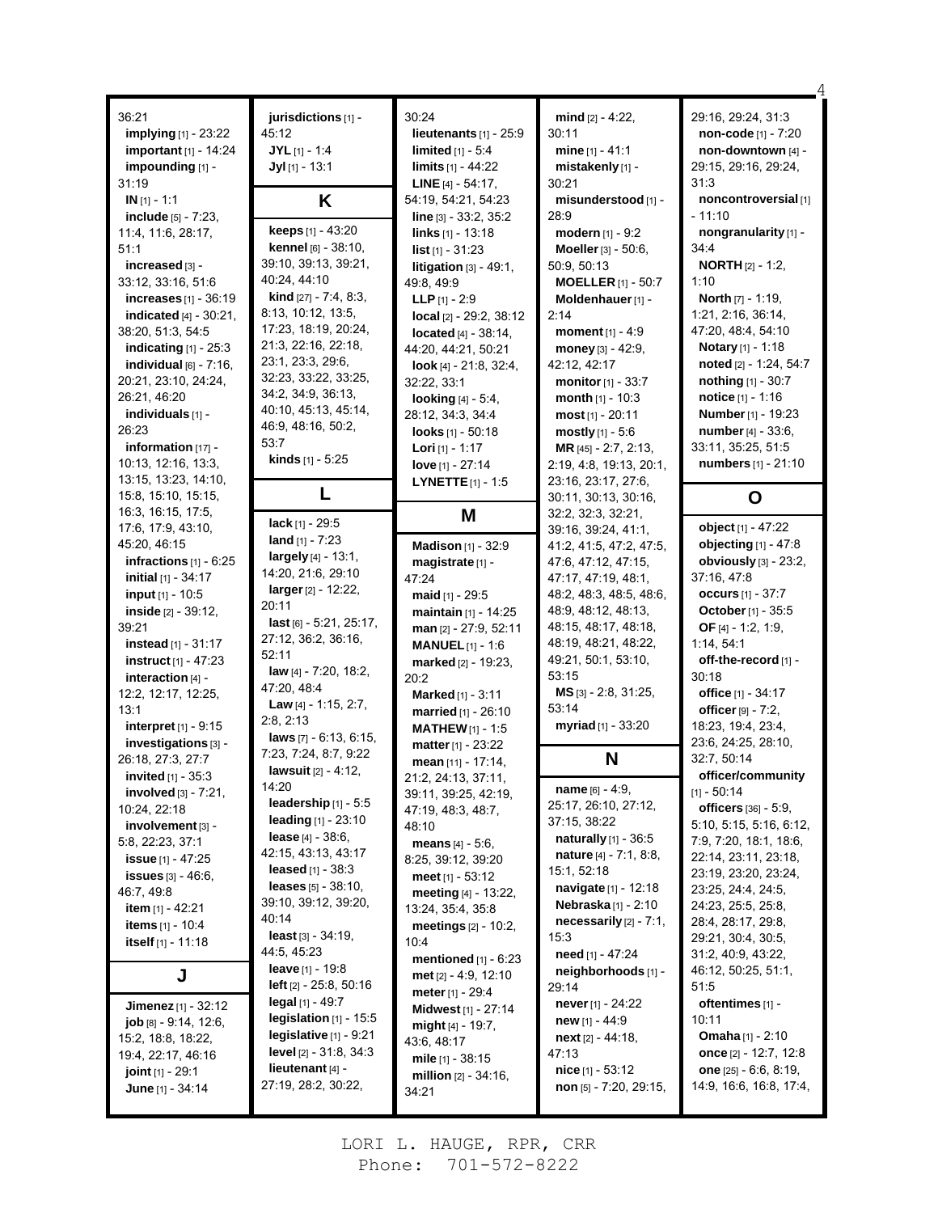36:21
**implying** [1] - 23:22
**important** [1] - 14:24
**impounding** [1] - 31:19
**IN** [1] - 1:1
**include** [5] - 7:23, 11:4, 11:6, 28:17, 51:1
**increased** [3] - 33:12, 33:16, 51:6
**increases** [1] - 36:19
**indicated** [4] - 30:21, 38:20, 51:3, 54:5
**indicating** [1] - 25:3
**individual** [6] - 7:16, 20:21, 23:10, 24:24, 26:21, 46:20
**individuals** [1] - 26:23
**information** [17] - 10:13, 12:16, 13:3, 13:15, 13:23, 14:10, 15:8, 15:10, 15:15, 16:3, 16:15, 17:5, 17:6, 17:9, 43:10, 45:20, 46:15
**infractions** [1] - 6:25
**initial** [1] - 34:17
**input** [1] - 10:5
**inside** [2] - 39:12, 39:21
**instead** [1] - 31:17
**instruct** [1] - 47:23
**interaction** [4] - 12:2, 12:17, 12:25, 13:1
**interpret** [1] - 9:15
**investigations** [3] - 26:18, 27:3, 27:7
**invited** [1] - 35:3
**involved** [3] - 7:21, 10:24, 22:18
**involvement** [3] - 5:8, 22:23, 37:1
**issue** [1] - 47:25
**issues** [3] - 46:6, 46:7, 49:8
**item** [1] - 42:21
**items** [1] - 10:4
**itself** [1] - 11:18

## J

**Jimenez** [1] - 32:12
**job** [8] - 9:14, 12:6, 15:2, 18:8, 18:22, 19:4, 22:17, 46:16
**joint** [1] - 29:1
**June** [1] - 34:14

**jurisdictions** [1] - 45:12
**JYL** [1] - 1:4
**Jyl** [1] - 13:1

## K

**keeps** [1] - 43:20
**kennel** [6] - 38:10, 39:10, 39:13, 39:21, 40:24, 44:10
**kind** [27] - 7:4, 8:3, 8:13, 10:12, 13:5, 17:23, 18:19, 20:24, 21:3, 22:16, 22:18, 23:1, 23:3, 29:6, 32:23, 33:22, 33:25, 34:2, 34:9, 36:13, 40:10, 45:13, 45:14, 46:9, 48:16, 50:2, 53:7
**kinds** [1] - 5:25

## L

**lack** [1] - 29:5
**land** [1] - 7:23
**largely** [4] - 13:1, 14:20, 21:6, 29:10
**larger** [2] - 12:22, 20:11
**last** [6] - 5:21, 25:17, 27:12, 36:2, 36:16, 52:11
**law** [4] - 7:20, 18:2, 47:20, 48:4
**Law** [4] - 1:15, 2:7, 2:8, 2:13
**laws** [7] - 6:13, 6:15, 7:23, 7:24, 8:7, 9:22
**lawsuit** [2] - 4:12, 14:20
**leadership** [1] - 5:5
**leading** [1] - 23:10
**lease** [4] - 38:6, 42:15, 43:13, 43:17
**leased** [1] - 38:3
**leases** [5] - 38:10, 39:10, 39:12, 39:20, 40:14
**least** [3] - 34:19, 44:5, 45:23
**leave** [1] - 19:8
**left** [2] - 25:8, 50:16
**legal** [1] - 49:7
**legislation** [1] - 15:5
**legislative** [1] - 9:21
**level** [2] - 31:8, 34:3
**lieutenant** [4] - 27:19, 28:2, 30:22,

30:24
**lieutenants** [1] - 25:9
**limited** [1] - 5:4
**limits** [1] - 44:22
**LINE** [4] - 54:17, 54:19, 54:21, 54:23
**line** [3] - 33:2, 35:2
**links** [1] - 13:18
**list** [1] - 31:23
**litigation** [3] - 49:1, 49:8, 49:9
**LLP** [1] - 2:9
**local** [2] - 29:2, 38:12
**located** [4] - 38:14, 44:20, 44:21, 50:21
**look** [4] - 21:8, 32:4, 32:22, 33:1
**looking** [4] - 5:4, 28:12, 34:3, 34:4
**looks** [1] - 50:18
**Lori** [1] - 1:17
**love** [1] - 27:14
**LYNETTE** [1] - 1:5

## M

**Madison** [1] - 32:9
**magistrate** [1] - 47:24
**maid** [1] - 29:5
**maintain** [1] - 14:25
**man** [2] - 27:9, 52:11
**MANUEL** [1] - 1:6
**marked** [2] - 19:23, 20:2
**Marked** [1] - 3:11
**married** [1] - 26:10
**MATHEW** [1] - 1:5
**matter** [1] - 23:22
**mean** [11] - 17:14, 21:2, 24:13, 37:11, 39:11, 39:25, 42:19, 47:19, 48:3, 48:7, 48:10
**means** [4] - 5:6, 8:25, 39:12, 39:20
**meet** [1] - 53:12
**meeting** [4] - 13:22, 13:24, 35:4, 35:8
**meetings** [2] - 10:2, 10:4
**mentioned** [1] - 6:23
**met** [2] - 4:9, 12:10
**meter** [1] - 29:4
**Midwest** [1] - 27:14
**might** [4] - 19:7, 43:6, 48:17
**mile** [1] - 38:15
**million** [2] - 34:16, 34:21

**mind** [2] - 4:22, 30:11
**mine** [1] - 41:1
**mistakenly** [1] - 30:21
**misunderstood** [1] - 28:9
**modern** [1] - 9:2
**Moeller** [3] - 50:6, 50:9, 50:13
**MOELLER** [1] - 50:7
**Moldenhauer** [1] - 2:14
**moment** [1] - 4:9
**money** [3] - 42:9, 42:12, 42:17
**monitor** [1] - 33:7
**month** [1] - 10:3
**most** [1] - 20:11
**mostly** [1] - 5:6
**MR** [45] - 2:7, 2:13, 2:19, 4:8, 19:13, 20:1, 23:16, 23:17, 27:6, 30:11, 30:13, 30:16, 32:2, 32:3, 32:21, 39:16, 39:24, 41:1, 41:2, 41:5, 47:2, 47:5, 47:6, 47:12, 47:15, 47:17, 47:19, 48:1, 48:2, 48:3, 48:5, 48:6, 48:9, 48:12, 48:13, 48:15, 48:17, 48:18, 48:19, 48:21, 48:22, 49:21, 50:1, 53:10, 53:15
**MS** [3] - 2:8, 31:25, 53:14
**myriad** [1] - 33:20

## N

**name** [6] - 4:9, 25:17, 26:10, 27:12, 37:15, 38:22
**naturally** [1] - 36:5
**nature** [4] - 7:1, 8:8, 15:1, 52:18
**navigate** [1] - 12:18
**Nebraska** [1] - 2:10
**necessarily** [2] - 7:1, 15:3
**need** [1] - 47:24
**neighborhoods** [1] - 29:14
**never** [1] - 24:22
**new** [1] - 44:9
**next** [2] - 44:18, 47:13
**nice** [1] - 53:12
**non** [5] - 7:20, 29:15,

29:16, 29:24, 31:3
**non-code** [1] - 7:20
**non-downtown** [4] - 29:15, 29:16, 29:24, 31:3
**noncontroversial** [1] - 11:10
**nongranularity** [1] - 34:4
**NORTH** [2] - 1:2, 1:10
**North** [7] - 1:19, 1:21, 2:16, 36:14, 47:20, 48:4, 54:10
**Notary** [1] - 1:18
**noted** [2] - 1:24, 54:7
**nothing** [1] - 30:7
**notice** [1] - 1:16
**Number** [1] - 19:23
**number** [4] - 33:6, 33:11, 35:25, 51:5
**numbers** [1] - 21:10

## O

**object** [1] - 47:22
**objecting** [1] - 47:8
**obviously** [3] - 23:2, 37:16, 47:8
**occurs** [1] - 37:7
**October** [1] - 35:5
**OF** [4] - 1:2, 1:9, 1:14, 54:1
**off-the-record** [1] - 30:18
**office** [1] - 34:17
**officer** [9] - 7:2, 18:23, 19:4, 23:4, 23:6, 24:25, 28:10, 32:7, 50:14
**officer/community** [1] - 50:14
**officers** [36] - 5:9, 5:10, 5:15, 5:16, 6:12, 7:9, 7:20, 18:1, 18:6, 22:14, 23:11, 23:18, 23:19, 23:20, 23:24, 23:25, 24:4, 24:5, 24:23, 25:5, 25:8, 28:4, 28:17, 29:8, 29:21, 30:4, 30:5, 31:2, 40:9, 43:22, 46:12, 50:25, 51:1, 51:5
**oftentimes** [1] - 10:11
**Omaha** [1] - 2:10
**once** [2] - 12:7, 12:8
**one** [25] - 6:6, 8:19, 14:9, 16:6, 16:8, 17:4,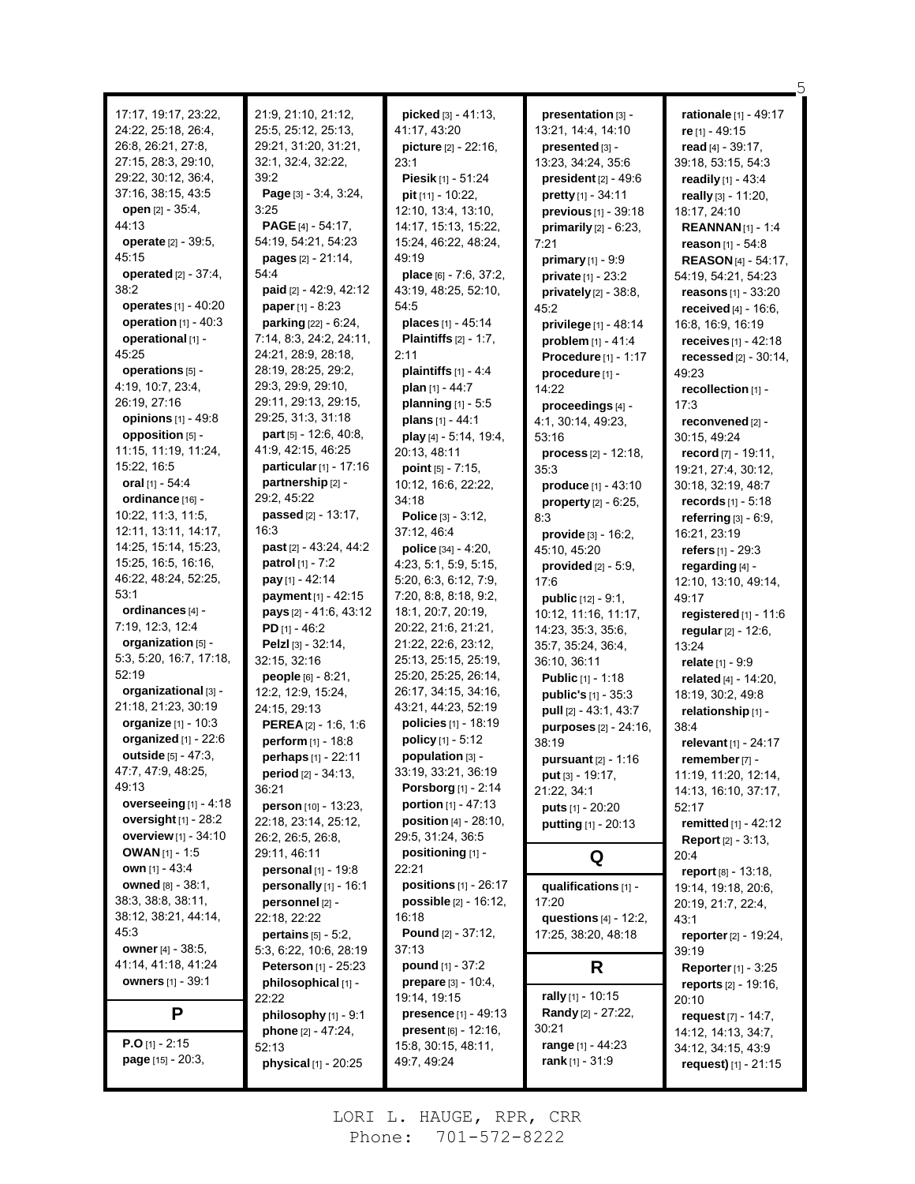17:17, 19:17, 23:22, 24:22, 25:18, 26:4, 26:8, 26:21, 27:8, 27:15, 28:3, 29:10, 29:22, 30:12, 36:4, 37:16, 38:15, 43:5

**open** [2] - 35:4, 44:13

**operate** [2] - 39:5, 45:15

**operated** [2] - 37:4, 38:2

**operates** [1] - 40:20

**operation** [1] - 40:3

**operational** [1] - 45:25

**operations** [5] - 4:19, 10:7, 23:4, 26:19, 27:16

**opinions** [1] - 49:8

**opposition** [5] - 11:15, 11:19, 11:24, 15:22, 16:5

**oral** [1] - 54:4

**ordinance** [16] - 10:22, 11:3, 11:5, 12:11, 13:11, 14:17, 14:25, 15:14, 15:23, 15:25, 16:5, 16:16, 46:22, 48:24, 52:25, 53:1

**ordinances** [4] - 7:19, 12:3, 12:4

**organization** [5] - 5:3, 5:20, 16:7, 17:18, 52:19

**organizational** [3] - 21:18, 21:23, 30:19

**organize** [1] - 10:3

**organized** [1] - 22:6

**outside** [5] - 47:3, 47:7, 47:9, 48:25, 49:13

**overseeing** [1] - 4:18

**oversight** [1] - 28:2

**overview** [1] - 34:10

**OWAN** [1] - 1:5

**own** [1] - 43:4

**owned** [8] - 38:1, 38:3, 38:8, 38:11, 38:12, 38:21, 44:14, 45:3

**owner** [4] - 38:5, 41:14, 41:18, 41:24

**owners** [1] - 39:1

## P

**P.O** [1] - 2:15

**page** [15] - 20:3, 21:9, 21:10, 21:12, 25:5, 25:12, 25:13, 29:21, 31:20, 31:21, 32:1, 32:4, 32:22, 39:2

**Page** [3] - 3:4, 3:24, 3:25

**PAGE** [4] - 54:17, 54:19, 54:21, 54:23

**pages** [2] - 21:14, 54:4

**paid** [2] - 42:9, 42:12

**paper** [1] - 8:23

**parking** [22] - 6:24, 7:14, 8:3, 24:2, 24:11, 24:21, 28:9, 28:18, 28:19, 28:25, 29:2, 29:3, 29:9, 29:10, 29:11, 29:13, 29:15, 29:25, 31:3, 31:18

**part** [5] - 12:6, 40:8, 41:9, 42:15, 46:25

**particular** [1] - 17:16

**partnership** [2] - 29:2, 45:22

**passed** [2] - 13:17, 16:3

**past** [2] - 43:24, 44:2

**patrol** [1] - 7:2

**pay** [1] - 42:14

**payment** [1] - 42:15

**pays** [2] - 41:6, 43:12

**PD** [1] - 46:2

**Pelzl** [3] - 32:14, 32:15, 32:16

**people** [6] - 8:21, 12:2, 12:9, 15:24, 24:15, 29:13

**PEREA** [2] - 1:6, 1:6

**perform** [1] - 18:8

**perhaps** [1] - 22:11

**period** [2] - 34:13, 36:21

**person** [10] - 13:23, 22:18, 23:14, 25:12, 26:2, 26:5, 26:8, 29:11, 46:11

**personal** [1] - 19:8

**personally** [1] - 16:1

**personnel** [2] - 22:18, 22:22

**pertains** [5] - 5:2, 5:3, 6:22, 10:6, 28:19

**Peterson** [1] - 25:23

**philosophical** [1] - 22:22

**philosophy** [1] - 9:1

**phone** [2] - 47:24, 52:13

**physical** [1] - 20:25

**picked** [3] - 41:13, 41:17, 43:20

**picture** [2] - 22:16, 23:1

**Piesik** [1] - 51:24

**pit** [11] - 10:22, 12:10, 13:4, 13:10, 14:17, 15:13, 15:22, 15:24, 46:22, 48:24, 49:19

**place** [6] - 7:6, 37:2, 43:19, 48:25, 52:10, 54:5

**places** [1] - 45:14

**Plaintiffs** [2] - 1:7, 2:11

**plaintiffs** [1] - 4:4

**plan** [1] - 44:7

**planning** [1] - 5:5

**plans** [1] - 44:1

**play** [4] - 5:14, 19:4, 20:13, 48:11

**point** [5] - 7:15, 10:12, 16:6, 22:22, 34:18

**Police** [3] - 3:12, 37:12, 46:4

**police** [34] - 4:20, 4:23, 5:1, 5:9, 5:15, 5:20, 6:3, 6:12, 7:9, 7:20, 8:8, 8:18, 9:2, 18:1, 20:7, 20:19, 20:22, 21:6, 21:21, 21:22, 22:6, 23:12, 25:13, 25:15, 25:19, 25:20, 25:25, 26:14, 26:17, 34:15, 34:16, 43:21, 44:23, 52:19

**policies** [1] - 18:19

**policy** [1] - 5:12

**population** [3] - 33:19, 33:21, 36:19

**Porsborg** [1] - 2:14

**portion** [1] - 47:13

**position** [4] - 28:10, 29:5, 31:24, 36:5

**positioning** [1] - 22:21

**positions** [1] - 26:17

**possible** [2] - 16:12, 16:18

**Pound** [2] - 37:12, 37:13

**pound** [1] - 37:2

**prepare** [3] - 10:4, 19:14, 19:15

**presence** [1] - 49:13

**present** [6] - 12:16, 15:8, 30:15, 48:11, 49:7, 49:24

**presentation** [3] - 13:21, 14:4, 14:10

**presented** [3] - 13:23, 34:24, 35:6

**president** [2] - 49:6

**pretty** [1] - 34:11

**previous** [1] - 39:18

**primarily** [2] - 6:23, 7:21

**primary** [1] - 9:9

**private** [1] - 23:2

**privately** [2] - 38:8, 45:2

**privilege** [1] - 48:14

**problem** [1] - 41:4

**Procedure** [1] - 1:17

**procedure** [1] - 14:22

**proceedings** [4] - 4:1, 30:14, 49:23, 53:16

**process** [2] - 12:18, 35:3

**produce** [1] - 43:10

**property** [2] - 6:25, 8:3

**provide** [3] - 16:2, 45:10, 45:20

**provided** [2] - 5:9, 17:6

**public** [12] - 9:1, 10:12, 11:16, 11:17, 14:23, 35:3, 35:6, 35:7, 35:24, 36:4, 36:10, 36:11

**Public** [1] - 1:18

**public's** [1] - 35:3

**pull** [2] - 43:1, 43:7

**purposes** [2] - 24:16, 38:19

**pursuant** [2] - 1:16

**put** [3] - 19:17, 21:22, 34:1

**puts** [1] - 20:20

**putting** [1] - 20:13

## Q

**qualifications** [1] - 17:20

**questions** [4] - 12:2, 17:25, 38:20, 48:18

## R

**rally** [1] - 10:15

**Randy** [2] - 27:22, 30:21

**range** [1] - 44:23

**rank** [1] - 31:9

**rationale** [1] - 49:17

**re** [1] - 49:15

**read** [4] - 39:17, 39:18, 53:15, 54:3

**readily** [1] - 43:4

**really** [3] - 11:20, 18:17, 24:10

**REANNAN** [1] - 1:4

**reason** [1] - 54:8

**REASON** [4] - 54:17, 54:19, 54:21, 54:23

**reasons** [1] - 33:20

**received** [4] - 16:6, 16:8, 16:9, 16:19

**receives** [1] - 42:18

**recessed** [2] - 30:14, 49:23

**recollection** [1] - 17:3

**reconvened** [2] - 30:15, 49:24

**record** [7] - 19:11, 19:21, 27:4, 30:12, 30:18, 32:19, 48:7

**records** [1] - 5:18

**referring** [3] - 6:9, 16:21, 23:19

**refers** [1] - 29:3

**regarding** [4] - 12:10, 13:10, 49:14, 49:17

**registered** [1] - 11:6

**regular** [2] - 12:6, 13:24

**relate** [1] - 9:9

**related** [4] - 14:20, 18:19, 30:2, 49:8

**relationship** [1] - 38:4

**relevant** [1] - 24:17

**remember** [7] - 11:19, 11:20, 12:14, 14:13, 16:10, 37:17, 52:17

**remitted** [1] - 42:12

**Report** [2] - 3:13, 20:4

**report** [8] - 13:18, 19:14, 19:18, 20:6, 20:19, 21:7, 22:4, 43:1

**reporter** [2] - 19:24, 39:19

**Reporter** [1] - 3:25

**reports** [2] - 19:16, 20:10

**request** [7] - 14:7, 14:12, 14:13, 34:7, 34:12, 34:15, 43:9

**request)** [1] - 21:15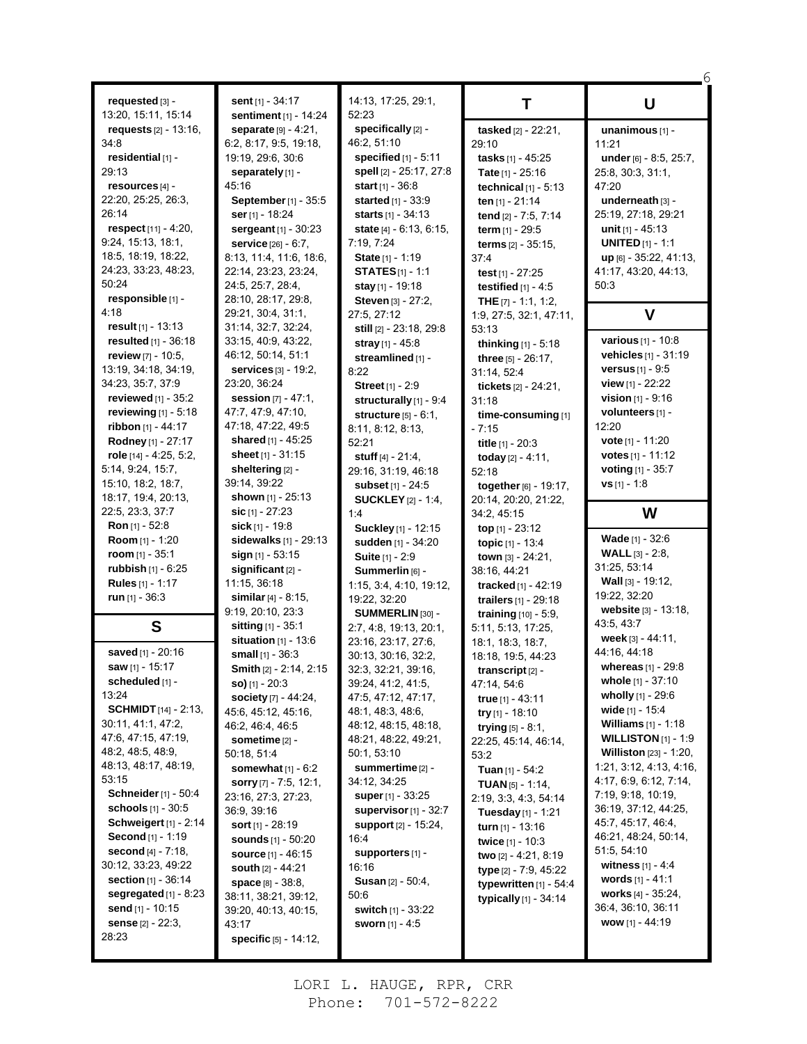**requested** [3] - 13:20, 15:11, 15:14
**requests** [2] - 13:16, 34:8
**residential** [1] - 29:13
**resources** [4] - 22:20, 25:25, 26:3, 26:14
**respect** [11] - 4:20, 9:24, 15:13, 18:1, 18:5, 18:19, 18:22, 24:23, 33:23, 48:23, 50:24
**responsible** [1] - 4:18
**result** [1] - 13:13
**resulted** [1] - 36:18
**review** [7] - 10:5, 13:19, 34:18, 34:19, 34:23, 35:7, 37:9
**reviewed** [1] - 35:2
**reviewing** [1] - 5:18
**ribbon** [1] - 44:17
**Rodney** [1] - 27:17
**role** [14] - 4:25, 5:2, 5:14, 9:24, 15:7, 15:10, 18:2, 18:7, 18:17, 19:4, 20:13, 22:5, 23:3, 37:7
**Ron** [1] - 52:8
**Room** [1] - 1:20
**room** [1] - 35:1
**rubbish** [1] - 6:25
**Rules** [1] - 1:17
**run** [1] - 36:3

## S

**saved** [1] - 20:16
**saw** [1] - 15:17
**scheduled** [1] - 13:24
**SCHMIDT** [14] - 2:13, 30:11, 41:1, 47:2, 47:6, 47:15, 47:19, 48:2, 48:5, 48:9, 48:13, 48:17, 48:19, 53:15
**Schneider** [1] - 50:4
**schools** [1] - 30:5
**Schweigert** [1] - 2:14
**Second** [1] - 1:19
**second** [4] - 7:18, 30:12, 33:23, 49:22
**section** [1] - 36:14
**segregated** [1] - 8:23
**send** [1] - 10:15
**sense** [2] - 22:3, 28:23
**sent** [1] - 34:17
**sentiment** [1] - 14:24
**separate** [9] - 4:21, 6:2, 8:17, 9:5, 19:18, 19:19, 29:6, 30:6
**separately** [1] - 45:16
**September** [1] - 35:5
**ser** [1] - 18:24
**sergeant** [1] - 30:23
**service** [26] - 6:7, 8:13, 11:4, 11:6, 18:6, 22:14, 23:23, 23:24, 24:5, 25:7, 28:4, 28:10, 28:17, 29:8, 29:21, 30:4, 31:1, 31:14, 32:7, 32:24, 33:15, 40:9, 43:22, 46:12, 50:14, 51:1
**services** [3] - 19:2, 23:20, 36:24
**session** [7] - 47:1, 47:7, 47:9, 47:10, 47:18, 47:22, 49:5
**shared** [1] - 45:25
**sheet** [1] - 31:15
**sheltering** [2] - 39:14, 39:22
**shown** [1] - 25:13
**sic** [1] - 27:23
**sick** [1] - 19:8
**sidewalks** [1] - 29:13
**sign** [1] - 53:15
**significant** [2] - 11:15, 36:18
**similar** [4] - 8:15, 9:19, 20:10, 23:3
**sitting** [1] - 35:1
**situation** [1] - 13:6
**small** [1] - 36:3
**Smith** [2] - 2:14, 2:15
**so)** [1] - 20:3
**society** [7] - 44:24, 45:6, 45:12, 45:16, 46:2, 46:4, 46:5
**sometime** [2] - 50:18, 51:4
**somewhat** [1] - 6:2
**sorry** [7] - 7:5, 12:1, 23:16, 27:3, 27:23, 36:9, 39:16
**sort** [1] - 28:19
**sounds** [1] - 50:20
**source** [1] - 46:15
**south** [2] - 44:21
**space** [8] - 38:8, 38:11, 38:21, 39:12, 39:20, 40:13, 40:15, 43:17
**specific** [5] - 14:12, 14:13, 17:25, 29:1, 52:23
**specifically** [2] - 46:2, 51:10
**specified** [1] - 5:11
**spell** [2] - 25:17, 27:8
**start** [1] - 36:8
**started** [1] - 33:9
**starts** [1] - 34:13
**state** [4] - 6:13, 6:15, 7:19, 7:24
**State** [1] - 1:19
**STATES** [1] - 1:1
**stay** [1] - 19:18
**Steven** [3] - 27:2, 27:5, 27:12
**still** [2] - 23:18, 29:8
**stray** [1] - 45:8
**streamlined** [1] - 8:22
**Street** [1] - 2:9
**structurally** [1] - 9:4
**structure** [5] - 6:1, 8:11, 8:12, 8:13, 52:21
**stuff** [4] - 21:4, 29:16, 31:19, 46:18
**subset** [1] - 24:5
**SUCKLEY** [2] - 1:4, 1:4
**Suckley** [1] - 12:15
**sudden** [1] - 34:20
**Suite** [1] - 2:9
**Summerlin** [6] - 1:15, 3:4, 4:10, 19:12, 19:22, 32:20
**SUMMERLIN** [30] - 2:7, 4:8, 19:13, 20:1, 23:16, 23:17, 27:6, 30:13, 30:16, 32:2, 32:3, 32:21, 39:16, 39:24, 41:2, 41:5, 47:5, 47:12, 47:17, 48:1, 48:3, 48:6, 48:12, 48:15, 48:18, 48:21, 48:22, 49:21, 50:1, 53:10
**summertime** [2] - 34:12, 34:25
**super** [1] - 33:25
**supervisor** [1] - 32:7
**support** [2] - 15:24, 16:4
**supporters** [1] - 16:16
**Susan** [2] - 50:4, 50:6
**switch** [1] - 33:22
**sworn** [1] - 4:5

## T

**tasked** [2] - 22:21, 29:10
**tasks** [1] - 45:25
**Tate** [1] - 25:16
**technical** [1] - 5:13
**ten** [1] - 21:14
**tend** [2] - 7:5, 7:14
**term** [1] - 29:5
**terms** [2] - 35:15, 37:4
**test** [1] - 27:25
**testified** [1] - 4:5
**THE** [7] - 1:1, 1:2, 1:9, 27:5, 32:1, 47:11, 53:13
**thinking** [1] - 5:18
**three** [5] - 26:17, 31:14, 52:4
**tickets** [2] - 24:21, 31:18
**time-consuming** [1] - 7:15
**title** [1] - 20:3
**today** [2] - 4:11, 52:18
**together** [6] - 19:17, 20:14, 20:20, 21:22, 34:2, 45:15
**top** [1] - 23:12
**topic** [1] - 13:4
**town** [3] - 24:21, 38:16, 44:21
**tracked** [1] - 42:19
**trailers** [1] - 29:18
**training** [10] - 5:9, 5:11, 5:13, 17:25, 18:1, 18:3, 18:7, 18:18, 19:5, 44:23
**transcript** [2] - 47:14, 54:6
**true** [1] - 43:11
**try** [1] - 18:10
**trying** [5] - 8:1, 22:25, 45:14, 46:14, 53:2
**Tuan** [1] - 54:2
**TUAN** [5] - 1:14, 2:19, 3:3, 4:3, 54:14
**Tuesday** [1] - 1:21
**turn** [1] - 13:16
**twice** [1] - 10:3
**two** [2] - 4:21, 8:19
**type** [2] - 7:9, 45:22
**typewritten** [1] - 54:4
**typically** [1] - 34:14

## U

**unanimous** [1] - 11:21
**under** [6] - 8:5, 25:7, 25:8, 30:3, 31:1, 47:20
**underneath** [3] - 25:19, 27:18, 29:21
**unit** [1] - 45:13
**UNITED** [1] - 1:1
**up** [6] - 35:22, 41:13, 41:17, 43:20, 44:13, 50:3

## V

**various** [1] - 10:8
**vehicles** [1] - 31:19
**versus** [1] - 9:5
**view** [1] - 22:22
**vision** [1] - 9:16
**volunteers** [1] - 12:20
**vote** [1] - 11:20
**votes** [1] - 11:12
**voting** [1] - 35:7
**vs** [1] - 1:8

## W

**Wade** [1] - 32:6
**WALL** [3] - 2:8, 31:25, 53:14
**Wall** [3] - 19:12, 19:22, 32:20
**website** [3] - 13:18, 43:5, 43:7
**week** [3] - 44:11, 44:16, 44:18
**whereas** [1] - 29:8
**whole** [1] - 37:10
**wholly** [1] - 29:6
**wide** [1] - 15:4
**Williams** [1] - 1:18
**WILLISTON** [1] - 1:9
**Williston** [23] - 1:20, 1:21, 3:12, 4:13, 4:16, 4:17, 6:9, 6:12, 7:14, 7:19, 9:18, 10:19, 36:19, 37:12, 44:25, 45:7, 45:17, 46:4, 46:21, 48:24, 50:14, 51:5, 54:10
**witness** [1] - 4:4
**words** [1] - 41:1
**works** [4] - 35:24, 36:4, 36:10, 36:11
**wow** [1] - 44:19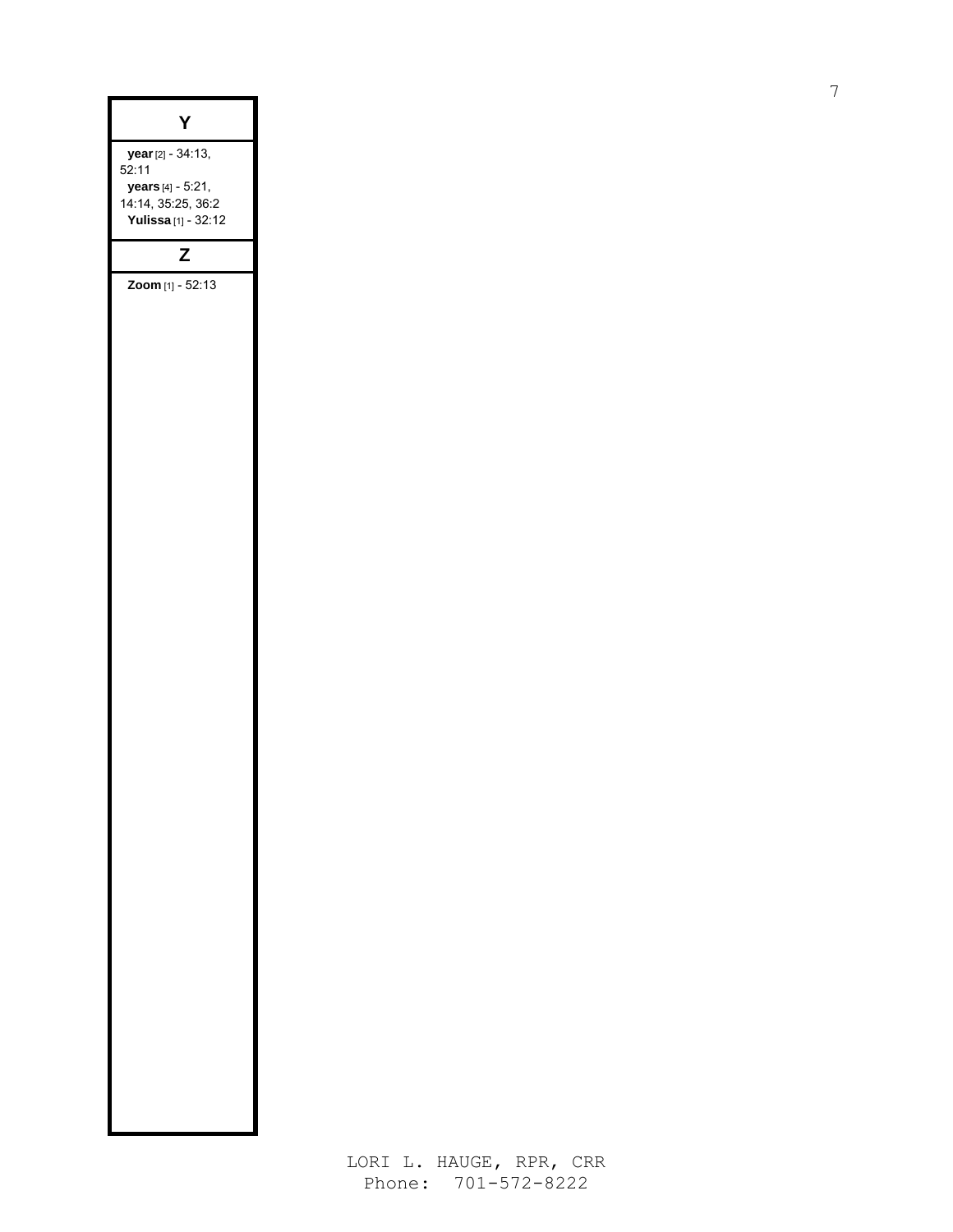## Y

**year** [2] - 34:13, 52:11

**years** [4] - 5:21, 14:14, 35:25, 36:2

**Yulissa** [1] - 32:12

## Z

**Zoom** [1] - 52:13